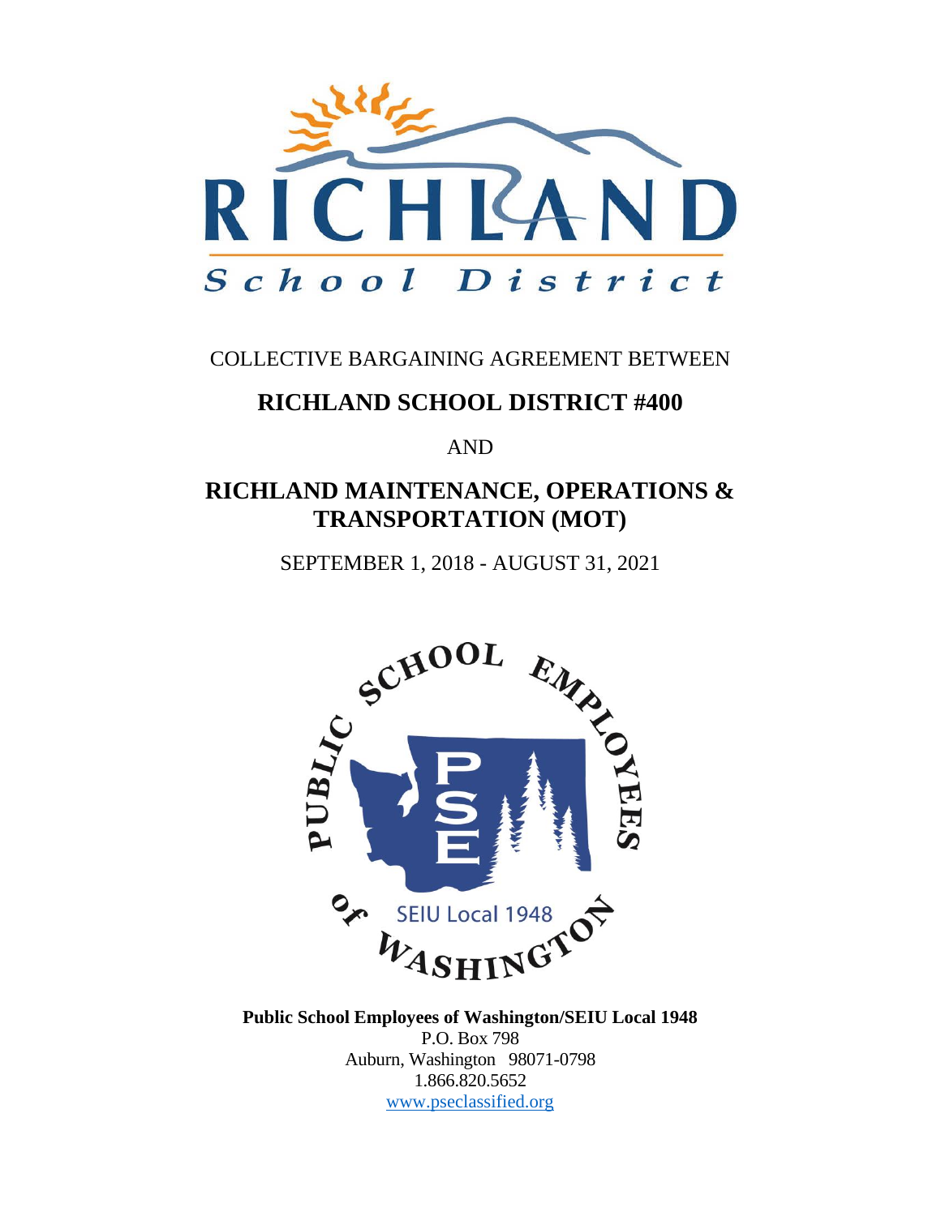COLLECTIVE BARGAINING AGREEMENT BETWEEN

# RICHLAND SCHOOL DISTRICT #400

AND

# RICHLAND MAINTENANCE, OPERATIONS & TRANSPORTATION (MOT)

SEPTEMBER 1, 2018 - AUGUST 31, 2021

**Public School Employees of Washington/SEIU Local 1948**
P.O. Box 798
Auburn, Washington 98071-0798
1.866.820.5652
www.pseclassified.org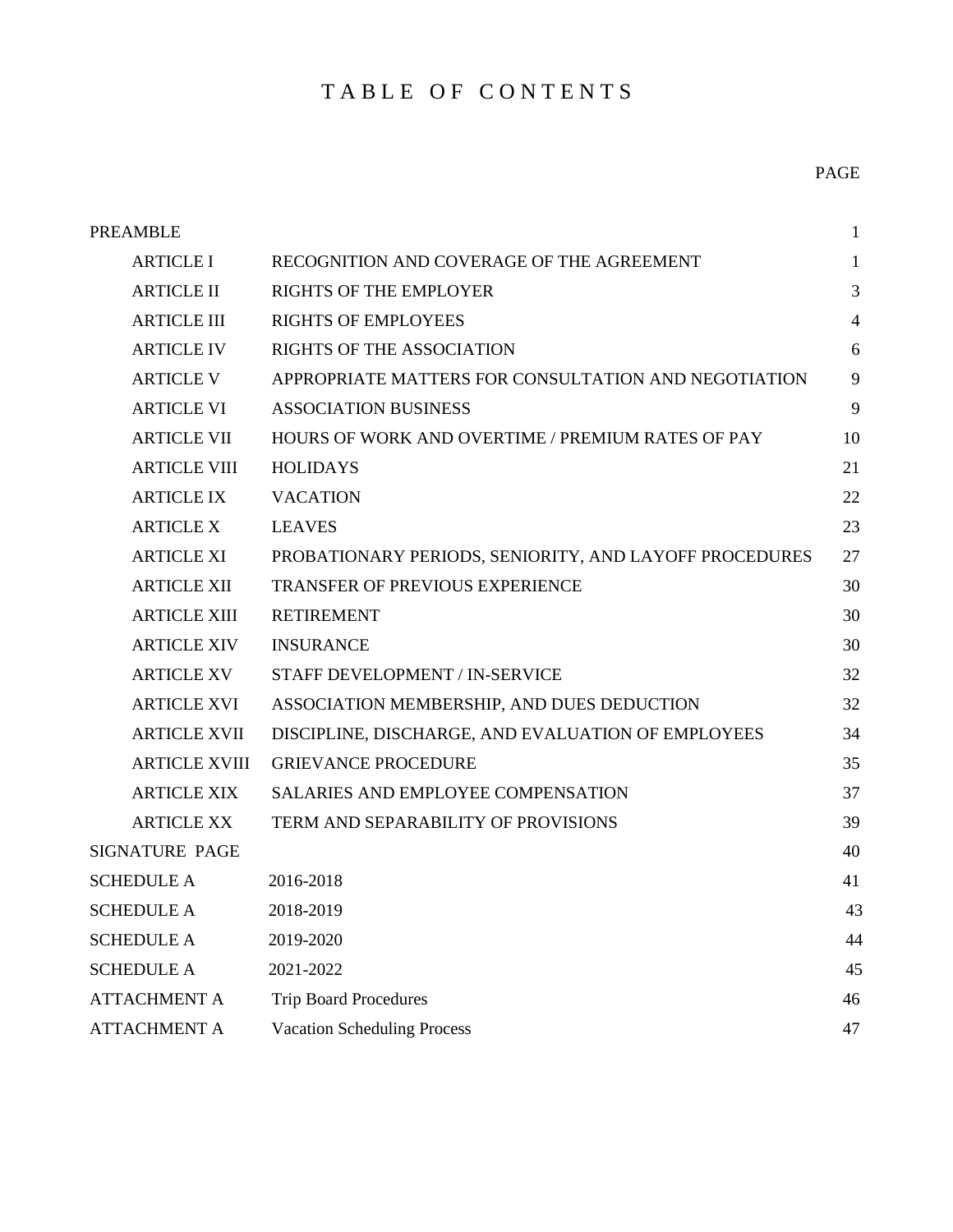# TABLE OF CONTENTS

| | | PAGE |
|---|---|---|
| PREAMBLE | | 1 |
| ARTICLE I | RECOGNITION AND COVERAGE OF THE AGREEMENT | 1 |
| ARTICLE II | RIGHTS OF THE EMPLOYER | 3 |
| ARTICLE III | RIGHTS OF EMPLOYEES | 4 |
| ARTICLE IV | RIGHTS OF THE ASSOCIATION | 6 |
| ARTICLE V | APPROPRIATE MATTERS FOR CONSULTATION AND NEGOTIATION | 9 |
| ARTICLE VI | ASSOCIATION BUSINESS | 9 |
| ARTICLE VII | HOURS OF WORK AND OVERTIME / PREMIUM RATES OF PAY | 10 |
| ARTICLE VIII | HOLIDAYS | 21 |
| ARTICLE IX | VACATION | 22 |
| ARTICLE X | LEAVES | 23 |
| ARTICLE XI | PROBATIONARY PERIODS, SENIORITY, AND LAYOFF PROCEDURES | 27 |
| ARTICLE XII | TRANSFER OF PREVIOUS EXPERIENCE | 30 |
| ARTICLE XIII | RETIREMENT | 30 |
| ARTICLE XIV | INSURANCE | 30 |
| ARTICLE XV | STAFF DEVELOPMENT / IN-SERVICE | 32 |
| ARTICLE XVI | ASSOCIATION MEMBERSHIP, AND DUES DEDUCTION | 32 |
| ARTICLE XVII | DISCIPLINE, DISCHARGE, AND EVALUATION OF EMPLOYEES | 34 |
| ARTICLE XVIII | GRIEVANCE PROCEDURE | 35 |
| ARTICLE XIX | SALARIES AND EMPLOYEE COMPENSATION | 37 |
| ARTICLE XX | TERM AND SEPARABILITY OF PROVISIONS | 39 |
| SIGNATURE PAGE | | 40 |
| SCHEDULE A | 2016-2018 | 41 |
| SCHEDULE A | 2018-2019 | 43 |
| SCHEDULE A | 2019-2020 | 44 |
| SCHEDULE A | 2021-2022 | 45 |
| ATTACHMENT A | Trip Board Procedures | 46 |
| ATTACHMENT A | Vacation Scheduling Process | 47 |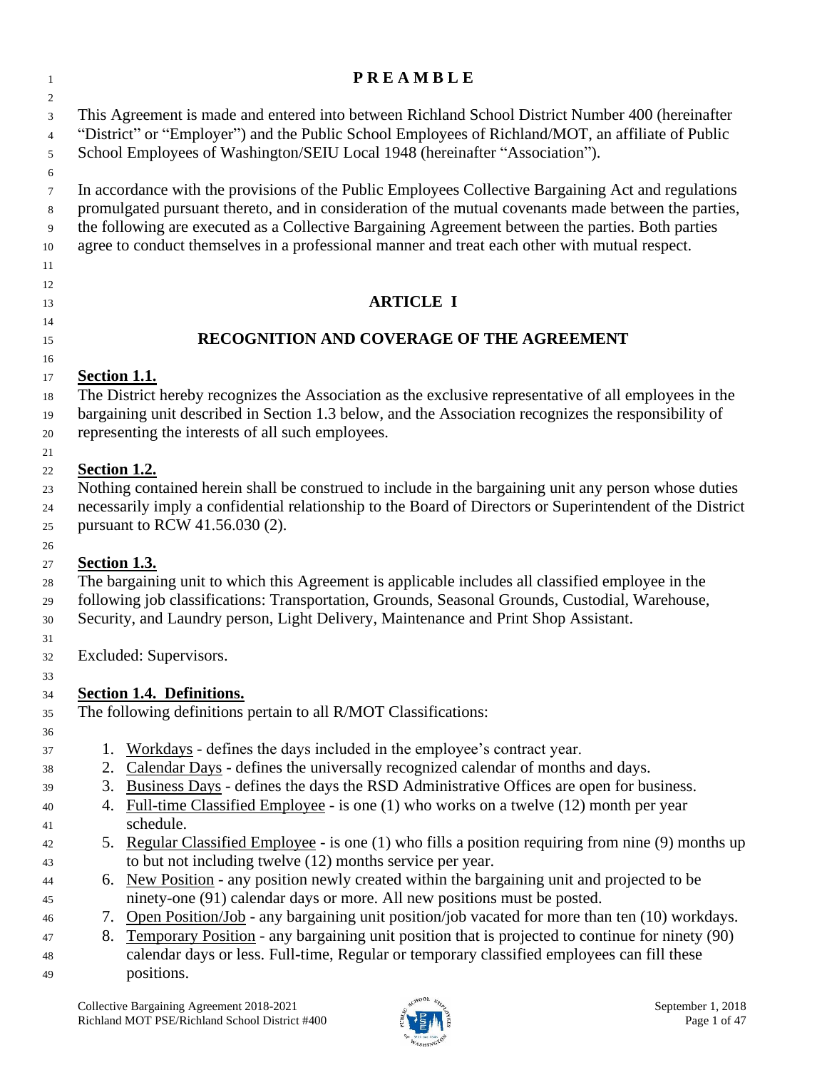# PREAMBLE

This Agreement is made and entered into between Richland School District Number 400 (hereinafter "District" or "Employer") and the Public School Employees of Richland/MOT, an affiliate of Public School Employees of Washington/SEIU Local 1948 (hereinafter "Association").

In accordance with the provisions of the Public Employees Collective Bargaining Act and regulations promulgated pursuant thereto, and in consideration of the mutual covenants made between the parties, the following are executed as a Collective Bargaining Agreement between the parties. Both parties agree to conduct themselves in a professional manner and treat each other with mutual respect.

# ARTICLE I

## RECOGNITION AND COVERAGE OF THE AGREEMENT

**Section 1.1.**

The District hereby recognizes the Association as the exclusive representative of all employees in the bargaining unit described in Section 1.3 below, and the Association recognizes the responsibility of representing the interests of all such employees.

**Section 1.2.**

Nothing contained herein shall be construed to include in the bargaining unit any person whose duties necessarily imply a confidential relationship to the Board of Directors or Superintendent of the District pursuant to RCW 41.56.030 (2).

**Section 1.3.**

The bargaining unit to which this Agreement is applicable includes all classified employee in the following job classifications: Transportation, Grounds, Seasonal Grounds, Custodial, Warehouse, Security, and Laundry person, Light Delivery, Maintenance and Print Shop Assistant.

Excluded: Supervisors.

**Section 1.4. Definitions.**

The following definitions pertain to all R/MOT Classifications:

1. Workdays - defines the days included in the employee's contract year.
2. Calendar Days - defines the universally recognized calendar of months and days.
3. Business Days - defines the days the RSD Administrative Offices are open for business.
4. Full-time Classified Employee - is one (1) who works on a twelve (12) month per year schedule.
5. Regular Classified Employee - is one (1) who fills a position requiring from nine (9) months up to but not including twelve (12) months service per year.
6. New Position - any position newly created within the bargaining unit and projected to be ninety-one (91) calendar days or more. All new positions must be posted.
7. Open Position/Job - any bargaining unit position/job vacated for more than ten (10) workdays.
8. Temporary Position - any bargaining unit position that is projected to continue for ninety (90) calendar days or less. Full-time, Regular or temporary classified employees can fill these positions.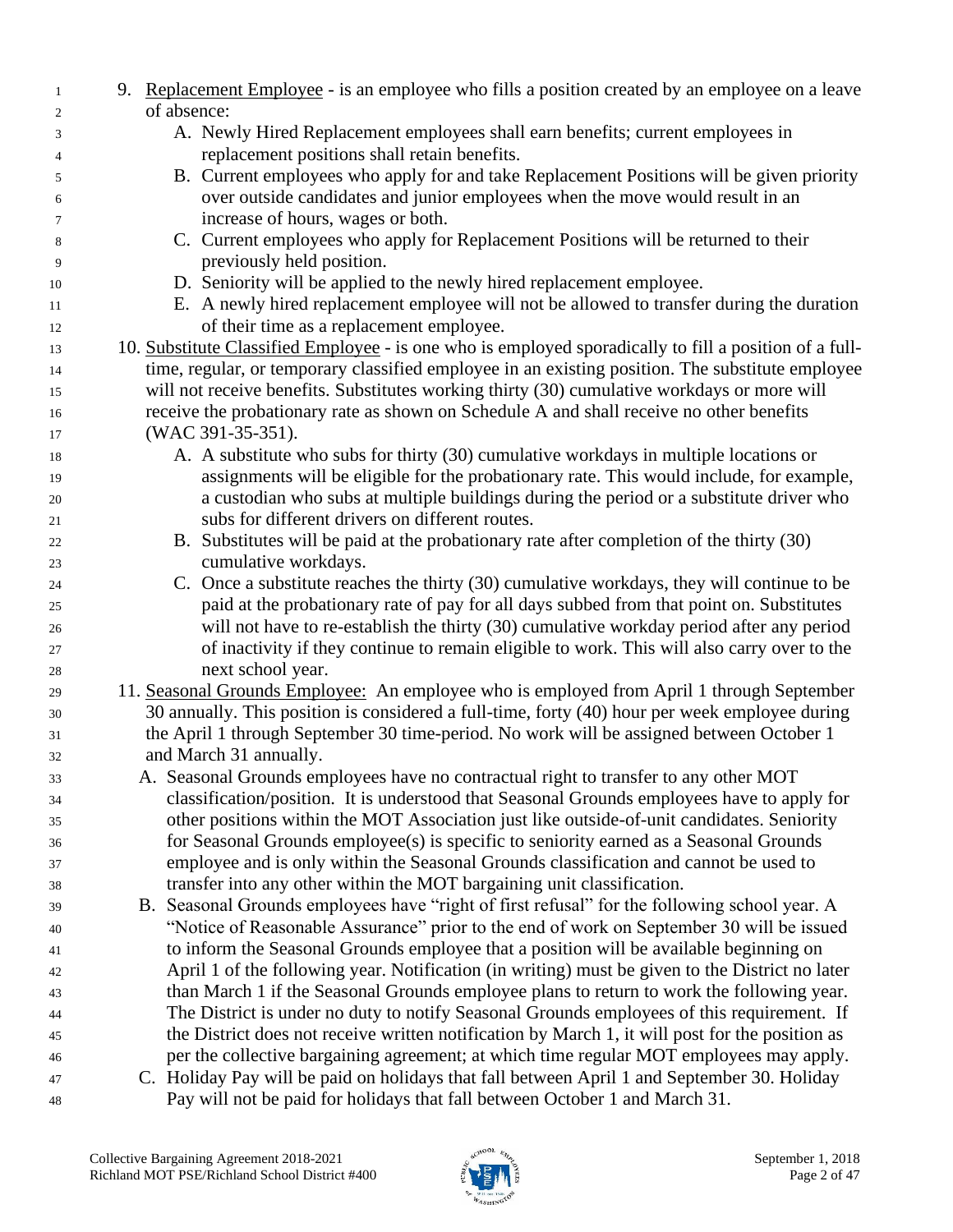9. <u>Replacement Employee</u> - is an employee who fills a position created by an employee on a leave of absence:
   - A. Newly Hired Replacement employees shall earn benefits; current employees in replacement positions shall retain benefits.
   - B. Current employees who apply for and take Replacement Positions will be given priority over outside candidates and junior employees when the move would result in an increase of hours, wages or both.
   - C. Current employees who apply for Replacement Positions will be returned to their previously held position.
   - D. Seniority will be applied to the newly hired replacement employee.
   - E. A newly hired replacement employee will not be allowed to transfer during the duration of their time as a replacement employee.

10. <u>Substitute Classified Employee</u> - is one who is employed sporadically to fill a position of a full-time, regular, or temporary classified employee in an existing position. The substitute employee will not receive benefits. Substitutes working thirty (30) cumulative workdays or more will receive the probationary rate as shown on Schedule A and shall receive no other benefits (WAC 391-35-351).
    - A. A substitute who subs for thirty (30) cumulative workdays in multiple locations or assignments will be eligible for the probationary rate. This would include, for example, a custodian who subs at multiple buildings during the period or a substitute driver who subs for different drivers on different routes.
    - B. Substitutes will be paid at the probationary rate after completion of the thirty (30) cumulative workdays.
    - C. Once a substitute reaches the thirty (30) cumulative workdays, they will continue to be paid at the probationary rate of pay for all days subbed from that point on. Substitutes will not have to re-establish the thirty (30) cumulative workday period after any period of inactivity if they continue to remain eligible to work. This will also carry over to the next school year.

11. <u>Seasonal Grounds Employee:</u> An employee who is employed from April 1 through September 30 annually. This position is considered a full-time, forty (40) hour per week employee during the April 1 through September 30 time-period. No work will be assigned between October 1 and March 31 annually.
    - A. Seasonal Grounds employees have no contractual right to transfer to any other MOT classification/position. It is understood that Seasonal Grounds employees have to apply for other positions within the MOT Association just like outside-of-unit candidates. Seniority for Seasonal Grounds employee(s) is specific to seniority earned as a Seasonal Grounds employee and is only within the Seasonal Grounds classification and cannot be used to transfer into any other within the MOT bargaining unit classification.
    - B. Seasonal Grounds employees have "right of first refusal" for the following school year. A "Notice of Reasonable Assurance" prior to the end of work on September 30 will be issued to inform the Seasonal Grounds employee that a position will be available beginning on April 1 of the following year. Notification (in writing) must be given to the District no later than March 1 if the Seasonal Grounds employee plans to return to work the following year. The District is under no duty to notify Seasonal Grounds employees of this requirement. If the District does not receive written notification by March 1, it will post for the position as per the collective bargaining agreement; at which time regular MOT employees may apply.
    - C. Holiday Pay will be paid on holidays that fall between April 1 and September 30. Holiday Pay will not be paid for holidays that fall between October 1 and March 31.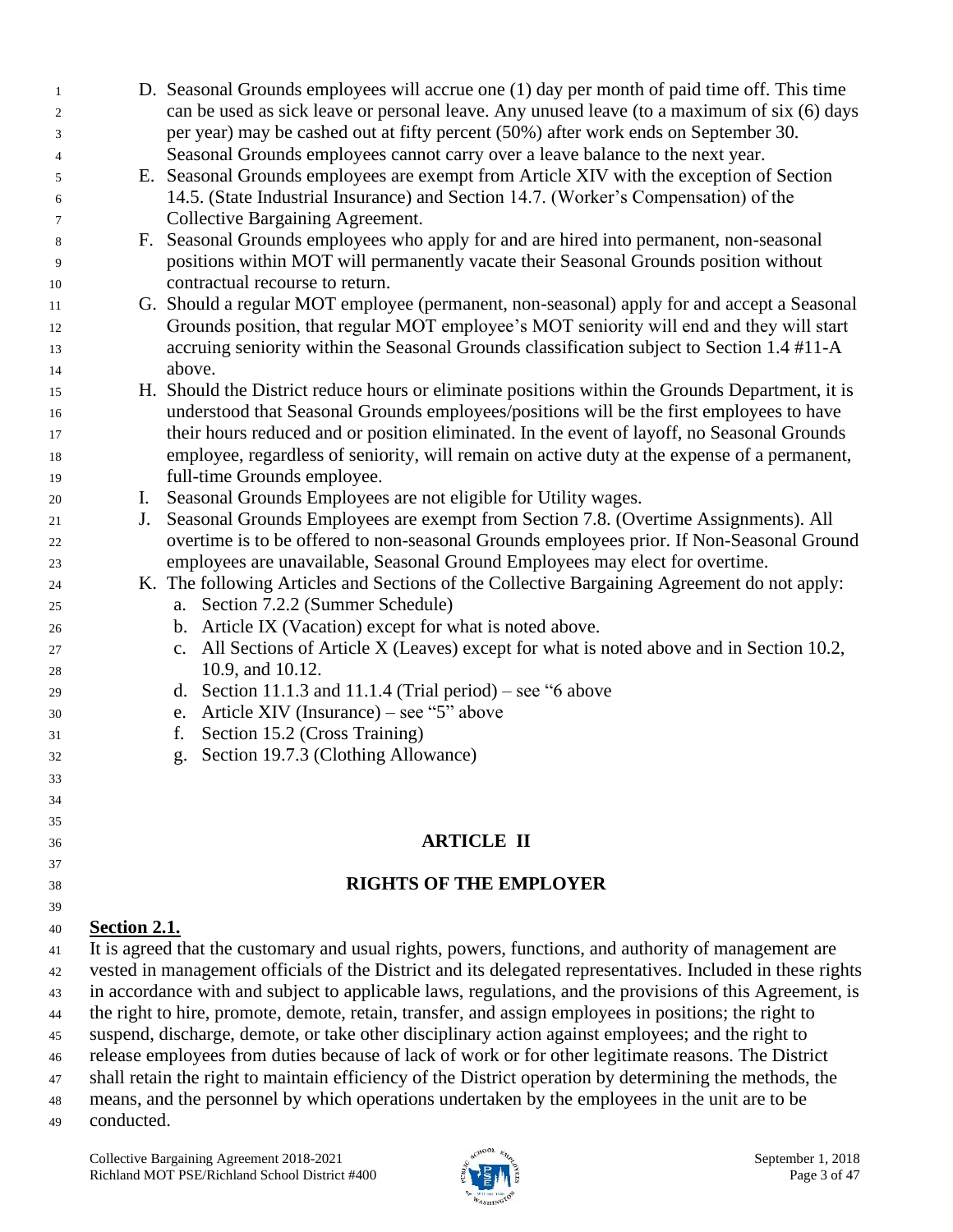D. Seasonal Grounds employees will accrue one (1) day per month of paid time off. This time can be used as sick leave or personal leave. Any unused leave (to a maximum of six (6) days per year) may be cashed out at fifty percent (50%) after work ends on September 30. Seasonal Grounds employees cannot carry over a leave balance to the next year.

E. Seasonal Grounds employees are exempt from Article XIV with the exception of Section 14.5. (State Industrial Insurance) and Section 14.7. (Worker's Compensation) of the Collective Bargaining Agreement.

F. Seasonal Grounds employees who apply for and are hired into permanent, non-seasonal positions within MOT will permanently vacate their Seasonal Grounds position without contractual recourse to return.

G. Should a regular MOT employee (permanent, non-seasonal) apply for and accept a Seasonal Grounds position, that regular MOT employee's MOT seniority will end and they will start accruing seniority within the Seasonal Grounds classification subject to Section 1.4 #11-A above.

H. Should the District reduce hours or eliminate positions within the Grounds Department, it is understood that Seasonal Grounds employees/positions will be the first employees to have their hours reduced and or position eliminated. In the event of layoff, no Seasonal Grounds employee, regardless of seniority, will remain on active duty at the expense of a permanent, full-time Grounds employee.

I. Seasonal Grounds Employees are not eligible for Utility wages.

J. Seasonal Grounds Employees are exempt from Section 7.8. (Overtime Assignments). All overtime is to be offered to non-seasonal Grounds employees prior. If Non-Seasonal Ground employees are unavailable, Seasonal Ground Employees may elect for overtime.

K. The following Articles and Sections of the Collective Bargaining Agreement do not apply:
   a. Section 7.2.2 (Summer Schedule)
   b. Article IX (Vacation) except for what is noted above.
   c. All Sections of Article X (Leaves) except for what is noted above and in Section 10.2, 10.9, and 10.12.
   d. Section 11.1.3 and 11.1.4 (Trial period) – see "6 above
   e. Article XIV (Insurance) – see "5" above
   f. Section 15.2 (Cross Training)
   g. Section 19.7.3 (Clothing Allowance)

## ARTICLE II

## RIGHTS OF THE EMPLOYER

**Section 2.1.**

It is agreed that the customary and usual rights, powers, functions, and authority of management are vested in management officials of the District and its delegated representatives. Included in these rights in accordance with and subject to applicable laws, regulations, and the provisions of this Agreement, is the right to hire, promote, demote, retain, transfer, and assign employees in positions; the right to suspend, discharge, demote, or take other disciplinary action against employees; and the right to release employees from duties because of lack of work or for other legitimate reasons. The District shall retain the right to maintain efficiency of the District operation by determining the methods, the means, and the personnel by which operations undertaken by the employees in the unit are to be conducted.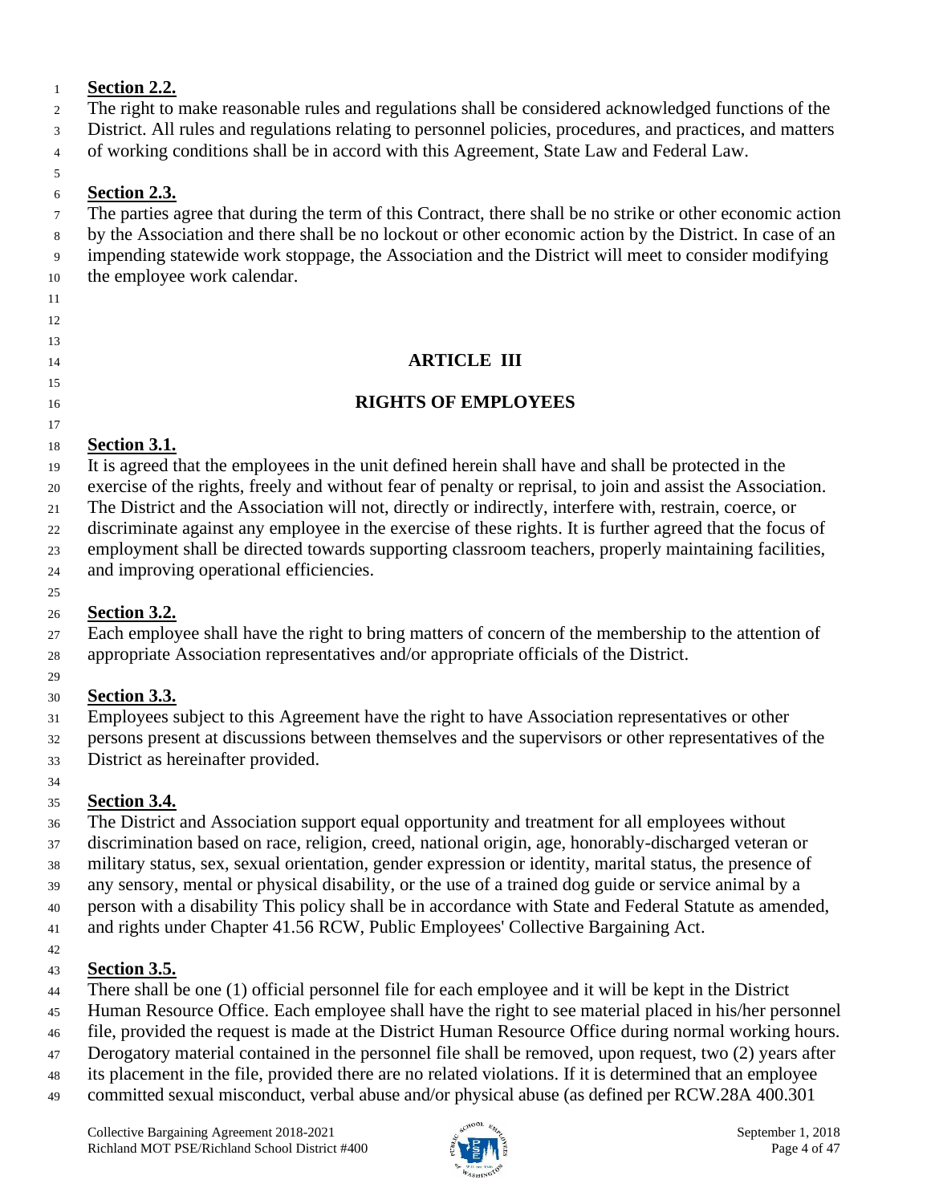**Section 2.2.**

The right to make reasonable rules and regulations shall be considered acknowledged functions of the District. All rules and regulations relating to personnel policies, procedures, and practices, and matters of working conditions shall be in accord with this Agreement, State Law and Federal Law.

**Section 2.3.**

The parties agree that during the term of this Contract, there shall be no strike or other economic action by the Association and there shall be no lockout or other economic action by the District. In case of an impending statewide work stoppage, the Association and the District will meet to consider modifying the employee work calendar.

## ARTICLE III

## RIGHTS OF EMPLOYEES

**Section 3.1.**

It is agreed that the employees in the unit defined herein shall have and shall be protected in the exercise of the rights, freely and without fear of penalty or reprisal, to join and assist the Association. The District and the Association will not, directly or indirectly, interfere with, restrain, coerce, or discriminate against any employee in the exercise of these rights. It is further agreed that the focus of employment shall be directed towards supporting classroom teachers, properly maintaining facilities, and improving operational efficiencies.

**Section 3.2.**

Each employee shall have the right to bring matters of concern of the membership to the attention of appropriate Association representatives and/or appropriate officials of the District.

**Section 3.3.**

Employees subject to this Agreement have the right to have Association representatives or other persons present at discussions between themselves and the supervisors or other representatives of the District as hereinafter provided.

**Section 3.4.**

The District and Association support equal opportunity and treatment for all employees without discrimination based on race, religion, creed, national origin, age, honorably-discharged veteran or military status, sex, sexual orientation, gender expression or identity, marital status, the presence of any sensory, mental or physical disability, or the use of a trained dog guide or service animal by a person with a disability This policy shall be in accordance with State and Federal Statute as amended, and rights under Chapter 41.56 RCW, Public Employees' Collective Bargaining Act.

**Section 3.5.**

There shall be one (1) official personnel file for each employee and it will be kept in the District Human Resource Office. Each employee shall have the right to see material placed in his/her personnel file, provided the request is made at the District Human Resource Office during normal working hours. Derogatory material contained in the personnel file shall be removed, upon request, two (2) years after its placement in the file, provided there are no related violations. If it is determined that an employee committed sexual misconduct, verbal abuse and/or physical abuse (as defined per RCW.28A 400.301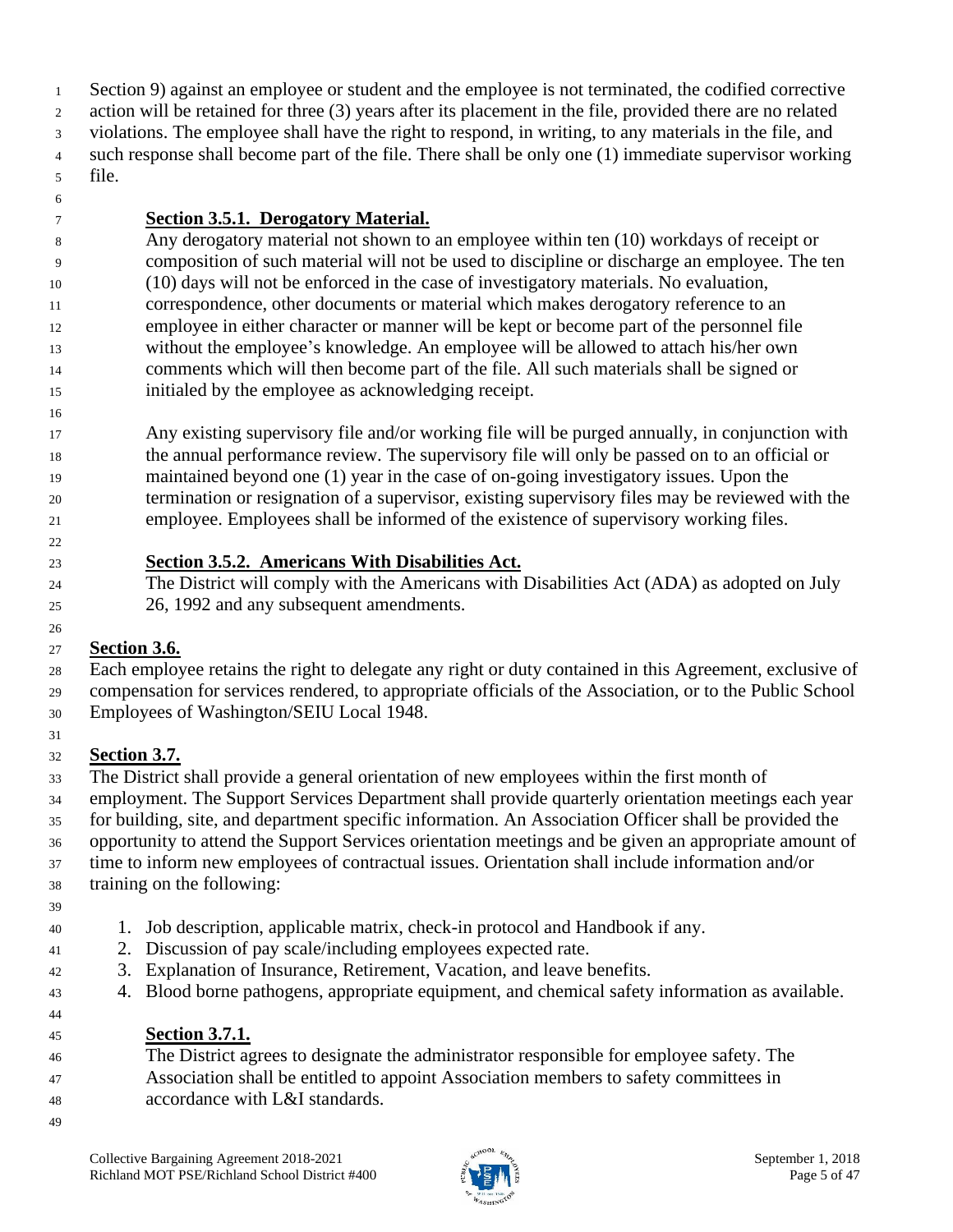Section 9) against an employee or student and the employee is not terminated, the codified corrective action will be retained for three (3) years after its placement in the file, provided there are no related violations. The employee shall have the right to respond, in writing, to any materials in the file, and such response shall become part of the file. There shall be only one (1) immediate supervisor working file.

### Section 3.5.1. Derogatory Material.

Any derogatory material not shown to an employee within ten (10) workdays of receipt or composition of such material will not be used to discipline or discharge an employee. The ten (10) days will not be enforced in the case of investigatory materials. No evaluation, correspondence, other documents or material which makes derogatory reference to an employee in either character or manner will be kept or become part of the personnel file without the employee's knowledge. An employee will be allowed to attach his/her own comments which will then become part of the file. All such materials shall be signed or initialed by the employee as acknowledging receipt.

Any existing supervisory file and/or working file will be purged annually, in conjunction with the annual performance review. The supervisory file will only be passed on to an official or maintained beyond one (1) year in the case of on-going investigatory issues. Upon the termination or resignation of a supervisor, existing supervisory files may be reviewed with the employee. Employees shall be informed of the existence of supervisory working files.

### Section 3.5.2. Americans With Disabilities Act.

The District will comply with the Americans with Disabilities Act (ADA) as adopted on July 26, 1992 and any subsequent amendments.

## Section 3.6.

Each employee retains the right to delegate any right or duty contained in this Agreement, exclusive of compensation for services rendered, to appropriate officials of the Association, or to the Public School Employees of Washington/SEIU Local 1948.

## Section 3.7.

The District shall provide a general orientation of new employees within the first month of employment. The Support Services Department shall provide quarterly orientation meetings each year for building, site, and department specific information. An Association Officer shall be provided the opportunity to attend the Support Services orientation meetings and be given an appropriate amount of time to inform new employees of contractual issues. Orientation shall include information and/or training on the following:

1. Job description, applicable matrix, check-in protocol and Handbook if any.
2. Discussion of pay scale/including employees expected rate.
3. Explanation of Insurance, Retirement, Vacation, and leave benefits.
4. Blood borne pathogens, appropriate equipment, and chemical safety information as available.

### Section 3.7.1.

The District agrees to designate the administrator responsible for employee safety. The Association shall be entitled to appoint Association members to safety committees in accordance with L&I standards.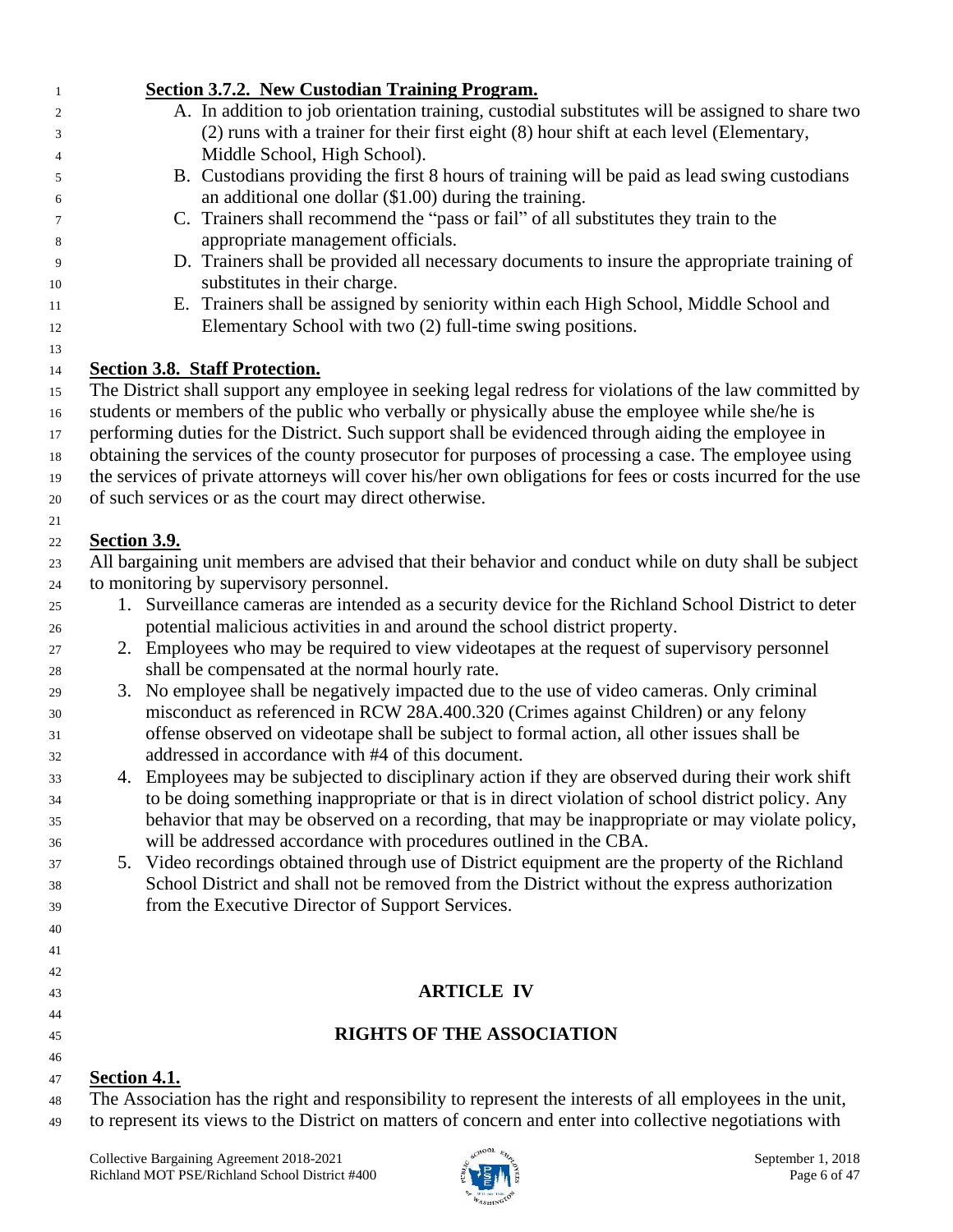**Section 3.7.2. New Custodian Training Program.**

A. In addition to job orientation training, custodial substitutes will be assigned to share two (2) runs with a trainer for their first eight (8) hour shift at each level (Elementary, Middle School, High School).

B. Custodians providing the first 8 hours of training will be paid as lead swing custodians an additional one dollar ($1.00) during the training.

C. Trainers shall recommend the "pass or fail" of all substitutes they train to the appropriate management officials.

D. Trainers shall be provided all necessary documents to insure the appropriate training of substitutes in their charge.

E. Trainers shall be assigned by seniority within each High School, Middle School and Elementary School with two (2) full-time swing positions.

**Section 3.8. Staff Protection.**

The District shall support any employee in seeking legal redress for violations of the law committed by students or members of the public who verbally or physically abuse the employee while she/he is performing duties for the District. Such support shall be evidenced through aiding the employee in obtaining the services of the county prosecutor for purposes of processing a case. The employee using the services of private attorneys will cover his/her own obligations for fees or costs incurred for the use of such services or as the court may direct otherwise.

**Section 3.9.**

All bargaining unit members are advised that their behavior and conduct while on duty shall be subject to monitoring by supervisory personnel.

1. Surveillance cameras are intended as a security device for the Richland School District to deter potential malicious activities in and around the school district property.
2. Employees who may be required to view videotapes at the request of supervisory personnel shall be compensated at the normal hourly rate.
3. No employee shall be negatively impacted due to the use of video cameras. Only criminal misconduct as referenced in RCW 28A.400.320 (Crimes against Children) or any felony offense observed on videotape shall be subject to formal action, all other issues shall be addressed in accordance with #4 of this document.
4. Employees may be subjected to disciplinary action if they are observed during their work shift to be doing something inappropriate or that is in direct violation of school district policy. Any behavior that may be observed on a recording, that may be inappropriate or may violate policy, will be addressed accordance with procedures outlined in the CBA.
5. Video recordings obtained through use of District equipment are the property of the Richland School District and shall not be removed from the District without the express authorization from the Executive Director of Support Services.

## ARTICLE IV

## RIGHTS OF THE ASSOCIATION

**Section 4.1.**

The Association has the right and responsibility to represent the interests of all employees in the unit, to represent its views to the District on matters of concern and enter into collective negotiations with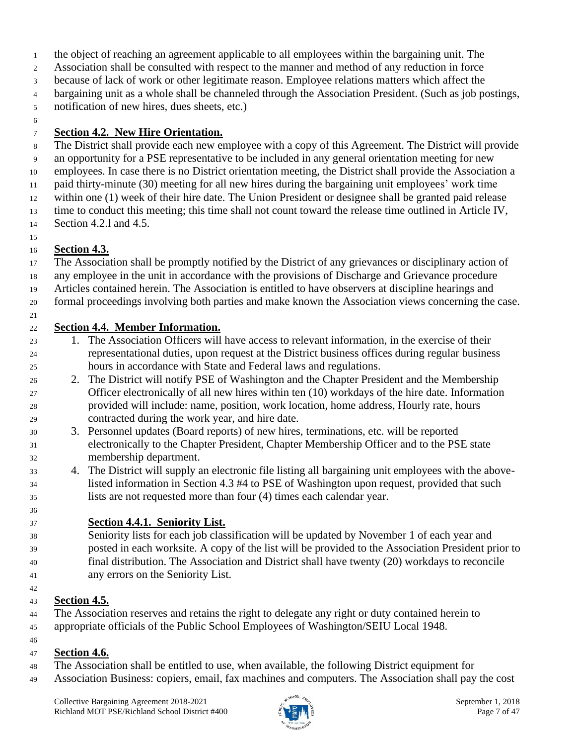the object of reaching an agreement applicable to all employees within the bargaining unit. The Association shall be consulted with respect to the manner and method of any reduction in force because of lack of work or other legitimate reason. Employee relations matters which affect the bargaining unit as a whole shall be channeled through the Association President. (Such as job postings, notification of new hires, dues sheets, etc.)

**Section 4.2. New Hire Orientation.**

The District shall provide each new employee with a copy of this Agreement. The District will provide an opportunity for a PSE representative to be included in any general orientation meeting for new employees. In case there is no District orientation meeting, the District shall provide the Association a paid thirty-minute (30) meeting for all new hires during the bargaining unit employees' work time within one (1) week of their hire date. The Union President or designee shall be granted paid release time to conduct this meeting; this time shall not count toward the release time outlined in Article IV, Section 4.2.l and 4.5.

**Section 4.3.**

The Association shall be promptly notified by the District of any grievances or disciplinary action of any employee in the unit in accordance with the provisions of Discharge and Grievance procedure Articles contained herein. The Association is entitled to have observers at discipline hearings and formal proceedings involving both parties and make known the Association views concerning the case.

**Section 4.4. Member Information.**

1. The Association Officers will have access to relevant information, in the exercise of their representational duties, upon request at the District business offices during regular business hours in accordance with State and Federal laws and regulations.
2. The District will notify PSE of Washington and the Chapter President and the Membership Officer electronically of all new hires within ten (10) workdays of the hire date. Information provided will include: name, position, work location, home address, Hourly rate, hours contracted during the work year, and hire date.
3. Personnel updates (Board reports) of new hires, terminations, etc. will be reported electronically to the Chapter President, Chapter Membership Officer and to the PSE state membership department.
4. The District will supply an electronic file listing all bargaining unit employees with the above-listed information in Section 4.3 #4 to PSE of Washington upon request, provided that such lists are not requested more than four (4) times each calendar year.

**Section 4.4.1. Seniority List.**

Seniority lists for each job classification will be updated by November 1 of each year and posted in each worksite. A copy of the list will be provided to the Association President prior to final distribution. The Association and District shall have twenty (20) workdays to reconcile any errors on the Seniority List.

**Section 4.5.**

The Association reserves and retains the right to delegate any right or duty contained herein to appropriate officials of the Public School Employees of Washington/SEIU Local 1948.

**Section 4.6.**

The Association shall be entitled to use, when available, the following District equipment for Association Business: copiers, email, fax machines and computers. The Association shall pay the cost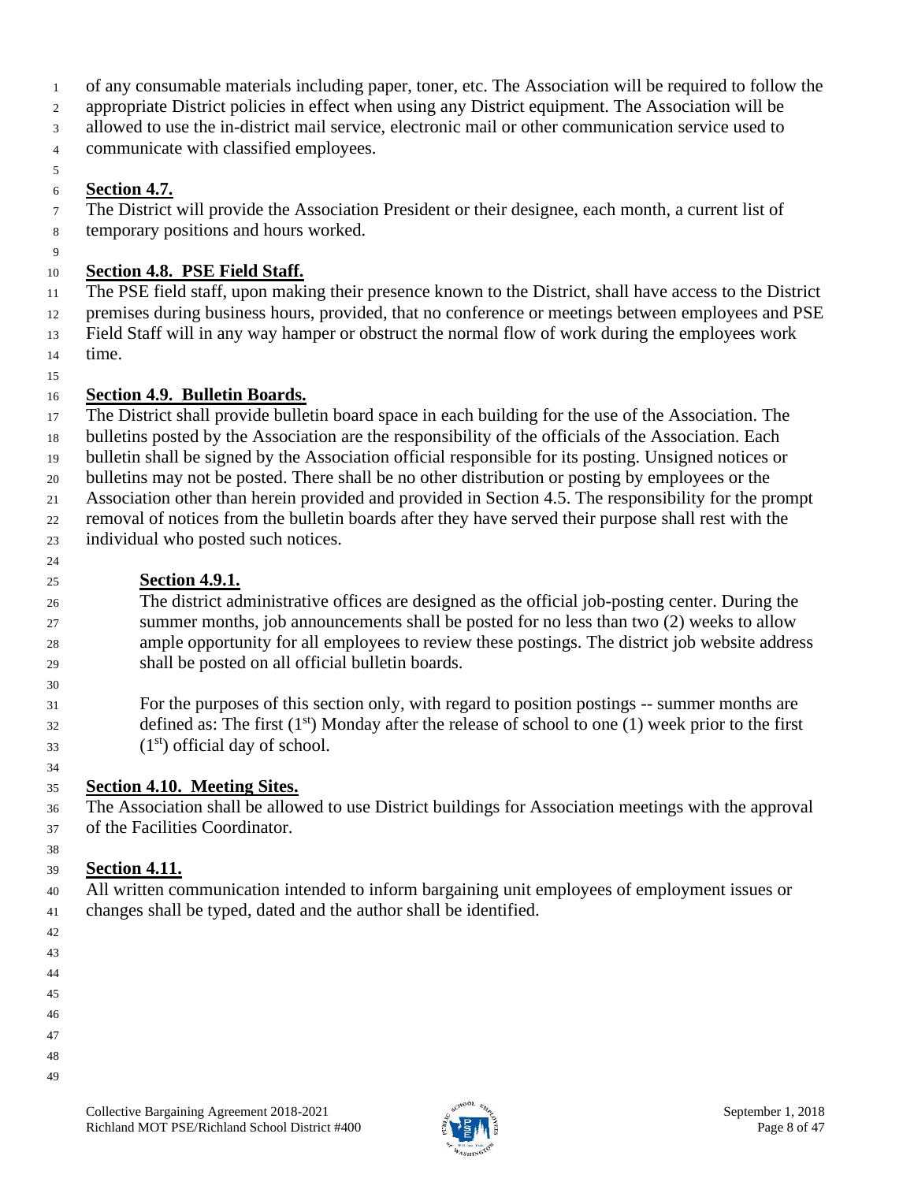of any consumable materials including paper, toner, etc. The Association will be required to follow the appropriate District policies in effect when using any District equipment. The Association will be allowed to use the in-district mail service, electronic mail or other communication service used to communicate with classified employees.

**Section 4.7.**

The District will provide the Association President or their designee, each month, a current list of temporary positions and hours worked.

**Section 4.8. PSE Field Staff.**

The PSE field staff, upon making their presence known to the District, shall have access to the District premises during business hours, provided, that no conference or meetings between employees and PSE Field Staff will in any way hamper or obstruct the normal flow of work during the employees work time.

**Section 4.9. Bulletin Boards.**

The District shall provide bulletin board space in each building for the use of the Association. The bulletins posted by the Association are the responsibility of the officials of the Association. Each bulletin shall be signed by the Association official responsible for its posting. Unsigned notices or bulletins may not be posted. There shall be no other distribution or posting by employees or the Association other than herein provided and provided in Section 4.5. The responsibility for the prompt removal of notices from the bulletin boards after they have served their purpose shall rest with the individual who posted such notices.

**Section 4.9.1.**

The district administrative offices are designed as the official job-posting center. During the summer months, job announcements shall be posted for no less than two (2) weeks to allow ample opportunity for all employees to review these postings. The district job website address shall be posted on all official bulletin boards.

For the purposes of this section only, with regard to position postings -- summer months are defined as: The first (1st) Monday after the release of school to one (1) week prior to the first (1st) official day of school.

**Section 4.10. Meeting Sites.**

The Association shall be allowed to use District buildings for Association meetings with the approval of the Facilities Coordinator.

**Section 4.11.**

All written communication intended to inform bargaining unit employees of employment issues or changes shall be typed, dated and the author shall be identified.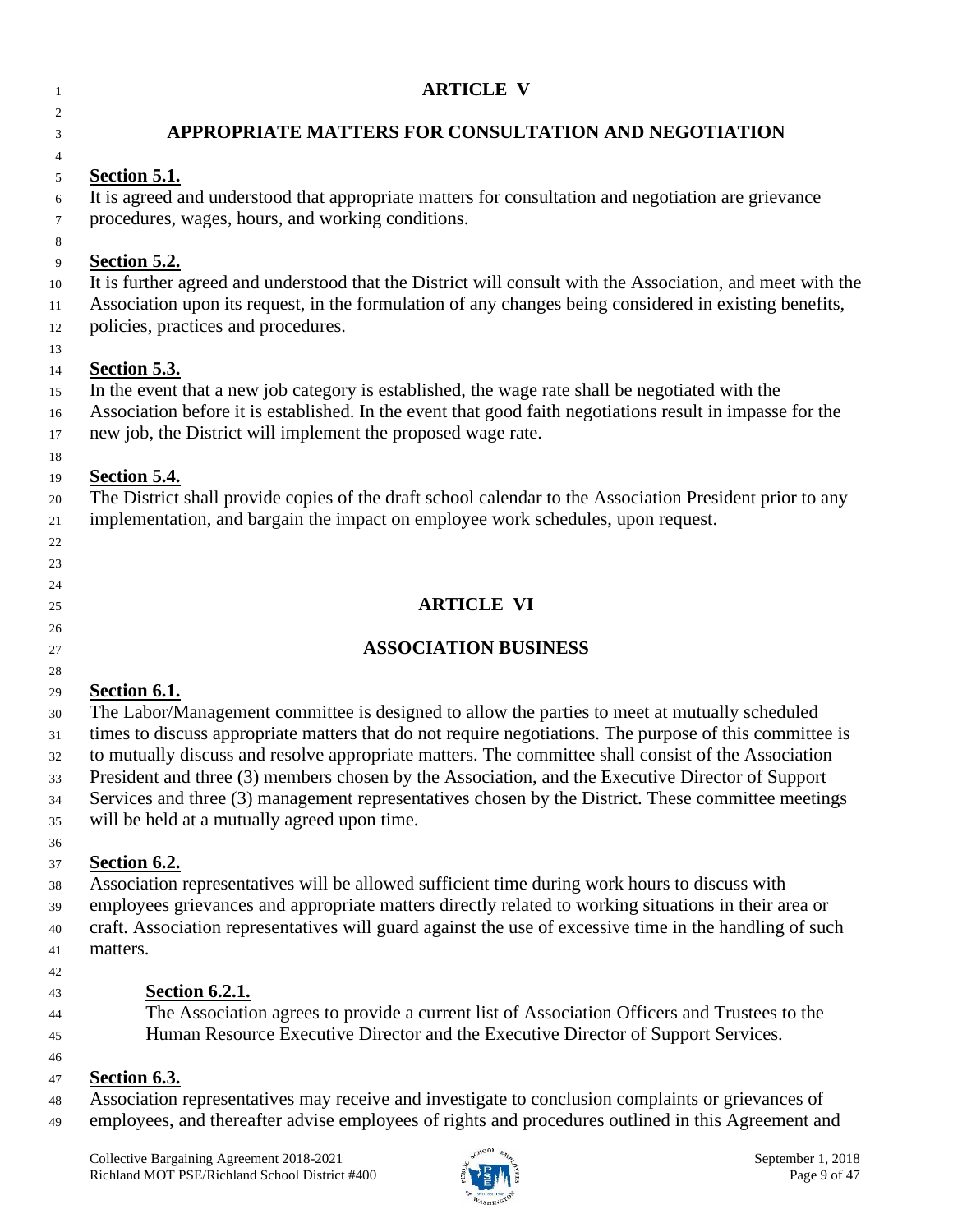# ARTICLE V

## APPROPRIATE MATTERS FOR CONSULTATION AND NEGOTIATION

**Section 5.1.**
It is agreed and understood that appropriate matters for consultation and negotiation are grievance procedures, wages, hours, and working conditions.

**Section 5.2.**
It is further agreed and understood that the District will consult with the Association, and meet with the Association upon its request, in the formulation of any changes being considered in existing benefits, policies, practices and procedures.

**Section 5.3.**
In the event that a new job category is established, the wage rate shall be negotiated with the Association before it is established. In the event that good faith negotiations result in impasse for the new job, the District will implement the proposed wage rate.

**Section 5.4.**
The District shall provide copies of the draft school calendar to the Association President prior to any implementation, and bargain the impact on employee work schedules, upon request.

# ARTICLE VI

## ASSOCIATION BUSINESS

**Section 6.1.**
The Labor/Management committee is designed to allow the parties to meet at mutually scheduled times to discuss appropriate matters that do not require negotiations. The purpose of this committee is to mutually discuss and resolve appropriate matters. The committee shall consist of the Association President and three (3) members chosen by the Association, and the Executive Director of Support Services and three (3) management representatives chosen by the District. These committee meetings will be held at a mutually agreed upon time.

**Section 6.2.**
Association representatives will be allowed sufficient time during work hours to discuss with employees grievances and appropriate matters directly related to working situations in their area or craft. Association representatives will guard against the use of excessive time in the handling of such matters.

**Section 6.2.1.**
The Association agrees to provide a current list of Association Officers and Trustees to the Human Resource Executive Director and the Executive Director of Support Services.

**Section 6.3.**
Association representatives may receive and investigate to conclusion complaints or grievances of employees, and thereafter advise employees of rights and procedures outlined in this Agreement and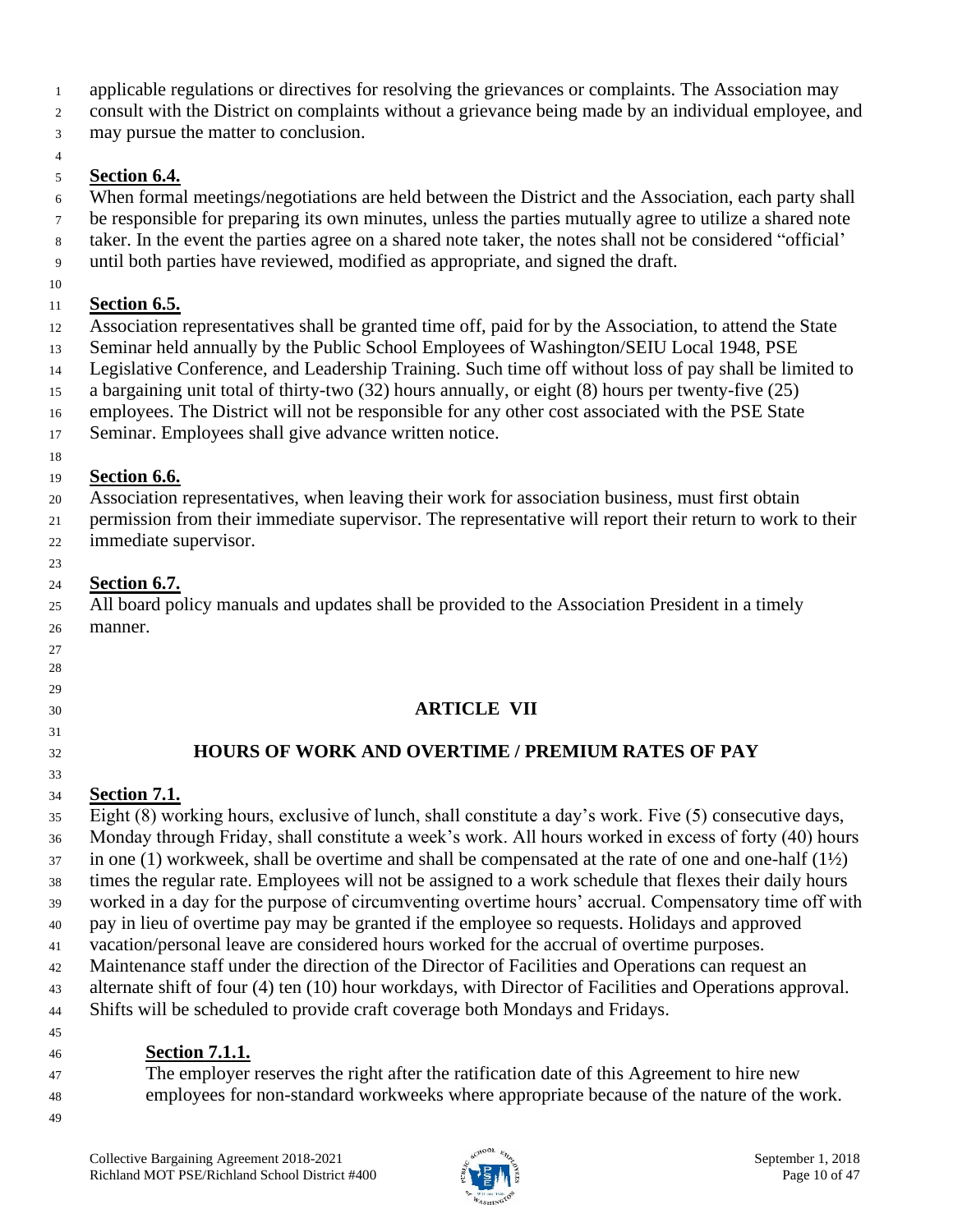applicable regulations or directives for resolving the grievances or complaints. The Association may consult with the District on complaints without a grievance being made by an individual employee, and may pursue the matter to conclusion.

**Section 6.4.**

When formal meetings/negotiations are held between the District and the Association, each party shall be responsible for preparing its own minutes, unless the parties mutually agree to utilize a shared note taker. In the event the parties agree on a shared note taker, the notes shall not be considered "official' until both parties have reviewed, modified as appropriate, and signed the draft.

**Section 6.5.**

Association representatives shall be granted time off, paid for by the Association, to attend the State Seminar held annually by the Public School Employees of Washington/SEIU Local 1948, PSE Legislative Conference, and Leadership Training. Such time off without loss of pay shall be limited to a bargaining unit total of thirty-two (32) hours annually, or eight (8) hours per twenty-five (25) employees. The District will not be responsible for any other cost associated with the PSE State Seminar. Employees shall give advance written notice.

**Section 6.6.**

Association representatives, when leaving their work for association business, must first obtain permission from their immediate supervisor. The representative will report their return to work to their immediate supervisor.

**Section 6.7.**

All board policy manuals and updates shall be provided to the Association President in a timely manner.

## ARTICLE VII

## HOURS OF WORK AND OVERTIME / PREMIUM RATES OF PAY

**Section 7.1.**

Eight (8) working hours, exclusive of lunch, shall constitute a day's work. Five (5) consecutive days, Monday through Friday, shall constitute a week's work. All hours worked in excess of forty (40) hours in one (1) workweek, shall be overtime and shall be compensated at the rate of one and one-half (1½) times the regular rate. Employees will not be assigned to a work schedule that flexes their daily hours worked in a day for the purpose of circumventing overtime hours' accrual. Compensatory time off with pay in lieu of overtime pay may be granted if the employee so requests. Holidays and approved vacation/personal leave are considered hours worked for the accrual of overtime purposes. Maintenance staff under the direction of the Director of Facilities and Operations can request an alternate shift of four (4) ten (10) hour workdays, with Director of Facilities and Operations approval. Shifts will be scheduled to provide craft coverage both Mondays and Fridays.

**Section 7.1.1.**

The employer reserves the right after the ratification date of this Agreement to hire new employees for non-standard workweeks where appropriate because of the nature of the work.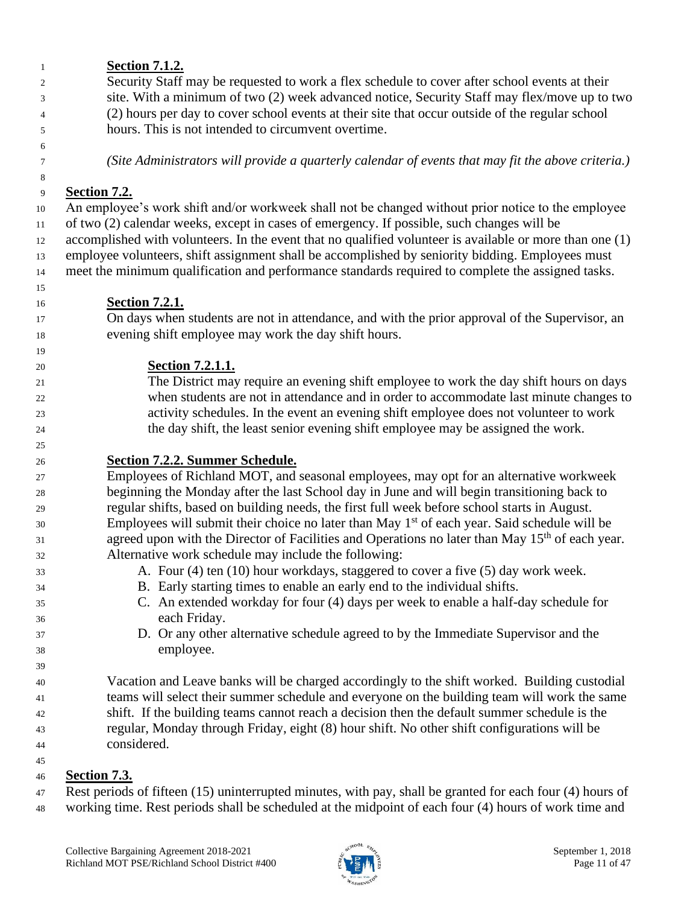**Section 7.1.2.**

Security Staff may be requested to work a flex schedule to cover after school events at their site. With a minimum of two (2) week advanced notice, Security Staff may flex/move up to two (2) hours per day to cover school events at their site that occur outside of the regular school hours. This is not intended to circumvent overtime.

*(Site Administrators will provide a quarterly calendar of events that may fit the above criteria.)*

**Section 7.2.**

An employee's work shift and/or workweek shall not be changed without prior notice to the employee of two (2) calendar weeks, except in cases of emergency. If possible, such changes will be accomplished with volunteers. In the event that no qualified volunteer is available or more than one (1) employee volunteers, shift assignment shall be accomplished by seniority bidding. Employees must meet the minimum qualification and performance standards required to complete the assigned tasks.

**Section 7.2.1.**

On days when students are not in attendance, and with the prior approval of the Supervisor, an evening shift employee may work the day shift hours.

**Section 7.2.1.1.**

The District may require an evening shift employee to work the day shift hours on days when students are not in attendance and in order to accommodate last minute changes to activity schedules. In the event an evening shift employee does not volunteer to work the day shift, the least senior evening shift employee may be assigned the work.

**Section 7.2.2. Summer Schedule.**

Employees of Richland MOT, and seasonal employees, may opt for an alternative workweek beginning the Monday after the last School day in June and will begin transitioning back to regular shifts, based on building needs, the first full week before school starts in August. Employees will submit their choice no later than May 1st of each year. Said schedule will be agreed upon with the Director of Facilities and Operations no later than May 15th of each year. Alternative work schedule may include the following:

A. Four (4) ten (10) hour workdays, staggered to cover a five (5) day work week.
B. Early starting times to enable an early end to the individual shifts.
C. An extended workday for four (4) days per week to enable a half-day schedule for each Friday.
D. Or any other alternative schedule agreed to by the Immediate Supervisor and the employee.

Vacation and Leave banks will be charged accordingly to the shift worked. Building custodial teams will select their summer schedule and everyone on the building team will work the same shift. If the building teams cannot reach a decision then the default summer schedule is the regular, Monday through Friday, eight (8) hour shift. No other shift configurations will be considered.

**Section 7.3.**

Rest periods of fifteen (15) uninterrupted minutes, with pay, shall be granted for each four (4) hours of working time. Rest periods shall be scheduled at the midpoint of each four (4) hours of work time and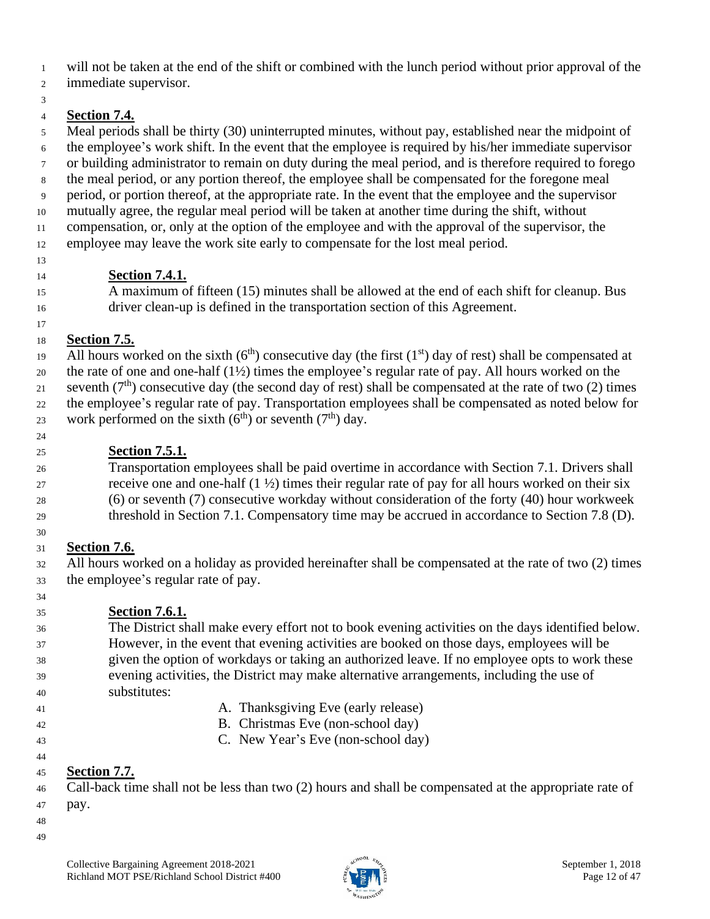will not be taken at the end of the shift or combined with the lunch period without prior approval of the immediate supervisor.

**Section 7.4.**

Meal periods shall be thirty (30) uninterrupted minutes, without pay, established near the midpoint of the employee's work shift. In the event that the employee is required by his/her immediate supervisor or building administrator to remain on duty during the meal period, and is therefore required to forego the meal period, or any portion thereof, the employee shall be compensated for the foregone meal period, or portion thereof, at the appropriate rate. In the event that the employee and the supervisor mutually agree, the regular meal period will be taken at another time during the shift, without compensation, or, only at the option of the employee and with the approval of the supervisor, the employee may leave the work site early to compensate for the lost meal period.

**Section 7.4.1.**

A maximum of fifteen (15) minutes shall be allowed at the end of each shift for cleanup. Bus driver clean-up is defined in the transportation section of this Agreement.

**Section 7.5.**

All hours worked on the sixth (6th) consecutive day (the first (1st) day of rest) shall be compensated at the rate of one and one-half (1½) times the employee's regular rate of pay. All hours worked on the seventh (7th) consecutive day (the second day of rest) shall be compensated at the rate of two (2) times the employee's regular rate of pay. Transportation employees shall be compensated as noted below for work performed on the sixth (6th) or seventh (7th) day.

**Section 7.5.1.**

Transportation employees shall be paid overtime in accordance with Section 7.1. Drivers shall receive one and one-half (1 ½) times their regular rate of pay for all hours worked on their six (6) or seventh (7) consecutive workday without consideration of the forty (40) hour workweek threshold in Section 7.1. Compensatory time may be accrued in accordance to Section 7.8 (D).

**Section 7.6.**

All hours worked on a holiday as provided hereinafter shall be compensated at the rate of two (2) times the employee's regular rate of pay.

**Section 7.6.1.**

The District shall make every effort not to book evening activities on the days identified below. However, in the event that evening activities are booked on those days, employees will be given the option of workdays or taking an authorized leave. If no employee opts to work these evening activities, the District may make alternative arrangements, including the use of substitutes:

A. Thanksgiving Eve (early release)
B. Christmas Eve (non-school day)
C. New Year's Eve (non-school day)

**Section 7.7.**

Call-back time shall not be less than two (2) hours and shall be compensated at the appropriate rate of pay.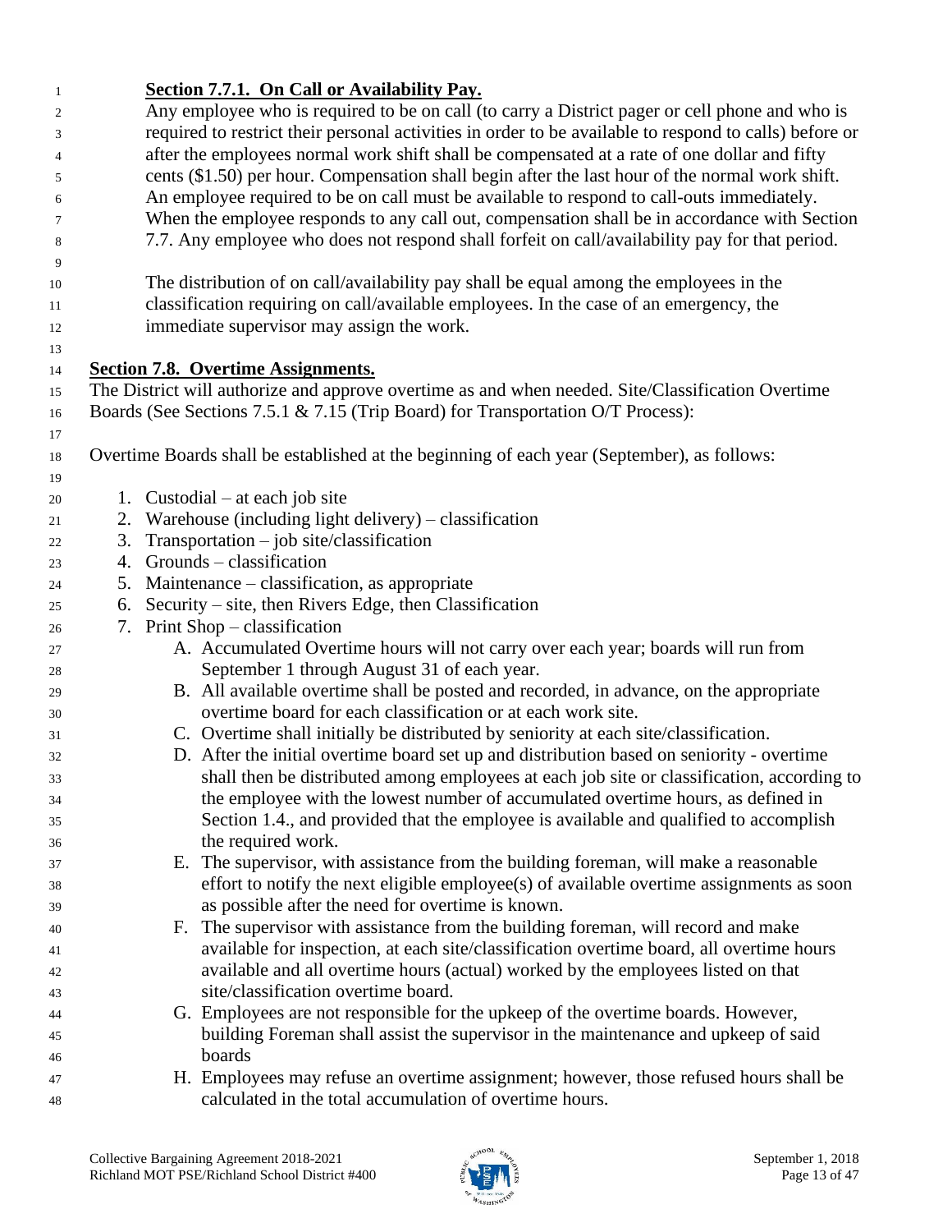**Section 7.7.1. On Call or Availability Pay.**

Any employee who is required to be on call (to carry a District pager or cell phone and who is required to restrict their personal activities in order to be available to respond to calls) before or after the employees normal work shift shall be compensated at a rate of one dollar and fifty cents ($1.50) per hour. Compensation shall begin after the last hour of the normal work shift. An employee required to be on call must be available to respond to call-outs immediately. When the employee responds to any call out, compensation shall be in accordance with Section 7.7. Any employee who does not respond shall forfeit on call/availability pay for that period.

The distribution of on call/availability pay shall be equal among the employees in the classification requiring on call/available employees. In the case of an emergency, the immediate supervisor may assign the work.

**Section 7.8. Overtime Assignments.**

The District will authorize and approve overtime as and when needed. Site/Classification Overtime Boards (See Sections 7.5.1 & 7.15 (Trip Board) for Transportation O/T Process):

Overtime Boards shall be established at the beginning of each year (September), as follows:

1. Custodial – at each job site
2. Warehouse (including light delivery) – classification
3. Transportation – job site/classification
4. Grounds – classification
5. Maintenance – classification, as appropriate
6. Security – site, then Rivers Edge, then Classification
7. Print Shop – classification
   - A. Accumulated Overtime hours will not carry over each year; boards will run from September 1 through August 31 of each year.
   - B. All available overtime shall be posted and recorded, in advance, on the appropriate overtime board for each classification or at each work site.
   - C. Overtime shall initially be distributed by seniority at each site/classification.
   - D. After the initial overtime board set up and distribution based on seniority - overtime shall then be distributed among employees at each job site or classification, according to the employee with the lowest number of accumulated overtime hours, as defined in Section 1.4., and provided that the employee is available and qualified to accomplish the required work.
   - E. The supervisor, with assistance from the building foreman, will make a reasonable effort to notify the next eligible employee(s) of available overtime assignments as soon as possible after the need for overtime is known.
   - F. The supervisor with assistance from the building foreman, will record and make available for inspection, at each site/classification overtime board, all overtime hours available and all overtime hours (actual) worked by the employees listed on that site/classification overtime board.
   - G. Employees are not responsible for the upkeep of the overtime boards. However, building Foreman shall assist the supervisor in the maintenance and upkeep of said boards
   - H. Employees may refuse an overtime assignment; however, those refused hours shall be calculated in the total accumulation of overtime hours.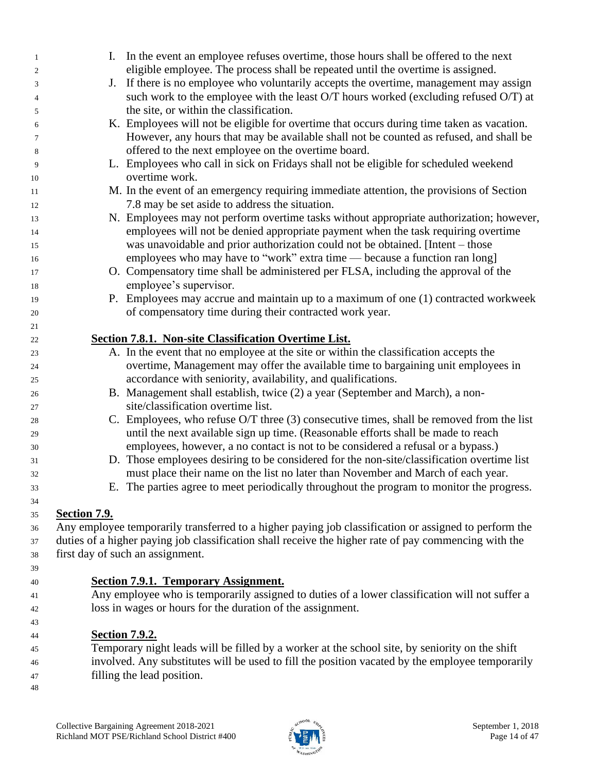I. In the event an employee refuses overtime, those hours shall be offered to the next eligible employee. The process shall be repeated until the overtime is assigned.

J. If there is no employee who voluntarily accepts the overtime, management may assign such work to the employee with the least O/T hours worked (excluding refused O/T) at the site, or within the classification.

K. Employees will not be eligible for overtime that occurs during time taken as vacation. However, any hours that may be available shall not be counted as refused, and shall be offered to the next employee on the overtime board.

L. Employees who call in sick on Fridays shall not be eligible for scheduled weekend overtime work.

M. In the event of an emergency requiring immediate attention, the provisions of Section 7.8 may be set aside to address the situation.

N. Employees may not perform overtime tasks without appropriate authorization; however, employees will not be denied appropriate payment when the task requiring overtime was unavoidable and prior authorization could not be obtained. [Intent – those employees who may have to "work" extra time — because a function ran long]

O. Compensatory time shall be administered per FLSA, including the approval of the employee's supervisor.

P. Employees may accrue and maintain up to a maximum of one (1) contracted workweek of compensatory time during their contracted work year.

### **Section 7.8.1. Non-site Classification Overtime List.**

A. In the event that no employee at the site or within the classification accepts the overtime, Management may offer the available time to bargaining unit employees in accordance with seniority, availability, and qualifications.

B. Management shall establish, twice (2) a year (September and March), a non-site/classification overtime list.

C. Employees, who refuse O/T three (3) consecutive times, shall be removed from the list until the next available sign up time. (Reasonable efforts shall be made to reach employees, however, a no contact is not to be considered a refusal or a bypass.)

D. Those employees desiring to be considered for the non-site/classification overtime list must place their name on the list no later than November and March of each year.

E. The parties agree to meet periodically throughout the program to monitor the progress.

## **Section 7.9.**

Any employee temporarily transferred to a higher paying job classification or assigned to perform the duties of a higher paying job classification shall receive the higher rate of pay commencing with the first day of such an assignment.

### **Section 7.9.1. Temporary Assignment.**

Any employee who is temporarily assigned to duties of a lower classification will not suffer a loss in wages or hours for the duration of the assignment.

### **Section 7.9.2.**

Temporary night leads will be filled by a worker at the school site, by seniority on the shift involved. Any substitutes will be used to fill the position vacated by the employee temporarily filling the lead position.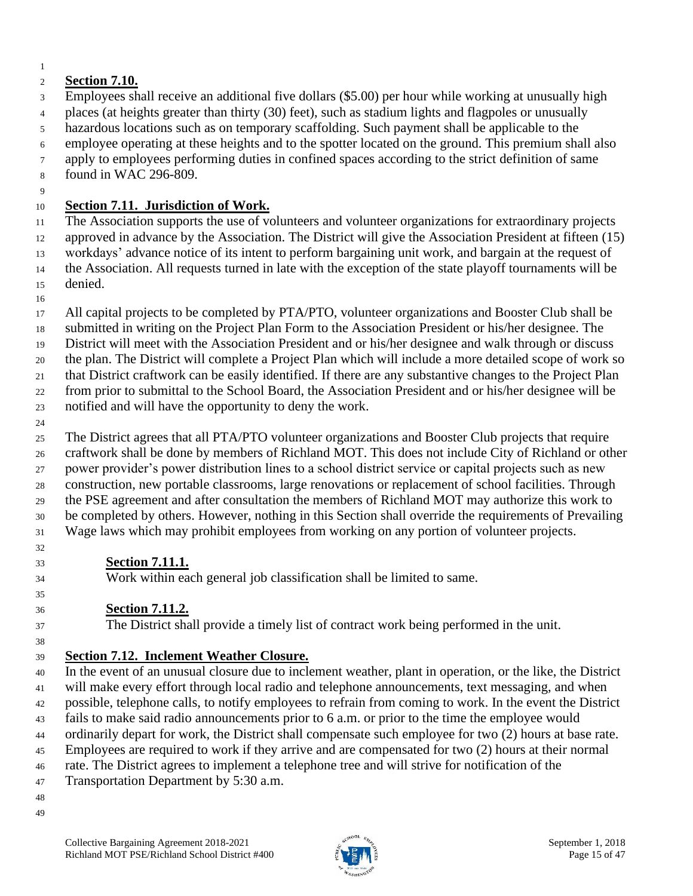**Section 7.10.**

Employees shall receive an additional five dollars ($5.00) per hour while working at unusually high places (at heights greater than thirty (30) feet), such as stadium lights and flagpoles or unusually hazardous locations such as on temporary scaffolding. Such payment shall be applicable to the employee operating at these heights and to the spotter located on the ground. This premium shall also apply to employees performing duties in confined spaces according to the strict definition of same found in WAC 296-809.

**Section 7.11. Jurisdiction of Work.**

The Association supports the use of volunteers and volunteer organizations for extraordinary projects approved in advance by the Association. The District will give the Association President at fifteen (15) workdays' advance notice of its intent to perform bargaining unit work, and bargain at the request of the Association. All requests turned in late with the exception of the state playoff tournaments will be denied.

All capital projects to be completed by PTA/PTO, volunteer organizations and Booster Club shall be submitted in writing on the Project Plan Form to the Association President or his/her designee. The District will meet with the Association President and or his/her designee and walk through or discuss the plan. The District will complete a Project Plan which will include a more detailed scope of work so that District craftwork can be easily identified. If there are any substantive changes to the Project Plan from prior to submittal to the School Board, the Association President and or his/her designee will be notified and will have the opportunity to deny the work.

The District agrees that all PTA/PTO volunteer organizations and Booster Club projects that require craftwork shall be done by members of Richland MOT. This does not include City of Richland or other power provider's power distribution lines to a school district service or capital projects such as new construction, new portable classrooms, large renovations or replacement of school facilities. Through the PSE agreement and after consultation the members of Richland MOT may authorize this work to be completed by others. However, nothing in this Section shall override the requirements of Prevailing Wage laws which may prohibit employees from working on any portion of volunteer projects.

**Section 7.11.1.**

Work within each general job classification shall be limited to same.

**Section 7.11.2.**

The District shall provide a timely list of contract work being performed in the unit.

**Section 7.12. Inclement Weather Closure.**

In the event of an unusual closure due to inclement weather, plant in operation, or the like, the District will make every effort through local radio and telephone announcements, text messaging, and when possible, telephone calls, to notify employees to refrain from coming to work. In the event the District fails to make said radio announcements prior to 6 a.m. or prior to the time the employee would ordinarily depart for work, the District shall compensate such employee for two (2) hours at base rate. Employees are required to work if they arrive and are compensated for two (2) hours at their normal rate. The District agrees to implement a telephone tree and will strive for notification of the Transportation Department by 5:30 a.m.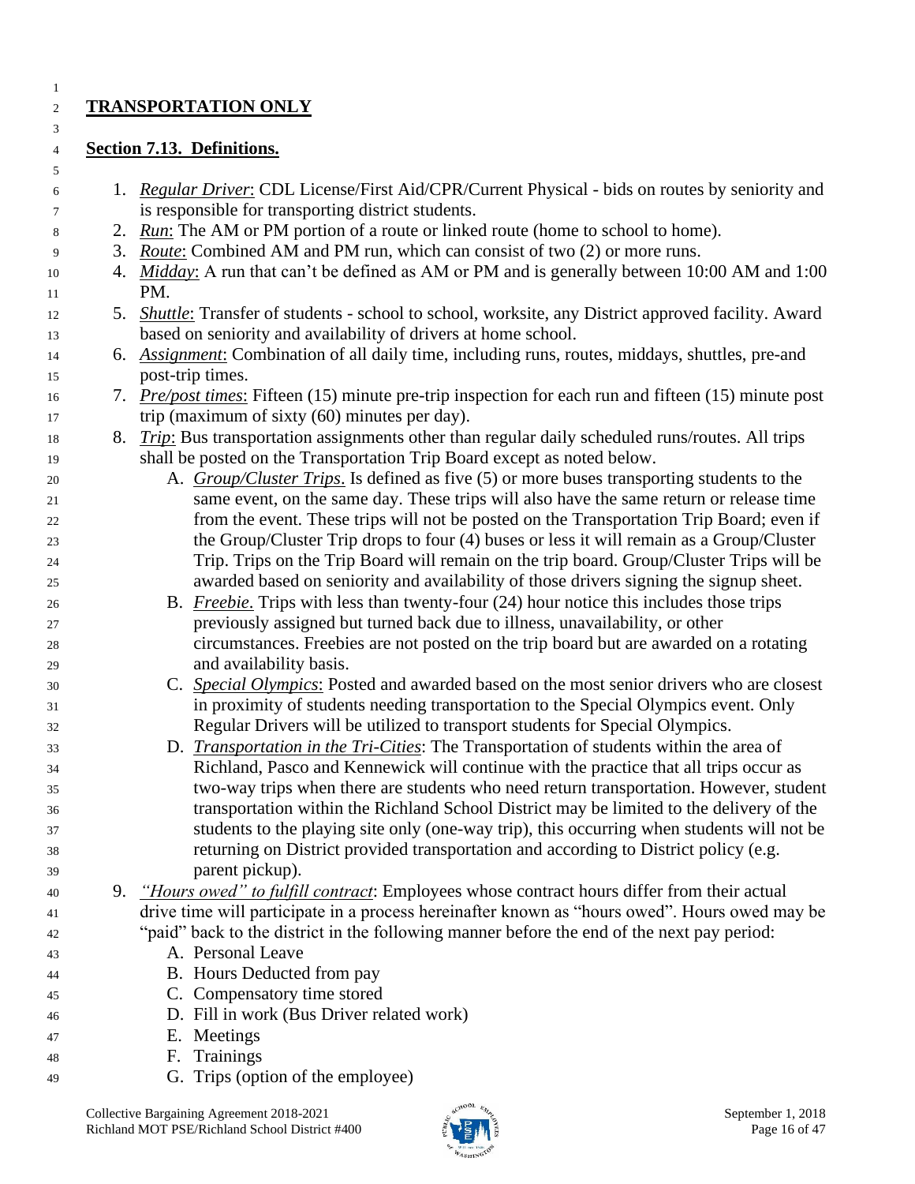## TRANSPORTATION ONLY

### Section 7.13. Definitions.

1. *Regular Driver*: CDL License/First Aid/CPR/Current Physical - bids on routes by seniority and is responsible for transporting district students.
2. *Run*: The AM or PM portion of a route or linked route (home to school to home).
3. *Route*: Combined AM and PM run, which can consist of two (2) or more runs.
4. *Midday*: A run that can't be defined as AM or PM and is generally between 10:00 AM and 1:00 PM.
5. *Shuttle*: Transfer of students - school to school, worksite, any District approved facility. Award based on seniority and availability of drivers at home school.
6. *Assignment*: Combination of all daily time, including runs, routes, middays, shuttles, pre-and post-trip times.
7. *Pre/post times*: Fifteen (15) minute pre-trip inspection for each run and fifteen (15) minute post trip (maximum of sixty (60) minutes per day).
8. *Trip*: Bus transportation assignments other than regular daily scheduled runs/routes. All trips shall be posted on the Transportation Trip Board except as noted below.
   A. *Group/Cluster Trips*. Is defined as five (5) or more buses transporting students to the same event, on the same day. These trips will also have the same return or release time from the event. These trips will not be posted on the Transportation Trip Board; even if the Group/Cluster Trip drops to four (4) buses or less it will remain as a Group/Cluster Trip. Trips on the Trip Board will remain on the trip board. Group/Cluster Trips will be awarded based on seniority and availability of those drivers signing the signup sheet.
   B. *Freebie*. Trips with less than twenty-four (24) hour notice this includes those trips previously assigned but turned back due to illness, unavailability, or other circumstances. Freebies are not posted on the trip board but are awarded on a rotating and availability basis.
   C. *Special Olympics*: Posted and awarded based on the most senior drivers who are closest in proximity of students needing transportation to the Special Olympics event. Only Regular Drivers will be utilized to transport students for Special Olympics.
   D. *Transportation in the Tri-Cities*: The Transportation of students within the area of Richland, Pasco and Kennewick will continue with the practice that all trips occur as two-way trips when there are students who need return transportation. However, student transportation within the Richland School District may be limited to the delivery of the students to the playing site only (one-way trip), this occurring when students will not be returning on District provided transportation and according to District policy (e.g. parent pickup).
9. *"Hours owed" to fulfill contract*: Employees whose contract hours differ from their actual drive time will participate in a process hereinafter known as "hours owed". Hours owed may be "paid" back to the district in the following manner before the end of the next pay period:
   A. Personal Leave
   B. Hours Deducted from pay
   C. Compensatory time stored
   D. Fill in work (Bus Driver related work)
   E. Meetings
   F. Trainings
   G. Trips (option of the employee)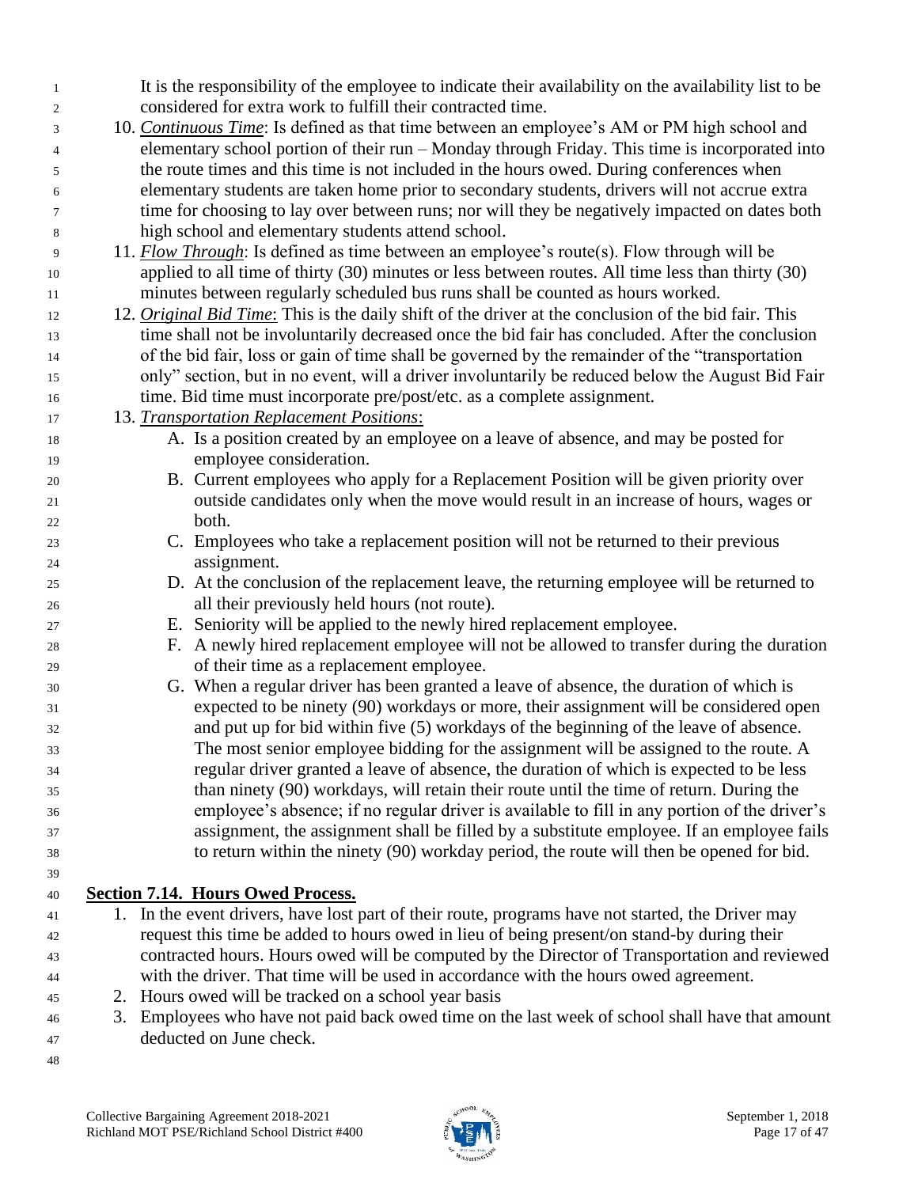It is the responsibility of the employee to indicate their availability on the availability list to be considered for extra work to fulfill their contracted time.

10. *Continuous Time*: Is defined as that time between an employee's AM or PM high school and elementary school portion of their run – Monday through Friday. This time is incorporated into the route times and this time is not included in the hours owed. During conferences when elementary students are taken home prior to secondary students, drivers will not accrue extra time for choosing to lay over between runs; nor will they be negatively impacted on dates both high school and elementary students attend school.
11. *Flow Through*: Is defined as time between an employee's route(s). Flow through will be applied to all time of thirty (30) minutes or less between routes. All time less than thirty (30) minutes between regularly scheduled bus runs shall be counted as hours worked.
12. *Original Bid Time*: This is the daily shift of the driver at the conclusion of the bid fair. This time shall not be involuntarily decreased once the bid fair has concluded. After the conclusion of the bid fair, loss or gain of time shall be governed by the remainder of the "transportation only" section, but in no event, will a driver involuntarily be reduced below the August Bid Fair time. Bid time must incorporate pre/post/etc. as a complete assignment.
13. *Transportation Replacement Positions*:
    - A. Is a position created by an employee on a leave of absence, and may be posted for employee consideration.
    - B. Current employees who apply for a Replacement Position will be given priority over outside candidates only when the move would result in an increase of hours, wages or both.
    - C. Employees who take a replacement position will not be returned to their previous assignment.
    - D. At the conclusion of the replacement leave, the returning employee will be returned to all their previously held hours (not route).
    - E. Seniority will be applied to the newly hired replacement employee.
    - F. A newly hired replacement employee will not be allowed to transfer during the duration of their time as a replacement employee.
    - G. When a regular driver has been granted a leave of absence, the duration of which is expected to be ninety (90) workdays or more, their assignment will be considered open and put up for bid within five (5) workdays of the beginning of the leave of absence. The most senior employee bidding for the assignment will be assigned to the route. A regular driver granted a leave of absence, the duration of which is expected to be less than ninety (90) workdays, will retain their route until the time of return. During the employee's absence; if no regular driver is available to fill in any portion of the driver's assignment, the assignment shall be filled by a substitute employee. If an employee fails to return within the ninety (90) workday period, the route will then be opened for bid.

## Section 7.14. Hours Owed Process.

1. In the event drivers, have lost part of their route, programs have not started, the Driver may request this time be added to hours owed in lieu of being present/on stand-by during their contracted hours. Hours owed will be computed by the Director of Transportation and reviewed with the driver. That time will be used in accordance with the hours owed agreement.
2. Hours owed will be tracked on a school year basis
3. Employees who have not paid back owed time on the last week of school shall have that amount deducted on June check.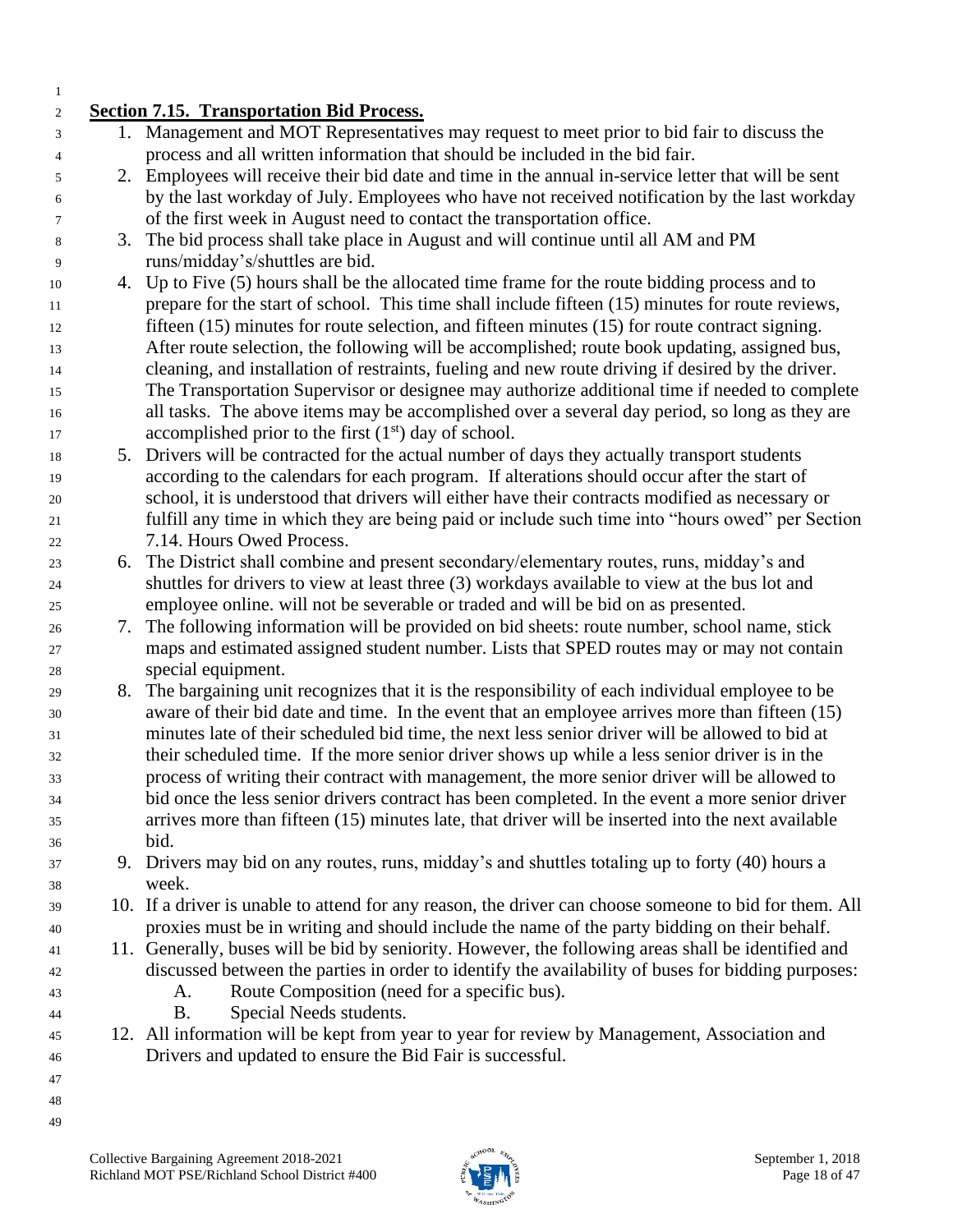**Section 7.15. Transportation Bid Process.**

1. Management and MOT Representatives may request to meet prior to bid fair to discuss the process and all written information that should be included in the bid fair.
2. Employees will receive their bid date and time in the annual in-service letter that will be sent by the last workday of July. Employees who have not received notification by the last workday of the first week in August need to contact the transportation office.
3. The bid process shall take place in August and will continue until all AM and PM runs/midday's/shuttles are bid.
4. Up to Five (5) hours shall be the allocated time frame for the route bidding process and to prepare for the start of school. This time shall include fifteen (15) minutes for route reviews, fifteen (15) minutes for route selection, and fifteen minutes (15) for route contract signing. After route selection, the following will be accomplished; route book updating, assigned bus, cleaning, and installation of restraints, fueling and new route driving if desired by the driver. The Transportation Supervisor or designee may authorize additional time if needed to complete all tasks. The above items may be accomplished over a several day period, so long as they are accomplished prior to the first (1st) day of school.
5. Drivers will be contracted for the actual number of days they actually transport students according to the calendars for each program. If alterations should occur after the start of school, it is understood that drivers will either have their contracts modified as necessary or fulfill any time in which they are being paid or include such time into "hours owed" per Section 7.14. Hours Owed Process.
6. The District shall combine and present secondary/elementary routes, runs, midday's and shuttles for drivers to view at least three (3) workdays available to view at the bus lot and employee online. will not be severable or traded and will be bid on as presented.
7. The following information will be provided on bid sheets: route number, school name, stick maps and estimated assigned student number. Lists that SPED routes may or may not contain special equipment.
8. The bargaining unit recognizes that it is the responsibility of each individual employee to be aware of their bid date and time. In the event that an employee arrives more than fifteen (15) minutes late of their scheduled bid time, the next less senior driver will be allowed to bid at their scheduled time. If the more senior driver shows up while a less senior driver is in the process of writing their contract with management, the more senior driver will be allowed to bid once the less senior drivers contract has been completed. In the event a more senior driver arrives more than fifteen (15) minutes late, that driver will be inserted into the next available bid.
9. Drivers may bid on any routes, runs, midday's and shuttles totaling up to forty (40) hours a week.
10. If a driver is unable to attend for any reason, the driver can choose someone to bid for them. All proxies must be in writing and should include the name of the party bidding on their behalf.
11. Generally, buses will be bid by seniority. However, the following areas shall be identified and discussed between the parties in order to identify the availability of buses for bidding purposes:
    A. Route Composition (need for a specific bus).
    B. Special Needs students.
12. All information will be kept from year to year for review by Management, Association and Drivers and updated to ensure the Bid Fair is successful.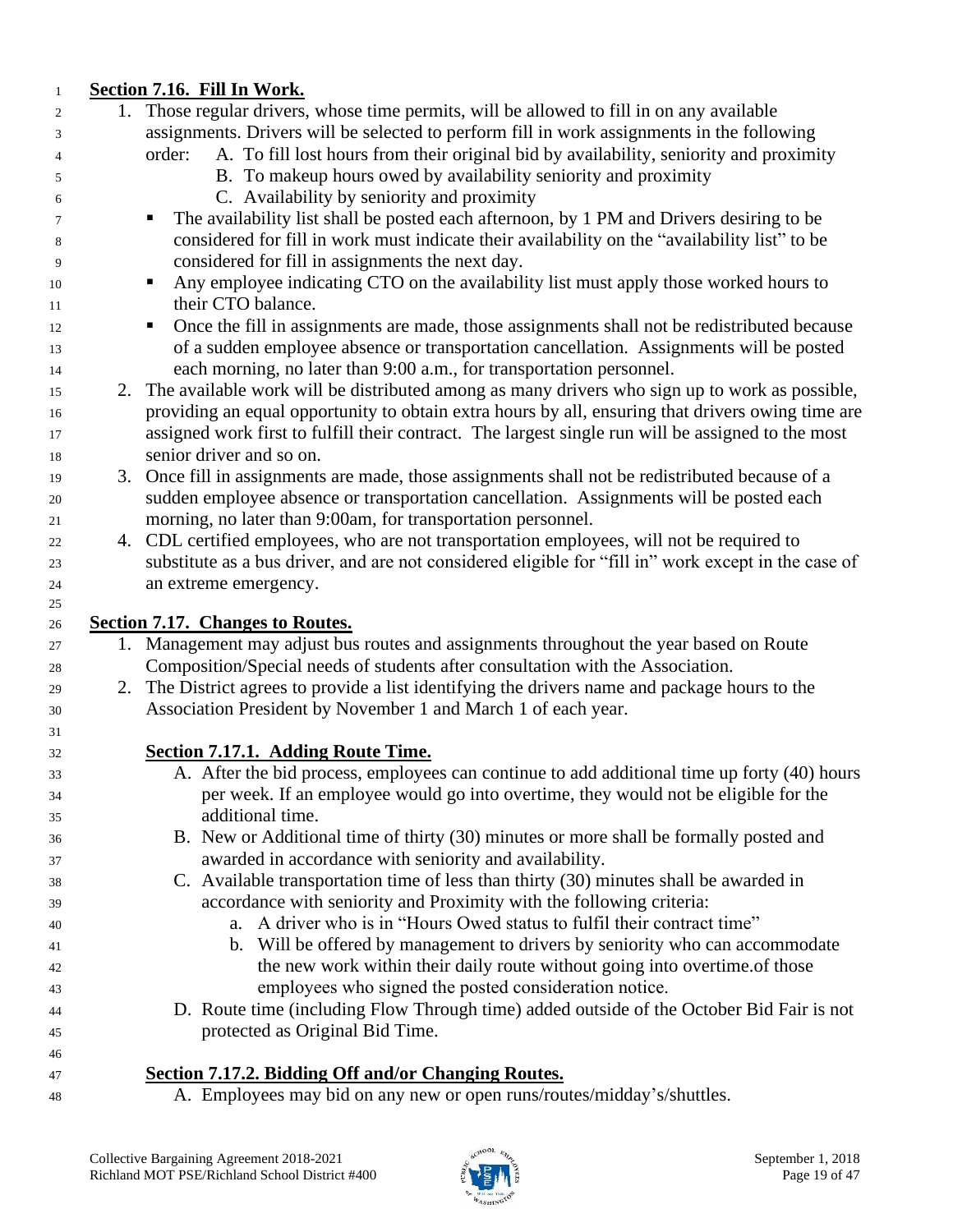**Section 7.16. Fill In Work.**

1. Those regular drivers, whose time permits, will be allowed to fill in on any available assignments. Drivers will be selected to perform fill in work assignments in the following order:
   A. To fill lost hours from their original bid by availability, seniority and proximity
   B. To makeup hours owed by availability seniority and proximity
   C. Availability by seniority and proximity
   - The availability list shall be posted each afternoon, by 1 PM and Drivers desiring to be considered for fill in work must indicate their availability on the "availability list" to be considered for fill in assignments the next day.
   - Any employee indicating CTO on the availability list must apply those worked hours to their CTO balance.
   - Once the fill in assignments are made, those assignments shall not be redistributed because of a sudden employee absence or transportation cancellation. Assignments will be posted each morning, no later than 9:00 a.m., for transportation personnel.
2. The available work will be distributed among as many drivers who sign up to work as possible, providing an equal opportunity to obtain extra hours by all, ensuring that drivers owing time are assigned work first to fulfill their contract. The largest single run will be assigned to the most senior driver and so on.
3. Once fill in assignments are made, those assignments shall not be redistributed because of a sudden employee absence or transportation cancellation. Assignments will be posted each morning, no later than 9:00am, for transportation personnel.
4. CDL certified employees, who are not transportation employees, will not be required to substitute as a bus driver, and are not considered eligible for "fill in" work except in the case of an extreme emergency.

**Section 7.17. Changes to Routes.**

1. Management may adjust bus routes and assignments throughout the year based on Route Composition/Special needs of students after consultation with the Association.
2. The District agrees to provide a list identifying the drivers name and package hours to the Association President by November 1 and March 1 of each year.

**Section 7.17.1. Adding Route Time.**

A. After the bid process, employees can continue to add additional time up forty (40) hours per week. If an employee would go into overtime, they would not be eligible for the additional time.

B. New or Additional time of thirty (30) minutes or more shall be formally posted and awarded in accordance with seniority and availability.

C. Available transportation time of less than thirty (30) minutes shall be awarded in accordance with seniority and Proximity with the following criteria:
   a. A driver who is in "Hours Owed status to fulfil their contract time"
   b. Will be offered by management to drivers by seniority who can accommodate the new work within their daily route without going into overtime.of those employees who signed the posted consideration notice.

D. Route time (including Flow Through time) added outside of the October Bid Fair is not protected as Original Bid Time.

**Section 7.17.2. Bidding Off and/or Changing Routes.**

A. Employees may bid on any new or open runs/routes/midday's/shuttles.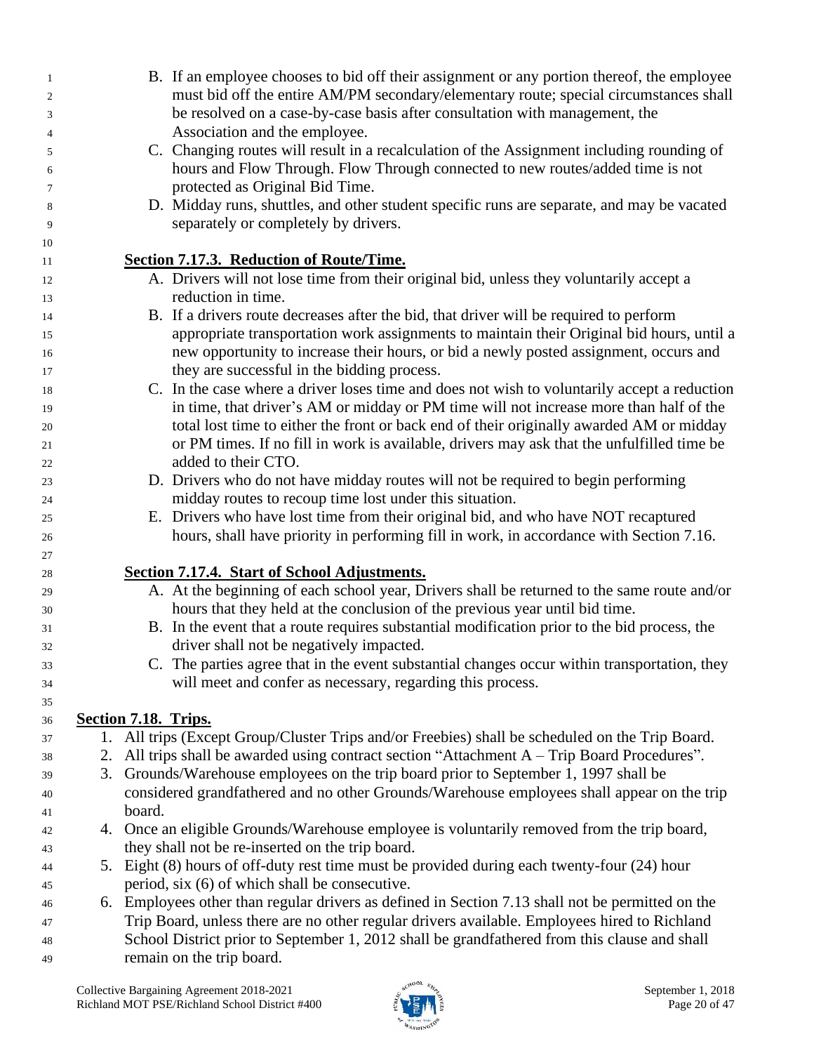B. If an employee chooses to bid off their assignment or any portion thereof, the employee must bid off the entire AM/PM secondary/elementary route; special circumstances shall be resolved on a case-by-case basis after consultation with management, the Association and the employee.

C. Changing routes will result in a recalculation of the Assignment including rounding of hours and Flow Through. Flow Through connected to new routes/added time is not protected as Original Bid Time.

D. Midday runs, shuttles, and other student specific runs are separate, and may be vacated separately or completely by drivers.

**Section 7.17.3. Reduction of Route/Time.**

A. Drivers will not lose time from their original bid, unless they voluntarily accept a reduction in time.

B. If a drivers route decreases after the bid, that driver will be required to perform appropriate transportation work assignments to maintain their Original bid hours, until a new opportunity to increase their hours, or bid a newly posted assignment, occurs and they are successful in the bidding process.

C. In the case where a driver loses time and does not wish to voluntarily accept a reduction in time, that driver's AM or midday or PM time will not increase more than half of the total lost time to either the front or back end of their originally awarded AM or midday or PM times. If no fill in work is available, drivers may ask that the unfulfilled time be added to their CTO.

D. Drivers who do not have midday routes will not be required to begin performing midday routes to recoup time lost under this situation.

E. Drivers who have lost time from their original bid, and who have NOT recaptured hours, shall have priority in performing fill in work, in accordance with Section 7.16.

**Section 7.17.4. Start of School Adjustments.**

A. At the beginning of each school year, Drivers shall be returned to the same route and/or hours that they held at the conclusion of the previous year until bid time.

B. In the event that a route requires substantial modification prior to the bid process, the driver shall not be negatively impacted.

C. The parties agree that in the event substantial changes occur within transportation, they will meet and confer as necessary, regarding this process.

**Section 7.18. Trips.**

1. All trips (Except Group/Cluster Trips and/or Freebies) shall be scheduled on the Trip Board.
2. All trips shall be awarded using contract section "Attachment A – Trip Board Procedures".
3. Grounds/Warehouse employees on the trip board prior to September 1, 1997 shall be considered grandfathered and no other Grounds/Warehouse employees shall appear on the trip board.
4. Once an eligible Grounds/Warehouse employee is voluntarily removed from the trip board, they shall not be re-inserted on the trip board.
5. Eight (8) hours of off-duty rest time must be provided during each twenty-four (24) hour period, six (6) of which shall be consecutive.
6. Employees other than regular drivers as defined in Section 7.13 shall not be permitted on the Trip Board, unless there are no other regular drivers available. Employees hired to Richland School District prior to September 1, 2012 shall be grandfathered from this clause and shall remain on the trip board.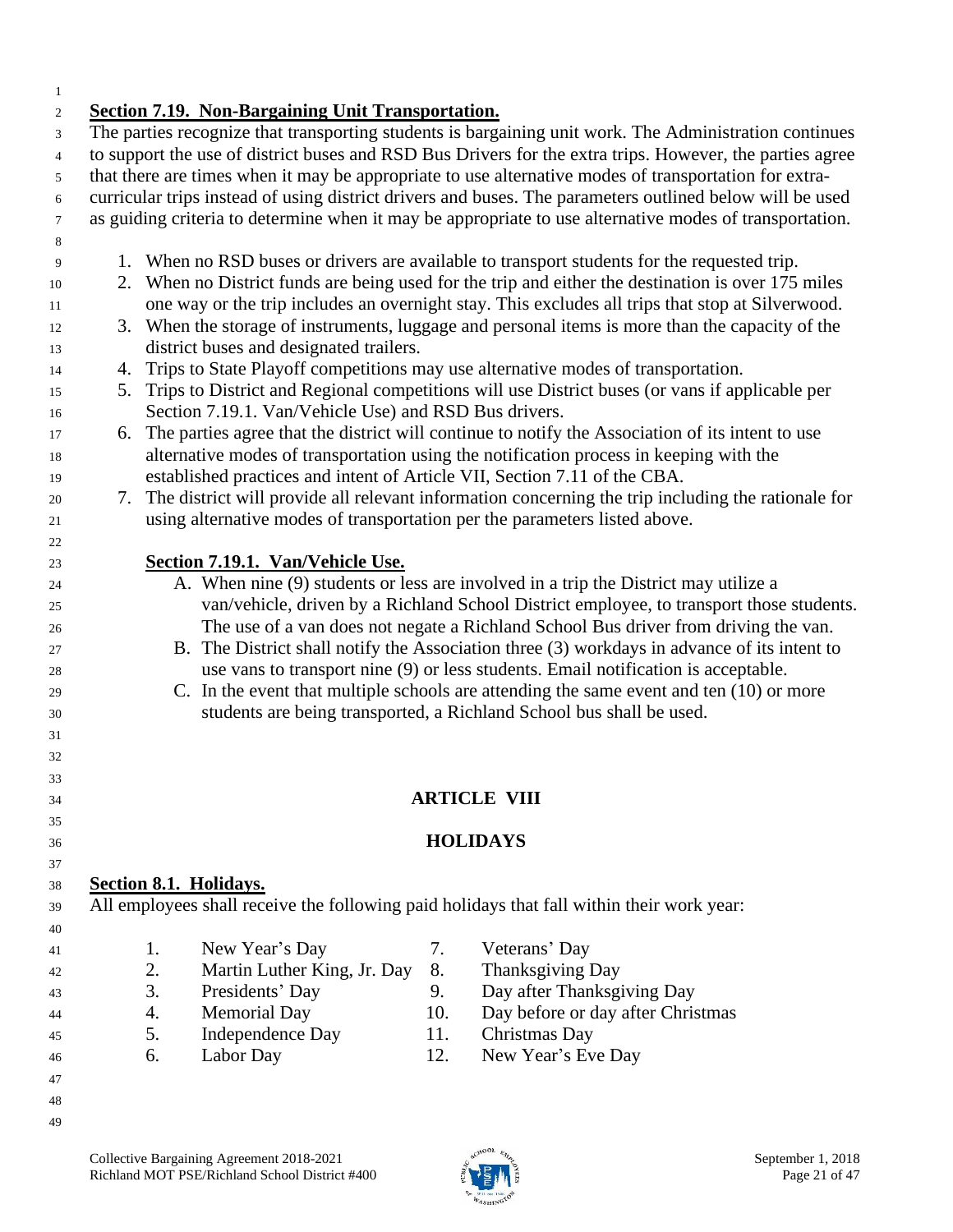**Section 7.19. Non-Bargaining Unit Transportation.**

The parties recognize that transporting students is bargaining unit work. The Administration continues to support the use of district buses and RSD Bus Drivers for the extra trips. However, the parties agree that there are times when it may be appropriate to use alternative modes of transportation for extra-curricular trips instead of using district drivers and buses. The parameters outlined below will be used as guiding criteria to determine when it may be appropriate to use alternative modes of transportation.

1. When no RSD buses or drivers are available to transport students for the requested trip.
2. When no District funds are being used for the trip and either the destination is over 175 miles one way or the trip includes an overnight stay. This excludes all trips that stop at Silverwood.
3. When the storage of instruments, luggage and personal items is more than the capacity of the district buses and designated trailers.
4. Trips to State Playoff competitions may use alternative modes of transportation.
5. Trips to District and Regional competitions will use District buses (or vans if applicable per Section 7.19.1. Van/Vehicle Use) and RSD Bus drivers.
6. The parties agree that the district will continue to notify the Association of its intent to use alternative modes of transportation using the notification process in keeping with the established practices and intent of Article VII, Section 7.11 of the CBA.
7. The district will provide all relevant information concerning the trip including the rationale for using alternative modes of transportation per the parameters listed above.

**Section 7.19.1. Van/Vehicle Use.**

A. When nine (9) students or less are involved in a trip the District may utilize a van/vehicle, driven by a Richland School District employee, to transport those students. The use of a van does not negate a Richland School Bus driver from driving the van.

B. The District shall notify the Association three (3) workdays in advance of its intent to use vans to transport nine (9) or less students. Email notification is acceptable.

C. In the event that multiple schools are attending the same event and ten (10) or more students are being transported, a Richland School bus shall be used.

# ARTICLE VIII

# HOLIDAYS

**Section 8.1. Holidays.**

All employees shall receive the following paid holidays that fall within their work year:

1. New Year's Day
2. Martin Luther King, Jr. Day
3. Presidents' Day
4. Memorial Day
5. Independence Day
6. Labor Day
7. Veterans' Day
8. Thanksgiving Day
9. Day after Thanksgiving Day
10. Day before or day after Christmas
11. Christmas Day
12. New Year's Eve Day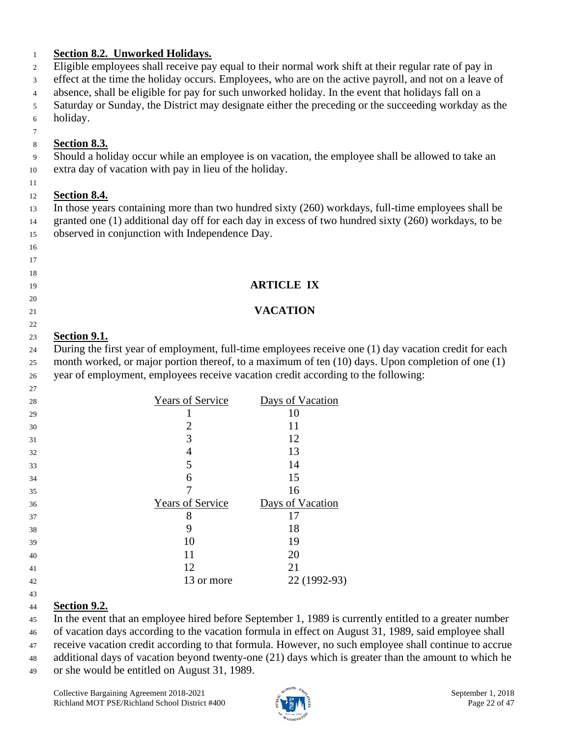**Section 8.2. Unworked Holidays.**

Eligible employees shall receive pay equal to their normal work shift at their regular rate of pay in effect at the time the holiday occurs. Employees, who are on the active payroll, and not on a leave of absence, shall be eligible for pay for such unworked holiday. In the event that holidays fall on a Saturday or Sunday, the District may designate either the preceding or the succeeding workday as the holiday.

**Section 8.3.**

Should a holiday occur while an employee is on vacation, the employee shall be allowed to take an extra day of vacation with pay in lieu of the holiday.

**Section 8.4.**

In those years containing more than two hundred sixty (260) workdays, full-time employees shall be granted one (1) additional day off for each day in excess of two hundred sixty (260) workdays, to be observed in conjunction with Independence Day.

## ARTICLE IX

## VACATION

**Section 9.1.**

During the first year of employment, full-time employees receive one (1) day vacation credit for each month worked, or major portion thereof, to a maximum of ten (10) days. Upon completion of one (1) year of employment, employees receive vacation credit according to the following:

| Years of Service | Days of Vacation |
|---|---|
| 1 | 10 |
| 2 | 11 |
| 3 | 12 |
| 4 | 13 |
| 5 | 14 |
| 6 | 15 |
| 7 | 16 |
| Years of Service | Days of Vacation |
| 8 | 17 |
| 9 | 18 |
| 10 | 19 |
| 11 | 20 |
| 12 | 21 |
| 13 or more | 22 (1992-93) |

**Section 9.2.**

In the event that an employee hired before September 1, 1989 is currently entitled to a greater number of vacation days according to the vacation formula in effect on August 31, 1989, said employee shall receive vacation credit according to that formula. However, no such employee shall continue to accrue additional days of vacation beyond twenty-one (21) days which is greater than the amount to which he or she would be entitled on August 31, 1989.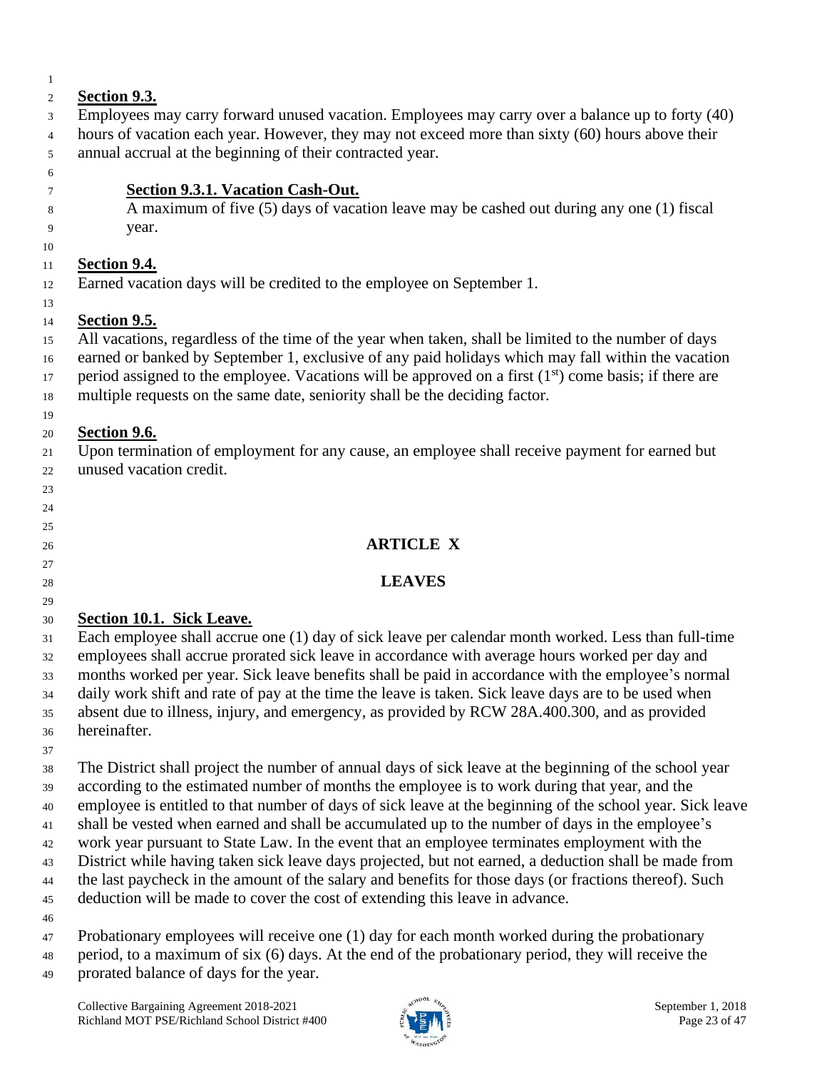**Section 9.3.**

Employees may carry forward unused vacation. Employees may carry over a balance up to forty (40) hours of vacation each year. However, they may not exceed more than sixty (60) hours above their annual accrual at the beginning of their contracted year.

**Section 9.3.1. Vacation Cash-Out.**

A maximum of five (5) days of vacation leave may be cashed out during any one (1) fiscal year.

**Section 9.4.**

Earned vacation days will be credited to the employee on September 1.

**Section 9.5.**

All vacations, regardless of the time of the year when taken, shall be limited to the number of days earned or banked by September 1, exclusive of any paid holidays which may fall within the vacation period assigned to the employee. Vacations will be approved on a first (1st) come basis; if there are multiple requests on the same date, seniority shall be the deciding factor.

**Section 9.6.**

Upon termination of employment for any cause, an employee shall receive payment for earned but unused vacation credit.

## ARTICLE X

## LEAVES

**Section 10.1. Sick Leave.**

Each employee shall accrue one (1) day of sick leave per calendar month worked. Less than full-time employees shall accrue prorated sick leave in accordance with average hours worked per day and months worked per year. Sick leave benefits shall be paid in accordance with the employee's normal daily work shift and rate of pay at the time the leave is taken. Sick leave days are to be used when absent due to illness, injury, and emergency, as provided by RCW 28A.400.300, and as provided hereinafter.

The District shall project the number of annual days of sick leave at the beginning of the school year according to the estimated number of months the employee is to work during that year, and the employee is entitled to that number of days of sick leave at the beginning of the school year. Sick leave shall be vested when earned and shall be accumulated up to the number of days in the employee's work year pursuant to State Law. In the event that an employee terminates employment with the District while having taken sick leave days projected, but not earned, a deduction shall be made from the last paycheck in the amount of the salary and benefits for those days (or fractions thereof). Such deduction will be made to cover the cost of extending this leave in advance.

Probationary employees will receive one (1) day for each month worked during the probationary period, to a maximum of six (6) days. At the end of the probationary period, they will receive the prorated balance of days for the year.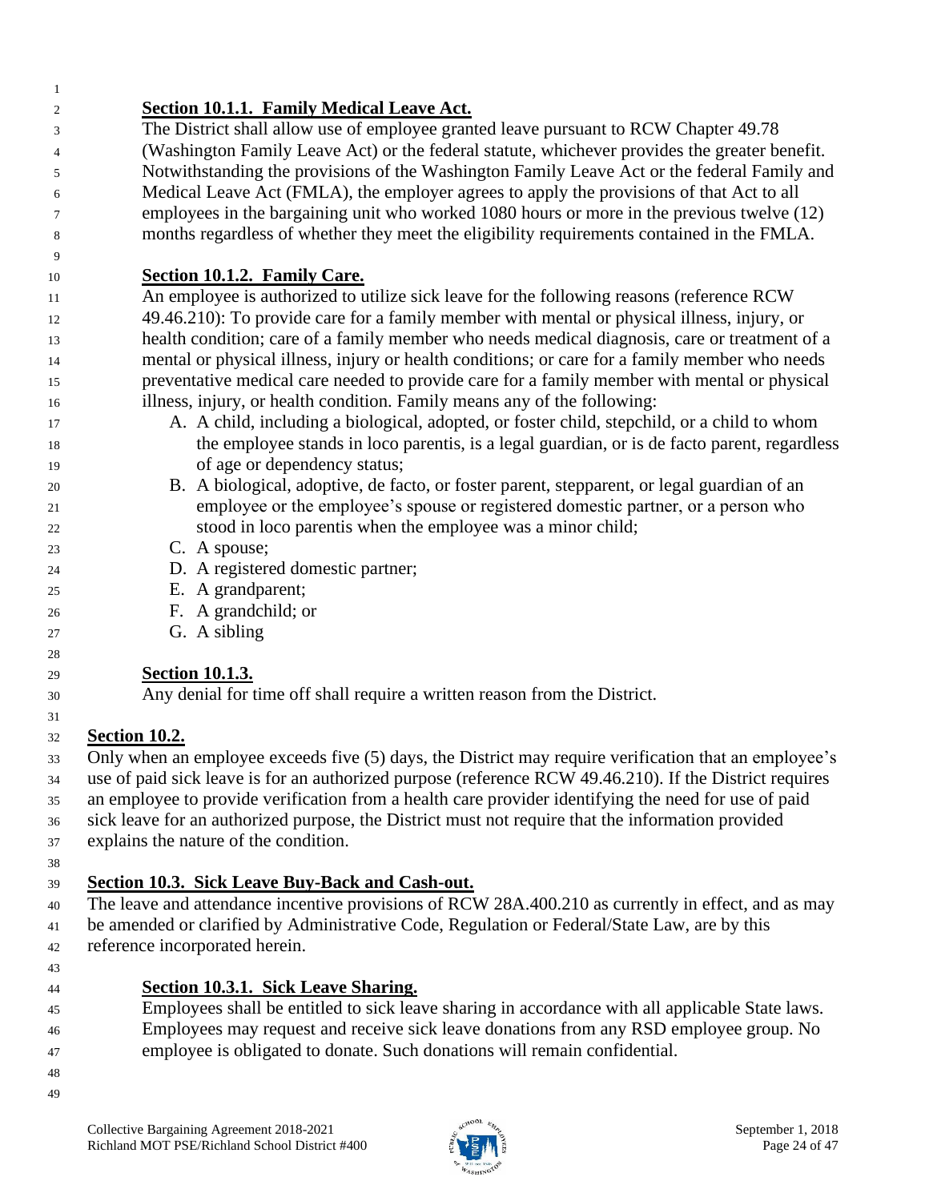### Section 10.1.1. Family Medical Leave Act.

The District shall allow use of employee granted leave pursuant to RCW Chapter 49.78 (Washington Family Leave Act) or the federal statute, whichever provides the greater benefit. Notwithstanding the provisions of the Washington Family Leave Act or the federal Family and Medical Leave Act (FMLA), the employer agrees to apply the provisions of that Act to all employees in the bargaining unit who worked 1080 hours or more in the previous twelve (12) months regardless of whether they meet the eligibility requirements contained in the FMLA.

### Section 10.1.2. Family Care.

An employee is authorized to utilize sick leave for the following reasons (reference RCW 49.46.210): To provide care for a family member with mental or physical illness, injury, or health condition; care of a family member who needs medical diagnosis, care or treatment of a mental or physical illness, injury or health conditions; or care for a family member who needs preventative medical care needed to provide care for a family member with mental or physical illness, injury, or health condition. Family means any of the following:

A. A child, including a biological, adopted, or foster child, stepchild, or a child to whom the employee stands in loco parentis, is a legal guardian, or is de facto parent, regardless of age or dependency status;
B. A biological, adoptive, de facto, or foster parent, stepparent, or legal guardian of an employee or the employee's spouse or registered domestic partner, or a person who stood in loco parentis when the employee was a minor child;
C. A spouse;
D. A registered domestic partner;
E. A grandparent;
F. A grandchild; or
G. A sibling

### Section 10.1.3.

Any denial for time off shall require a written reason from the District.

## Section 10.2.

Only when an employee exceeds five (5) days, the District may require verification that an employee's use of paid sick leave is for an authorized purpose (reference RCW 49.46.210). If the District requires an employee to provide verification from a health care provider identifying the need for use of paid sick leave for an authorized purpose, the District must not require that the information provided explains the nature of the condition.

## Section 10.3. Sick Leave Buy-Back and Cash-out.

The leave and attendance incentive provisions of RCW 28A.400.210 as currently in effect, and as may be amended or clarified by Administrative Code, Regulation or Federal/State Law, are by this reference incorporated herein.

### Section 10.3.1. Sick Leave Sharing.

Employees shall be entitled to sick leave sharing in accordance with all applicable State laws. Employees may request and receive sick leave donations from any RSD employee group. No employee is obligated to donate. Such donations will remain confidential.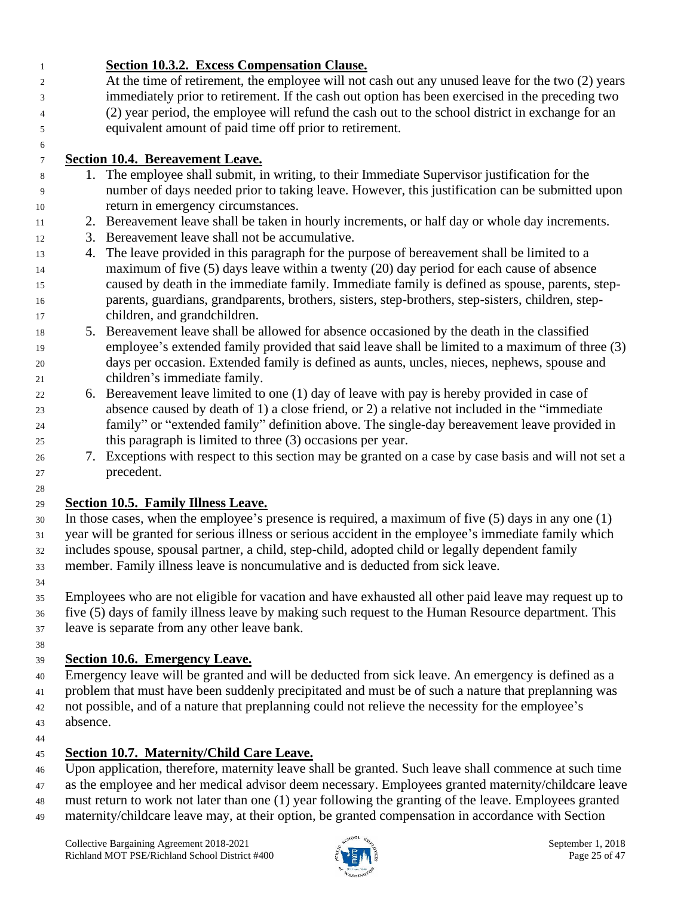**Section 10.3.2. Excess Compensation Clause.**

At the time of retirement, the employee will not cash out any unused leave for the two (2) years immediately prior to retirement. If the cash out option has been exercised in the preceding two (2) year period, the employee will refund the cash out to the school district in exchange for an equivalent amount of paid time off prior to retirement.

**Section 10.4. Bereavement Leave.**

1. The employee shall submit, in writing, to their Immediate Supervisor justification for the number of days needed prior to taking leave. However, this justification can be submitted upon return in emergency circumstances.
2. Bereavement leave shall be taken in hourly increments, or half day or whole day increments.
3. Bereavement leave shall not be accumulative.
4. The leave provided in this paragraph for the purpose of bereavement shall be limited to a maximum of five (5) days leave within a twenty (20) day period for each cause of absence caused by death in the immediate family. Immediate family is defined as spouse, parents, step-parents, guardians, grandparents, brothers, sisters, step-brothers, step-sisters, children, step-children, and grandchildren.
5. Bereavement leave shall be allowed for absence occasioned by the death in the classified employee's extended family provided that said leave shall be limited to a maximum of three (3) days per occasion. Extended family is defined as aunts, uncles, nieces, nephews, spouse and children's immediate family.
6. Bereavement leave limited to one (1) day of leave with pay is hereby provided in case of absence caused by death of 1) a close friend, or 2) a relative not included in the "immediate family" or "extended family" definition above. The single-day bereavement leave provided in this paragraph is limited to three (3) occasions per year.
7. Exceptions with respect to this section may be granted on a case by case basis and will not set a precedent.

**Section 10.5. Family Illness Leave.**

In those cases, when the employee's presence is required, a maximum of five (5) days in any one (1) year will be granted for serious illness or serious accident in the employee's immediate family which includes spouse, spousal partner, a child, step-child, adopted child or legally dependent family member. Family illness leave is noncumulative and is deducted from sick leave.

Employees who are not eligible for vacation and have exhausted all other paid leave may request up to five (5) days of family illness leave by making such request to the Human Resource department. This leave is separate from any other leave bank.

**Section 10.6. Emergency Leave.**

Emergency leave will be granted and will be deducted from sick leave. An emergency is defined as a problem that must have been suddenly precipitated and must be of such a nature that preplanning was not possible, and of a nature that preplanning could not relieve the necessity for the employee's absence.

**Section 10.7. Maternity/Child Care Leave.**

Upon application, therefore, maternity leave shall be granted. Such leave shall commence at such time as the employee and her medical advisor deem necessary. Employees granted maternity/childcare leave must return to work not later than one (1) year following the granting of the leave. Employees granted maternity/childcare leave may, at their option, be granted compensation in accordance with Section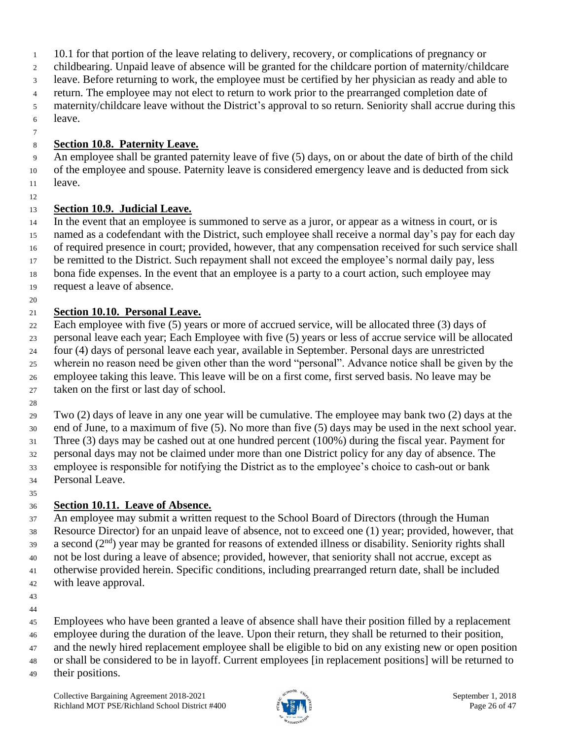10.1 for that portion of the leave relating to delivery, recovery, or complications of pregnancy or childbearing. Unpaid leave of absence will be granted for the childcare portion of maternity/childcare leave. Before returning to work, the employee must be certified by her physician as ready and able to return. The employee may not elect to return to work prior to the prearranged completion date of maternity/childcare leave without the District's approval to so return. Seniority shall accrue during this leave.

**Section 10.8. Paternity Leave.**

An employee shall be granted paternity leave of five (5) days, on or about the date of birth of the child of the employee and spouse. Paternity leave is considered emergency leave and is deducted from sick leave.

**Section 10.9. Judicial Leave.**

In the event that an employee is summoned to serve as a juror, or appear as a witness in court, or is named as a codefendant with the District, such employee shall receive a normal day's pay for each day of required presence in court; provided, however, that any compensation received for such service shall be remitted to the District. Such repayment shall not exceed the employee's normal daily pay, less bona fide expenses. In the event that an employee is a party to a court action, such employee may request a leave of absence.

**Section 10.10. Personal Leave.**

Each employee with five (5) years or more of accrued service, will be allocated three (3) days of personal leave each year; Each Employee with five (5) years or less of accrue service will be allocated four (4) days of personal leave each year, available in September. Personal days are unrestricted wherein no reason need be given other than the word "personal". Advance notice shall be given by the employee taking this leave. This leave will be on a first come, first served basis. No leave may be taken on the first or last day of school.

Two (2) days of leave in any one year will be cumulative. The employee may bank two (2) days at the end of June, to a maximum of five (5). No more than five (5) days may be used in the next school year. Three (3) days may be cashed out at one hundred percent (100%) during the fiscal year. Payment for personal days may not be claimed under more than one District policy for any day of absence. The employee is responsible for notifying the District as to the employee's choice to cash-out or bank Personal Leave.

**Section 10.11. Leave of Absence.**

An employee may submit a written request to the School Board of Directors (through the Human Resource Director) for an unpaid leave of absence, not to exceed one (1) year; provided, however, that a second (2nd) year may be granted for reasons of extended illness or disability. Seniority rights shall not be lost during a leave of absence; provided, however, that seniority shall not accrue, except as otherwise provided herein. Specific conditions, including prearranged return date, shall be included with leave approval.

Employees who have been granted a leave of absence shall have their position filled by a replacement employee during the duration of the leave. Upon their return, they shall be returned to their position, and the newly hired replacement employee shall be eligible to bid on any existing new or open position or shall be considered to be in layoff. Current employees [in replacement positions] will be returned to their positions.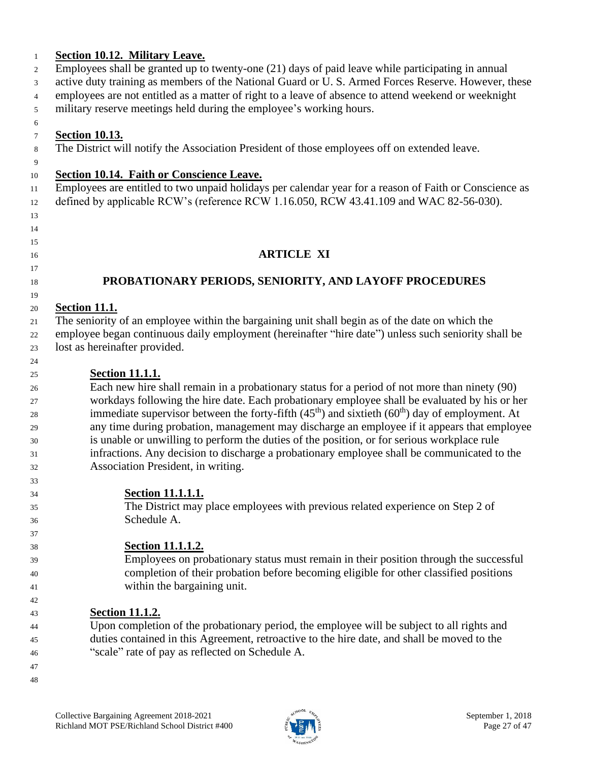**Section 10.12. Military Leave.**
Employees shall be granted up to twenty-one (21) days of paid leave while participating in annual active duty training as members of the National Guard or U. S. Armed Forces Reserve. However, these employees are not entitled as a matter of right to a leave of absence to attend weekend or weeknight military reserve meetings held during the employee's working hours.

**Section 10.13.**
The District will notify the Association President of those employees off on extended leave.

**Section 10.14. Faith or Conscience Leave.**
Employees are entitled to two unpaid holidays per calendar year for a reason of Faith or Conscience as defined by applicable RCW's (reference RCW 1.16.050, RCW 43.41.109 and WAC 82-56-030).

## ARTICLE XI

## PROBATIONARY PERIODS, SENIORITY, AND LAYOFF PROCEDURES

**Section 11.1.**
The seniority of an employee within the bargaining unit shall begin as of the date on which the employee began continuous daily employment (hereinafter "hire date") unless such seniority shall be lost as hereinafter provided.

**Section 11.1.1.**
Each new hire shall remain in a probationary status for a period of not more than ninety (90) workdays following the hire date. Each probationary employee shall be evaluated by his or her immediate supervisor between the forty-fifth (45th) and sixtieth (60th) day of employment. At any time during probation, management may discharge an employee if it appears that employee is unable or unwilling to perform the duties of the position, or for serious workplace rule infractions. Any decision to discharge a probationary employee shall be communicated to the Association President, in writing.

**Section 11.1.1.1.**
The District may place employees with previous related experience on Step 2 of Schedule A.

**Section 11.1.1.2.**
Employees on probationary status must remain in their position through the successful completion of their probation before becoming eligible for other classified positions within the bargaining unit.

**Section 11.1.2.**
Upon completion of the probationary period, the employee will be subject to all rights and duties contained in this Agreement, retroactive to the hire date, and shall be moved to the "scale" rate of pay as reflected on Schedule A.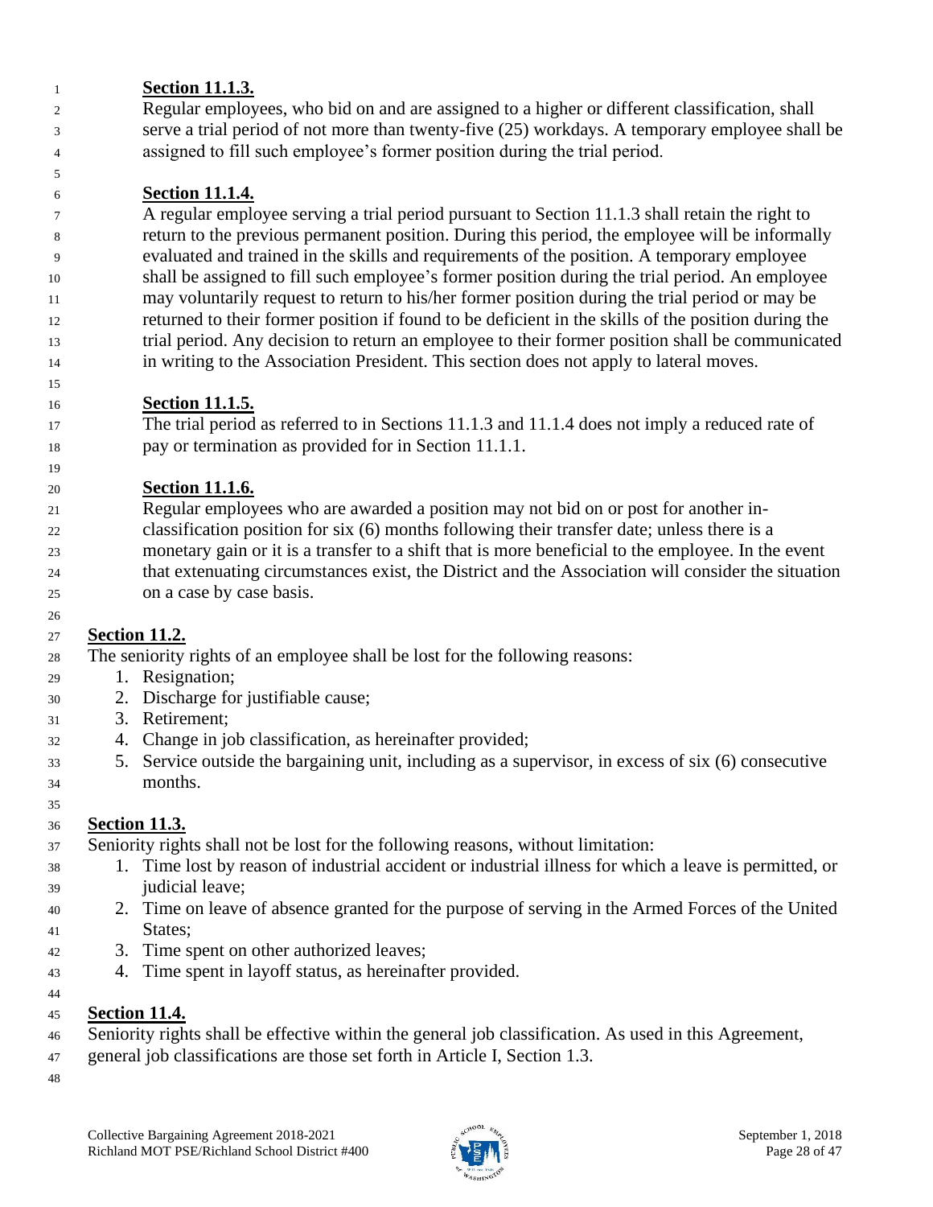**Section 11.1.3.**

Regular employees, who bid on and are assigned to a higher or different classification, shall serve a trial period of not more than twenty-five (25) workdays. A temporary employee shall be assigned to fill such employee's former position during the trial period.

**Section 11.1.4.**

A regular employee serving a trial period pursuant to Section 11.1.3 shall retain the right to return to the previous permanent position. During this period, the employee will be informally evaluated and trained in the skills and requirements of the position. A temporary employee shall be assigned to fill such employee's former position during the trial period. An employee may voluntarily request to return to his/her former position during the trial period or may be returned to their former position if found to be deficient in the skills of the position during the trial period. Any decision to return an employee to their former position shall be communicated in writing to the Association President. This section does not apply to lateral moves.

**Section 11.1.5.**

The trial period as referred to in Sections 11.1.3 and 11.1.4 does not imply a reduced rate of pay or termination as provided for in Section 11.1.1.

**Section 11.1.6.**

Regular employees who are awarded a position may not bid on or post for another in-classification position for six (6) months following their transfer date; unless there is a monetary gain or it is a transfer to a shift that is more beneficial to the employee. In the event that extenuating circumstances exist, the District and the Association will consider the situation on a case by case basis.

**Section 11.2.**

The seniority rights of an employee shall be lost for the following reasons:

1. Resignation;
2. Discharge for justifiable cause;
3. Retirement;
4. Change in job classification, as hereinafter provided;
5. Service outside the bargaining unit, including as a supervisor, in excess of six (6) consecutive months.

**Section 11.3.**

Seniority rights shall not be lost for the following reasons, without limitation:

1. Time lost by reason of industrial accident or industrial illness for which a leave is permitted, or judicial leave;
2. Time on leave of absence granted for the purpose of serving in the Armed Forces of the United States;
3. Time spent on other authorized leaves;
4. Time spent in layoff status, as hereinafter provided.

**Section 11.4.**

Seniority rights shall be effective within the general job classification. As used in this Agreement, general job classifications are those set forth in Article I, Section 1.3.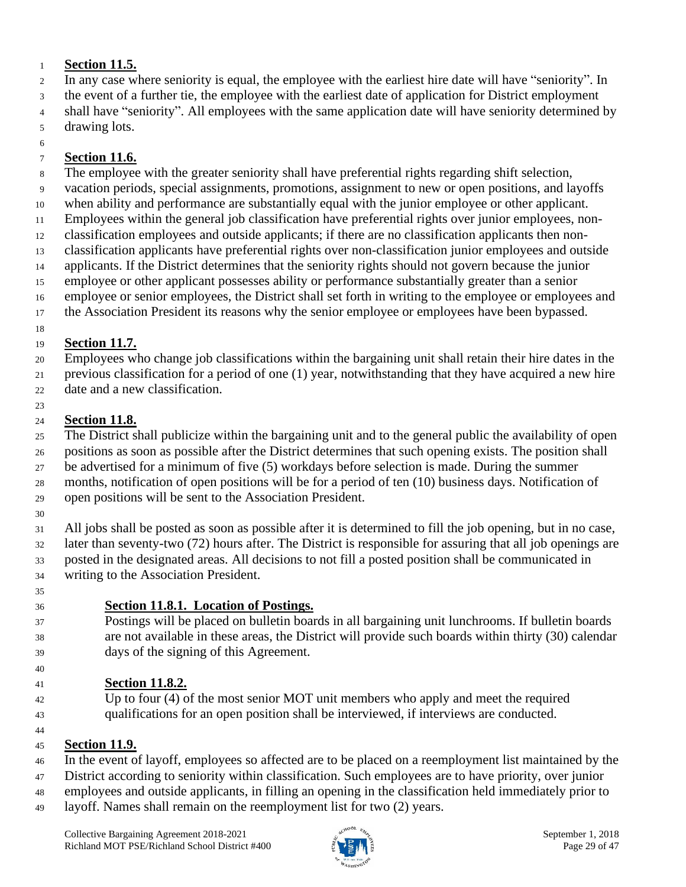**Section 11.5.**

In any case where seniority is equal, the employee with the earliest hire date will have "seniority". In the event of a further tie, the employee with the earliest date of application for District employment shall have "seniority". All employees with the same application date will have seniority determined by drawing lots.

**Section 11.6.**

The employee with the greater seniority shall have preferential rights regarding shift selection, vacation periods, special assignments, promotions, assignment to new or open positions, and layoffs when ability and performance are substantially equal with the junior employee or other applicant. Employees within the general job classification have preferential rights over junior employees, non-classification employees and outside applicants; if there are no classification applicants then non-classification applicants have preferential rights over non-classification junior employees and outside applicants. If the District determines that the seniority rights should not govern because the junior employee or other applicant possesses ability or performance substantially greater than a senior employee or senior employees, the District shall set forth in writing to the employee or employees and the Association President its reasons why the senior employee or employees have been bypassed.

**Section 11.7.**

Employees who change job classifications within the bargaining unit shall retain their hire dates in the previous classification for a period of one (1) year, notwithstanding that they have acquired a new hire date and a new classification.

**Section 11.8.**

The District shall publicize within the bargaining unit and to the general public the availability of open positions as soon as possible after the District determines that such opening exists. The position shall be advertised for a minimum of five (5) workdays before selection is made. During the summer months, notification of open positions will be for a period of ten (10) business days. Notification of open positions will be sent to the Association President.

All jobs shall be posted as soon as possible after it is determined to fill the job opening, but in no case, later than seventy-two (72) hours after. The District is responsible for assuring that all job openings are posted in the designated areas. All decisions to not fill a posted position shall be communicated in writing to the Association President.

**Section 11.8.1. Location of Postings.**

Postings will be placed on bulletin boards in all bargaining unit lunchrooms. If bulletin boards are not available in these areas, the District will provide such boards within thirty (30) calendar days of the signing of this Agreement.

**Section 11.8.2.**

Up to four (4) of the most senior MOT unit members who apply and meet the required qualifications for an open position shall be interviewed, if interviews are conducted.

**Section 11.9.**

In the event of layoff, employees so affected are to be placed on a reemployment list maintained by the District according to seniority within classification. Such employees are to have priority, over junior employees and outside applicants, in filling an opening in the classification held immediately prior to layoff. Names shall remain on the reemployment list for two (2) years.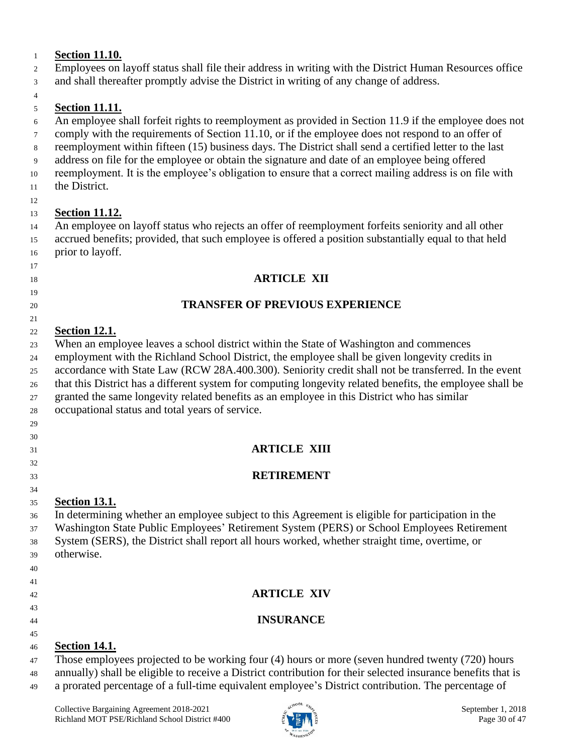**Section 11.10.**

Employees on layoff status shall file their address in writing with the District Human Resources office and shall thereafter promptly advise the District in writing of any change of address.

**Section 11.11.**

An employee shall forfeit rights to reemployment as provided in Section 11.9 if the employee does not comply with the requirements of Section 11.10, or if the employee does not respond to an offer of reemployment within fifteen (15) business days. The District shall send a certified letter to the last address on file for the employee or obtain the signature and date of an employee being offered reemployment. It is the employee's obligation to ensure that a correct mailing address is on file with the District.

**Section 11.12.**

An employee on layoff status who rejects an offer of reemployment forfeits seniority and all other accrued benefits; provided, that such employee is offered a position substantially equal to that held prior to layoff.

## ARTICLE XII

## TRANSFER OF PREVIOUS EXPERIENCE

**Section 12.1.**

When an employee leaves a school district within the State of Washington and commences employment with the Richland School District, the employee shall be given longevity credits in accordance with State Law (RCW 28A.400.300). Seniority credit shall not be transferred. In the event that this District has a different system for computing longevity related benefits, the employee shall be granted the same longevity related benefits as an employee in this District who has similar occupational status and total years of service.

## ARTICLE XIII

## RETIREMENT

**Section 13.1.**

In determining whether an employee subject to this Agreement is eligible for participation in the Washington State Public Employees' Retirement System (PERS) or School Employees Retirement System (SERS), the District shall report all hours worked, whether straight time, overtime, or otherwise.

## ARTICLE XIV

## INSURANCE

**Section 14.1.**

Those employees projected to be working four (4) hours or more (seven hundred twenty (720) hours annually) shall be eligible to receive a District contribution for their selected insurance benefits that is a prorated percentage of a full-time equivalent employee's District contribution. The percentage of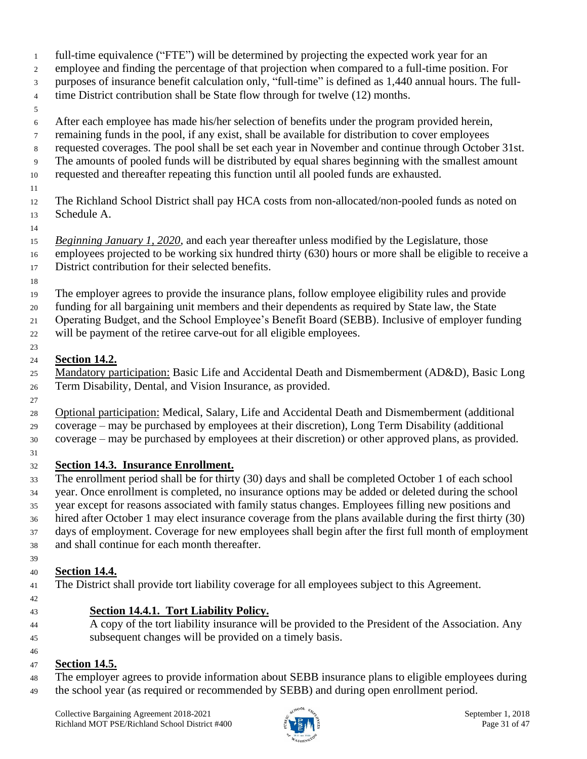full-time equivalence ("FTE") will be determined by projecting the expected work year for an employee and finding the percentage of that projection when compared to a full-time position. For purposes of insurance benefit calculation only, "full-time" is defined as 1,440 annual hours. The full-time District contribution shall be State flow through for twelve (12) months.

After each employee has made his/her selection of benefits under the program provided herein, remaining funds in the pool, if any exist, shall be available for distribution to cover employees requested coverages. The pool shall be set each year in November and continue through October 31st. The amounts of pooled funds will be distributed by equal shares beginning with the smallest amount requested and thereafter repeating this function until all pooled funds are exhausted.

The Richland School District shall pay HCA costs from non-allocated/non-pooled funds as noted on Schedule A.

*Beginning January 1, 2020*, and each year thereafter unless modified by the Legislature, those employees projected to be working six hundred thirty (630) hours or more shall be eligible to receive a District contribution for their selected benefits.

The employer agrees to provide the insurance plans, follow employee eligibility rules and provide funding for all bargaining unit members and their dependents as required by State law, the State Operating Budget, and the School Employee's Benefit Board (SEBB). Inclusive of employer funding will be payment of the retiree carve-out for all eligible employees.

**Section 14.2.**

Mandatory participation: Basic Life and Accidental Death and Dismemberment (AD&D), Basic Long Term Disability, Dental, and Vision Insurance, as provided.

Optional participation: Medical, Salary, Life and Accidental Death and Dismemberment (additional coverage – may be purchased by employees at their discretion), Long Term Disability (additional coverage – may be purchased by employees at their discretion) or other approved plans, as provided.

**Section 14.3. Insurance Enrollment.**

The enrollment period shall be for thirty (30) days and shall be completed October 1 of each school year. Once enrollment is completed, no insurance options may be added or deleted during the school year except for reasons associated with family status changes. Employees filling new positions and hired after October 1 may elect insurance coverage from the plans available during the first thirty (30) days of employment. Coverage for new employees shall begin after the first full month of employment and shall continue for each month thereafter.

**Section 14.4.**

The District shall provide tort liability coverage for all employees subject to this Agreement.

**Section 14.4.1. Tort Liability Policy.**

A copy of the tort liability insurance will be provided to the President of the Association. Any subsequent changes will be provided on a timely basis.

**Section 14.5.**

The employer agrees to provide information about SEBB insurance plans to eligible employees during the school year (as required or recommended by SEBB) and during open enrollment period.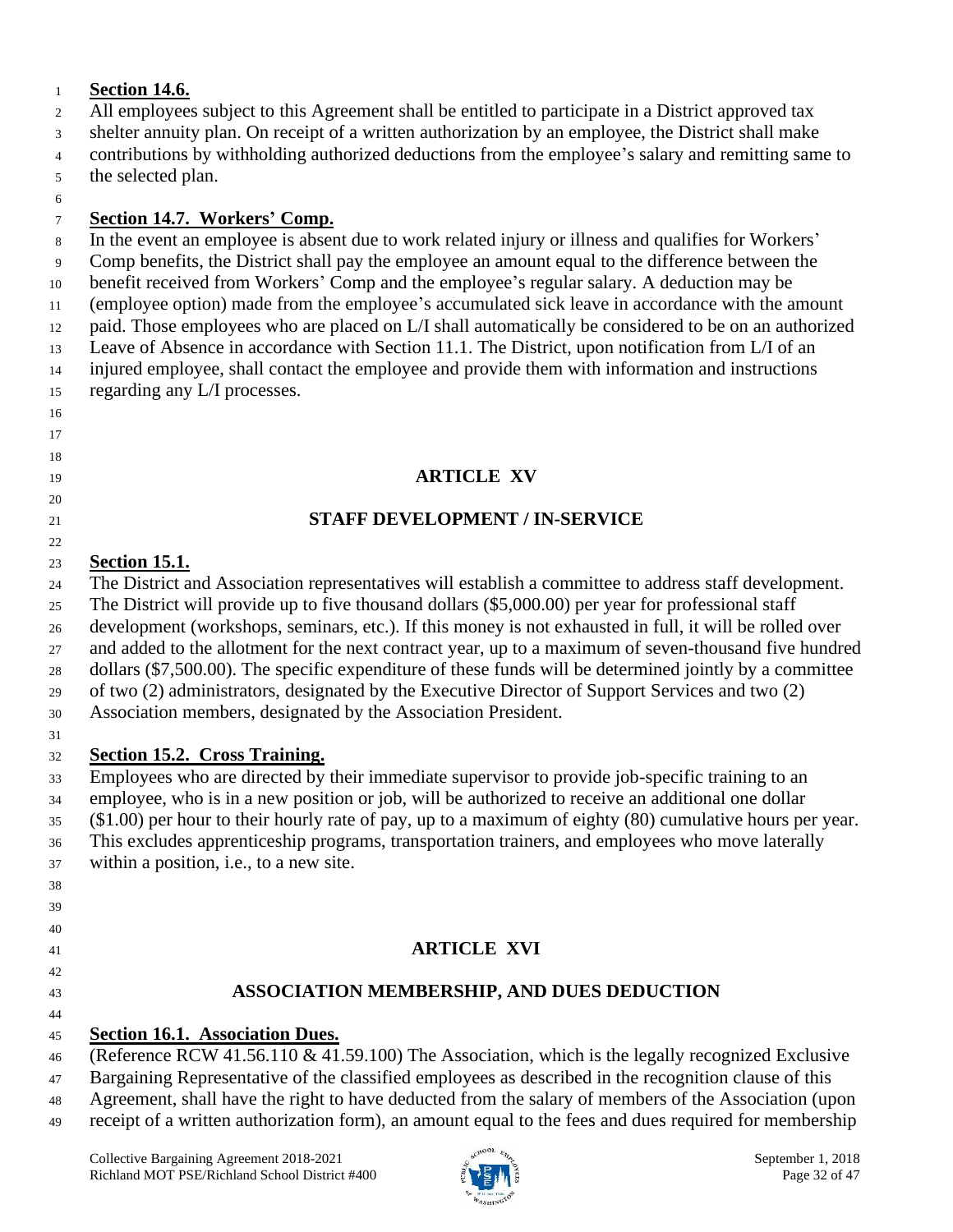**Section 14.6.**

All employees subject to this Agreement shall be entitled to participate in a District approved tax shelter annuity plan. On receipt of a written authorization by an employee, the District shall make contributions by withholding authorized deductions from the employee's salary and remitting same to the selected plan.

**Section 14.7. Workers' Comp.**

In the event an employee is absent due to work related injury or illness and qualifies for Workers' Comp benefits, the District shall pay the employee an amount equal to the difference between the benefit received from Workers' Comp and the employee's regular salary. A deduction may be (employee option) made from the employee's accumulated sick leave in accordance with the amount paid. Those employees who are placed on L/I shall automatically be considered to be on an authorized Leave of Absence in accordance with Section 11.1. The District, upon notification from L/I of an injured employee, shall contact the employee and provide them with information and instructions regarding any L/I processes.

## ARTICLE XV

## STAFF DEVELOPMENT / IN-SERVICE

**Section 15.1.**

The District and Association representatives will establish a committee to address staff development. The District will provide up to five thousand dollars ($5,000.00) per year for professional staff development (workshops, seminars, etc.). If this money is not exhausted in full, it will be rolled over and added to the allotment for the next contract year, up to a maximum of seven-thousand five hundred dollars ($7,500.00). The specific expenditure of these funds will be determined jointly by a committee of two (2) administrators, designated by the Executive Director of Support Services and two (2) Association members, designated by the Association President.

**Section 15.2. Cross Training.**

Employees who are directed by their immediate supervisor to provide job-specific training to an employee, who is in a new position or job, will be authorized to receive an additional one dollar ($1.00) per hour to their hourly rate of pay, up to a maximum of eighty (80) cumulative hours per year. This excludes apprenticeship programs, transportation trainers, and employees who move laterally within a position, i.e., to a new site.

## ARTICLE XVI

## ASSOCIATION MEMBERSHIP, AND DUES DEDUCTION

**Section 16.1. Association Dues.**

(Reference RCW 41.56.110 & 41.59.100) The Association, which is the legally recognized Exclusive Bargaining Representative of the classified employees as described in the recognition clause of this Agreement, shall have the right to have deducted from the salary of members of the Association (upon receipt of a written authorization form), an amount equal to the fees and dues required for membership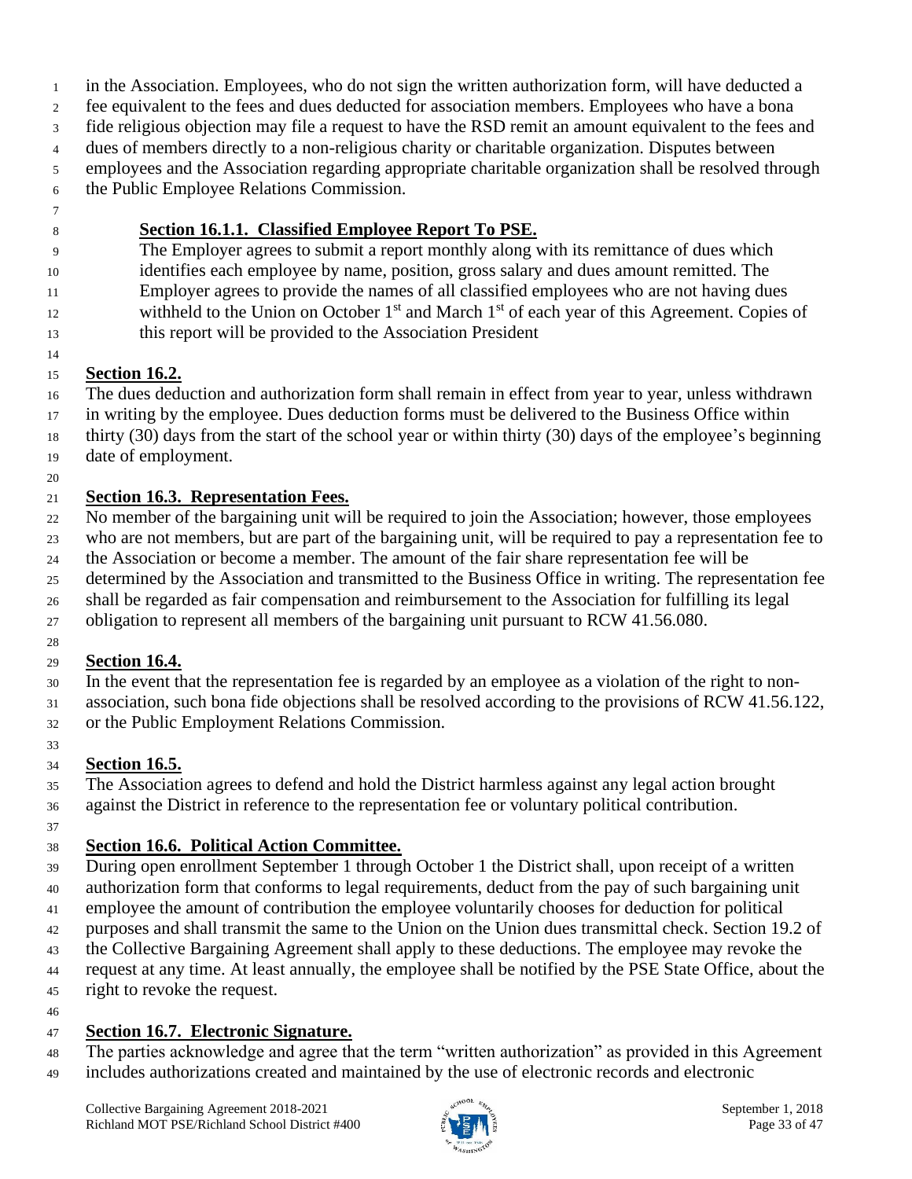in the Association. Employees, who do not sign the written authorization form, will have deducted a fee equivalent to the fees and dues deducted for association members. Employees who have a bona fide religious objection may file a request to have the RSD remit an amount equivalent to the fees and dues of members directly to a non-religious charity or charitable organization. Disputes between employees and the Association regarding appropriate charitable organization shall be resolved through the Public Employee Relations Commission.

**Section 16.1.1. Classified Employee Report To PSE.**

The Employer agrees to submit a report monthly along with its remittance of dues which identifies each employee by name, position, gross salary and dues amount remitted. The Employer agrees to provide the names of all classified employees who are not having dues withheld to the Union on October 1st and March 1st of each year of this Agreement. Copies of this report will be provided to the Association President

**Section 16.2.**

The dues deduction and authorization form shall remain in effect from year to year, unless withdrawn in writing by the employee. Dues deduction forms must be delivered to the Business Office within thirty (30) days from the start of the school year or within thirty (30) days of the employee's beginning date of employment.

**Section 16.3. Representation Fees.**

No member of the bargaining unit will be required to join the Association; however, those employees who are not members, but are part of the bargaining unit, will be required to pay a representation fee to the Association or become a member. The amount of the fair share representation fee will be determined by the Association and transmitted to the Business Office in writing. The representation fee shall be regarded as fair compensation and reimbursement to the Association for fulfilling its legal obligation to represent all members of the bargaining unit pursuant to RCW 41.56.080.

**Section 16.4.**

In the event that the representation fee is regarded by an employee as a violation of the right to non-association, such bona fide objections shall be resolved according to the provisions of RCW 41.56.122, or the Public Employment Relations Commission.

**Section 16.5.**

The Association agrees to defend and hold the District harmless against any legal action brought against the District in reference to the representation fee or voluntary political contribution.

**Section 16.6. Political Action Committee.**

During open enrollment September 1 through October 1 the District shall, upon receipt of a written authorization form that conforms to legal requirements, deduct from the pay of such bargaining unit employee the amount of contribution the employee voluntarily chooses for deduction for political purposes and shall transmit the same to the Union on the Union dues transmittal check. Section 19.2 of the Collective Bargaining Agreement shall apply to these deductions. The employee may revoke the request at any time. At least annually, the employee shall be notified by the PSE State Office, about the right to revoke the request.

**Section 16.7. Electronic Signature.**

The parties acknowledge and agree that the term "written authorization" as provided in this Agreement includes authorizations created and maintained by the use of electronic records and electronic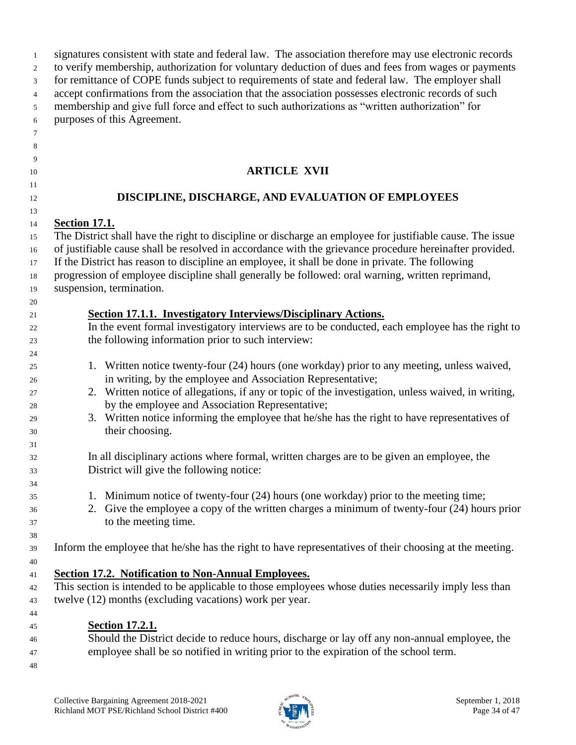signatures consistent with state and federal law. The association therefore may use electronic records to verify membership, authorization for voluntary deduction of dues and fees from wages or payments for remittance of COPE funds subject to requirements of state and federal law. The employer shall accept confirmations from the association that the association possesses electronic records of such membership and give full force and effect to such authorizations as "written authorization" for purposes of this Agreement.

## ARTICLE XVII

## DISCIPLINE, DISCHARGE, AND EVALUATION OF EMPLOYEES

**Section 17.1.**

The District shall have the right to discipline or discharge an employee for justifiable cause. The issue of justifiable cause shall be resolved in accordance with the grievance procedure hereinafter provided. If the District has reason to discipline an employee, it shall be done in private. The following progression of employee discipline shall generally be followed: oral warning, written reprimand, suspension, termination.

**Section 17.1.1. Investigatory Interviews/Disciplinary Actions.**

In the event formal investigatory interviews are to be conducted, each employee has the right to the following information prior to such interview:

1. Written notice twenty-four (24) hours (one workday) prior to any meeting, unless waived, in writing, by the employee and Association Representative;
2. Written notice of allegations, if any or topic of the investigation, unless waived, in writing, by the employee and Association Representative;
3. Written notice informing the employee that he/she has the right to have representatives of their choosing.

In all disciplinary actions where formal, written charges are to be given an employee, the District will give the following notice:

1. Minimum notice of twenty-four (24) hours (one workday) prior to the meeting time;
2. Give the employee a copy of the written charges a minimum of twenty-four (24) hours prior to the meeting time.

Inform the employee that he/she has the right to have representatives of their choosing at the meeting.

**Section 17.2. Notification to Non-Annual Employees.**

This section is intended to be applicable to those employees whose duties necessarily imply less than twelve (12) months (excluding vacations) work per year.

**Section 17.2.1.**

Should the District decide to reduce hours, discharge or lay off any non-annual employee, the employee shall be so notified in writing prior to the expiration of the school term.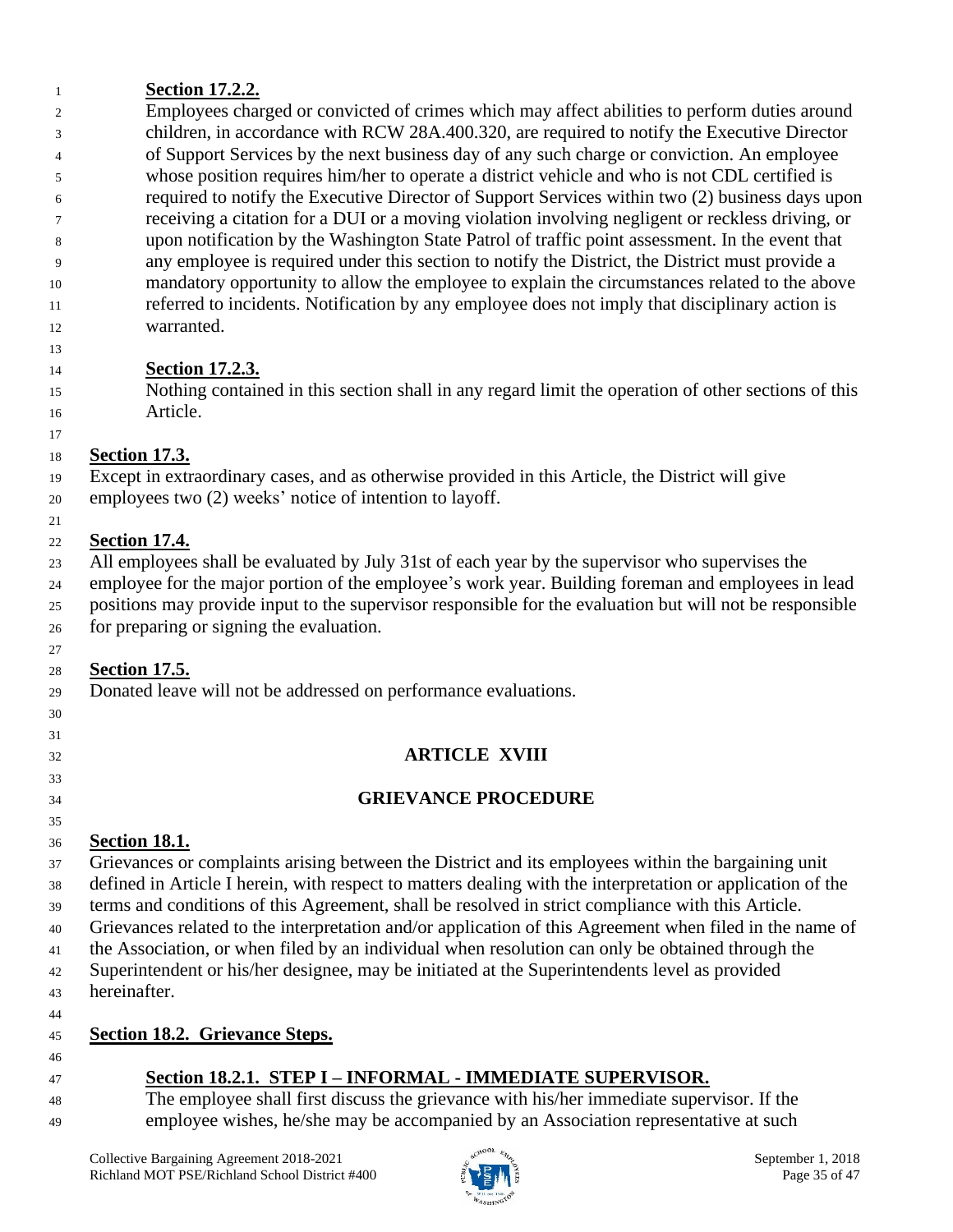**Section 17.2.2.**

Employees charged or convicted of crimes which may affect abilities to perform duties around children, in accordance with RCW 28A.400.320, are required to notify the Executive Director of Support Services by the next business day of any such charge or conviction. An employee whose position requires him/her to operate a district vehicle and who is not CDL certified is required to notify the Executive Director of Support Services within two (2) business days upon receiving a citation for a DUI or a moving violation involving negligent or reckless driving, or upon notification by the Washington State Patrol of traffic point assessment. In the event that any employee is required under this section to notify the District, the District must provide a mandatory opportunity to allow the employee to explain the circumstances related to the above referred to incidents. Notification by any employee does not imply that disciplinary action is warranted.

**Section 17.2.3.**

Nothing contained in this section shall in any regard limit the operation of other sections of this Article.

**Section 17.3.**

Except in extraordinary cases, and as otherwise provided in this Article, the District will give employees two (2) weeks' notice of intention to layoff.

**Section 17.4.**

All employees shall be evaluated by July 31st of each year by the supervisor who supervises the employee for the major portion of the employee's work year. Building foreman and employees in lead positions may provide input to the supervisor responsible for the evaluation but will not be responsible for preparing or signing the evaluation.

**Section 17.5.**

Donated leave will not be addressed on performance evaluations.

## ARTICLE XVIII

## GRIEVANCE PROCEDURE

**Section 18.1.**

Grievances or complaints arising between the District and its employees within the bargaining unit defined in Article I herein, with respect to matters dealing with the interpretation or application of the terms and conditions of this Agreement, shall be resolved in strict compliance with this Article. Grievances related to the interpretation and/or application of this Agreement when filed in the name of the Association, or when filed by an individual when resolution can only be obtained through the Superintendent or his/her designee, may be initiated at the Superintendents level as provided hereinafter.

**Section 18.2. Grievance Steps.**

**Section 18.2.1. STEP I – INFORMAL - IMMEDIATE SUPERVISOR.**

The employee shall first discuss the grievance with his/her immediate supervisor. If the employee wishes, he/she may be accompanied by an Association representative at such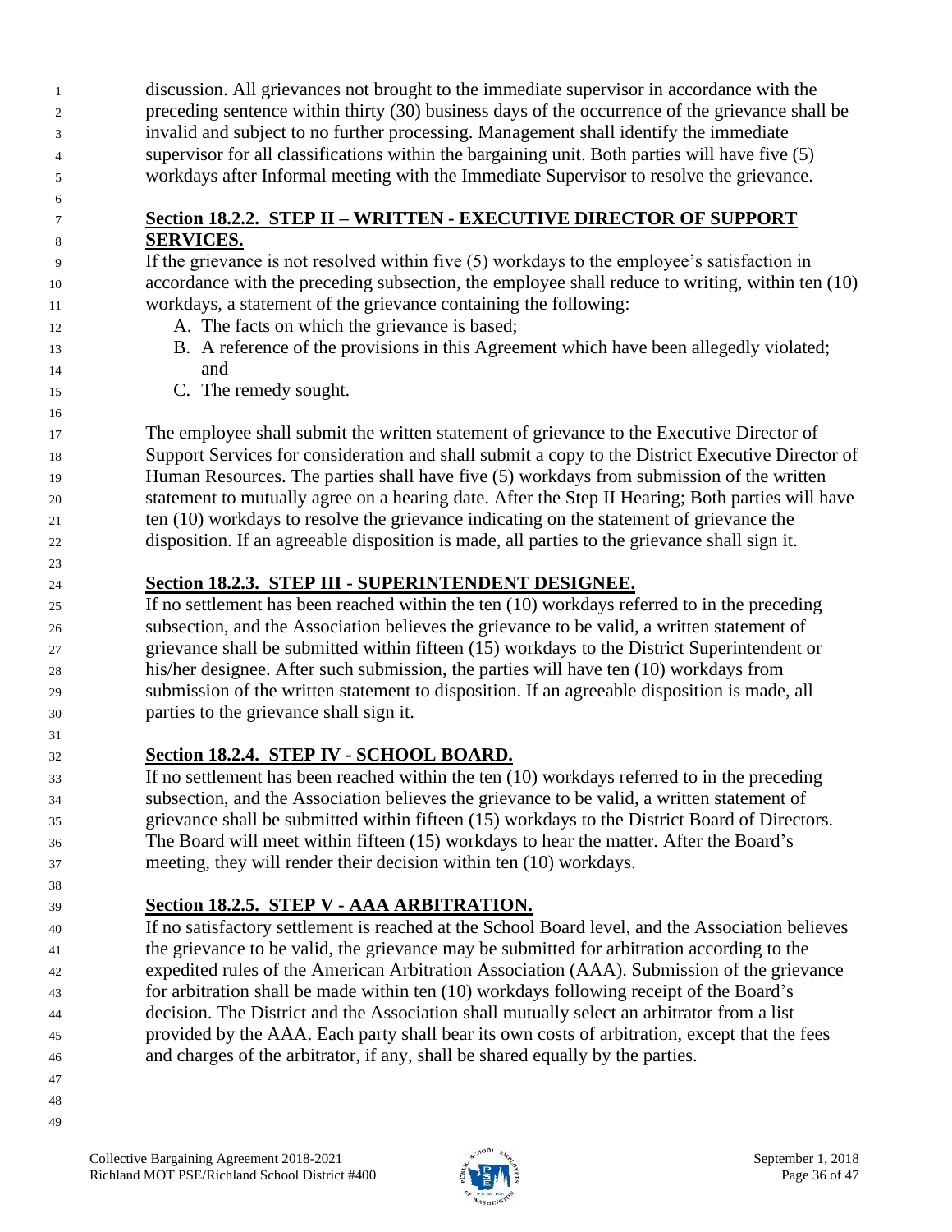discussion. All grievances not brought to the immediate supervisor in accordance with the preceding sentence within thirty (30) business days of the occurrence of the grievance shall be invalid and subject to no further processing. Management shall identify the immediate supervisor for all classifications within the bargaining unit. Both parties will have five (5) workdays after Informal meeting with the Immediate Supervisor to resolve the grievance.

**Section 18.2.2. STEP II – WRITTEN - EXECUTIVE DIRECTOR OF SUPPORT SERVICES.**

If the grievance is not resolved within five (5) workdays to the employee's satisfaction in accordance with the preceding subsection, the employee shall reduce to writing, within ten (10) workdays, a statement of the grievance containing the following:

A. The facts on which the grievance is based;
B. A reference of the provisions in this Agreement which have been allegedly violated; and
C. The remedy sought.

The employee shall submit the written statement of grievance to the Executive Director of Support Services for consideration and shall submit a copy to the District Executive Director of Human Resources. The parties shall have five (5) workdays from submission of the written statement to mutually agree on a hearing date. After the Step II Hearing; Both parties will have ten (10) workdays to resolve the grievance indicating on the statement of grievance the disposition. If an agreeable disposition is made, all parties to the grievance shall sign it.

**Section 18.2.3. STEP III - SUPERINTENDENT DESIGNEE.**

If no settlement has been reached within the ten (10) workdays referred to in the preceding subsection, and the Association believes the grievance to be valid, a written statement of grievance shall be submitted within fifteen (15) workdays to the District Superintendent or his/her designee. After such submission, the parties will have ten (10) workdays from submission of the written statement to disposition. If an agreeable disposition is made, all parties to the grievance shall sign it.

**Section 18.2.4. STEP IV - SCHOOL BOARD.**

If no settlement has been reached within the ten (10) workdays referred to in the preceding subsection, and the Association believes the grievance to be valid, a written statement of grievance shall be submitted within fifteen (15) workdays to the District Board of Directors. The Board will meet within fifteen (15) workdays to hear the matter. After the Board's meeting, they will render their decision within ten (10) workdays.

**Section 18.2.5. STEP V - AAA ARBITRATION.**

If no satisfactory settlement is reached at the School Board level, and the Association believes the grievance to be valid, the grievance may be submitted for arbitration according to the expedited rules of the American Arbitration Association (AAA). Submission of the grievance for arbitration shall be made within ten (10) workdays following receipt of the Board's decision. The District and the Association shall mutually select an arbitrator from a list provided by the AAA. Each party shall bear its own costs of arbitration, except that the fees and charges of the arbitrator, if any, shall be shared equally by the parties.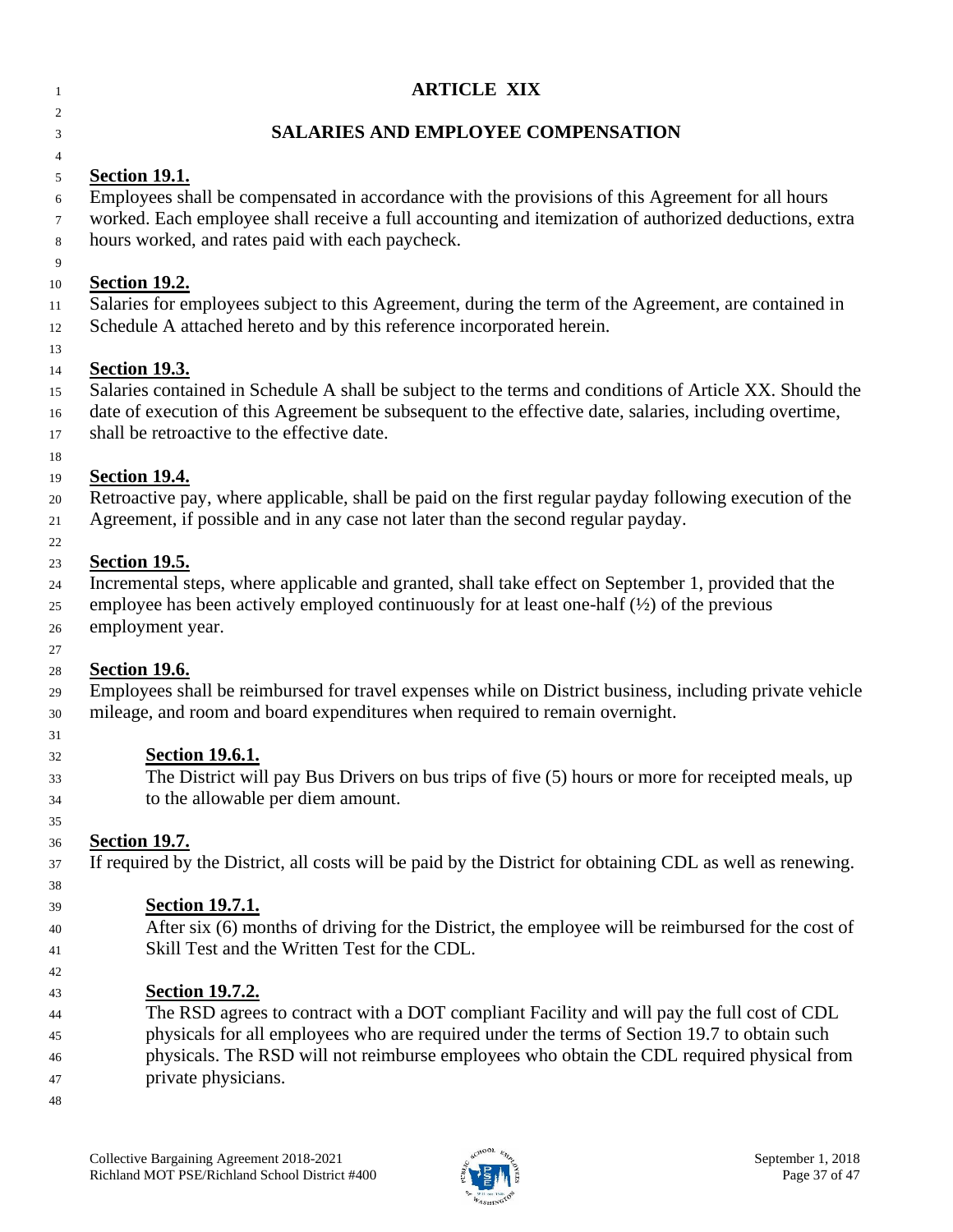# ARTICLE XIX

## SALARIES AND EMPLOYEE COMPENSATION

**Section 19.1.**
Employees shall be compensated in accordance with the provisions of this Agreement for all hours worked. Each employee shall receive a full accounting and itemization of authorized deductions, extra hours worked, and rates paid with each paycheck.

**Section 19.2.**
Salaries for employees subject to this Agreement, during the term of the Agreement, are contained in Schedule A attached hereto and by this reference incorporated herein.

**Section 19.3.**
Salaries contained in Schedule A shall be subject to the terms and conditions of Article XX. Should the date of execution of this Agreement be subsequent to the effective date, salaries, including overtime, shall be retroactive to the effective date.

**Section 19.4.**
Retroactive pay, where applicable, shall be paid on the first regular payday following execution of the Agreement, if possible and in any case not later than the second regular payday.

**Section 19.5.**
Incremental steps, where applicable and granted, shall take effect on September 1, provided that the employee has been actively employed continuously for at least one-half (½) of the previous employment year.

**Section 19.6.**
Employees shall be reimbursed for travel expenses while on District business, including private vehicle mileage, and room and board expenditures when required to remain overnight.

> **Section 19.6.1.**
> The District will pay Bus Drivers on bus trips of five (5) hours or more for receipted meals, up to the allowable per diem amount.

**Section 19.7.**
If required by the District, all costs will be paid by the District for obtaining CDL as well as renewing.

> **Section 19.7.1.**
> After six (6) months of driving for the District, the employee will be reimbursed for the cost of Skill Test and the Written Test for the CDL.

> **Section 19.7.2.**
> The RSD agrees to contract with a DOT compliant Facility and will pay the full cost of CDL physicals for all employees who are required under the terms of Section 19.7 to obtain such physicals. The RSD will not reimburse employees who obtain the CDL required physical from private physicians.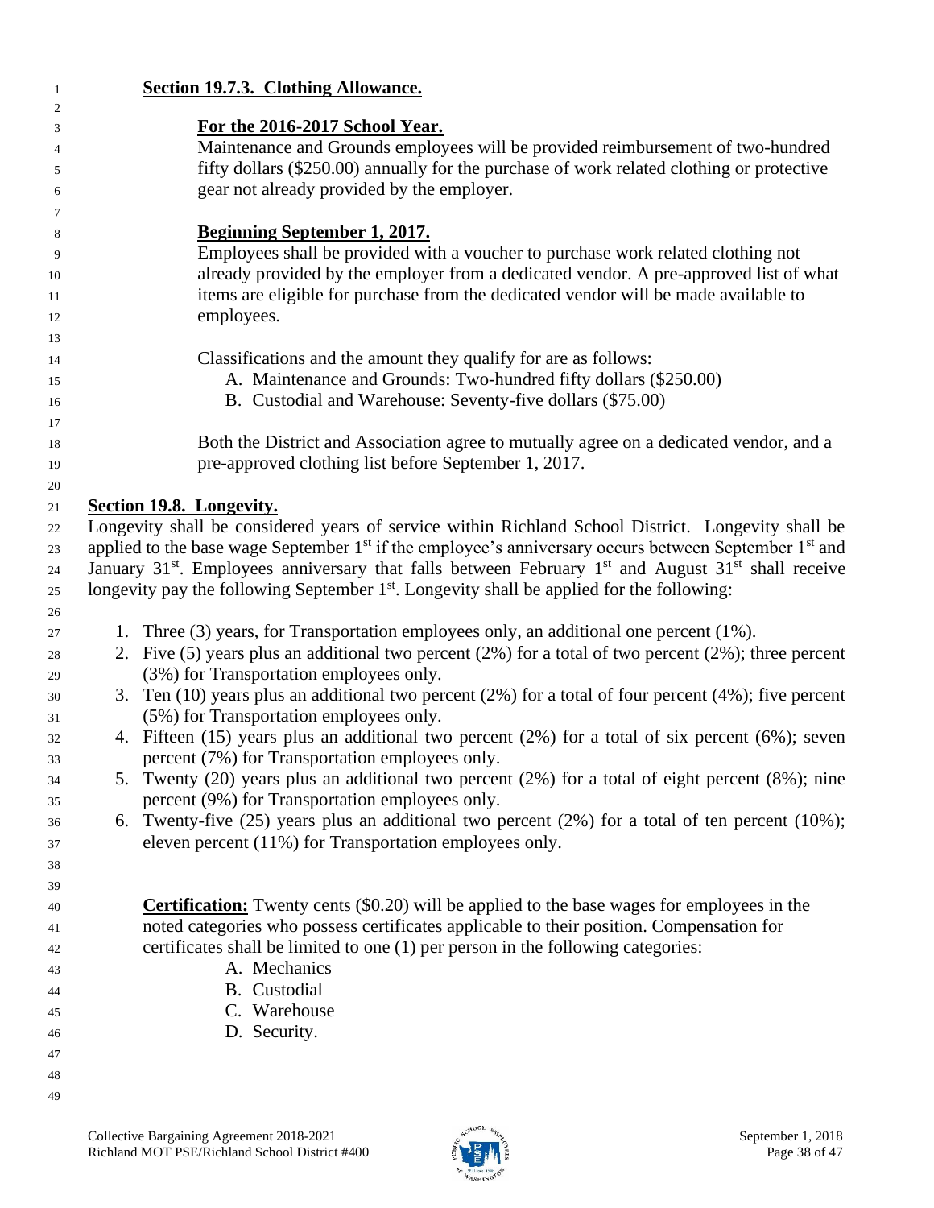**Section 19.7.3. Clothing Allowance.**

**For the 2016-2017 School Year.**

Maintenance and Grounds employees will be provided reimbursement of two-hundred fifty dollars ($250.00) annually for the purchase of work related clothing or protective gear not already provided by the employer.

**Beginning September 1, 2017.**

Employees shall be provided with a voucher to purchase work related clothing not already provided by the employer from a dedicated vendor. A pre-approved list of what items are eligible for purchase from the dedicated vendor will be made available to employees.

Classifications and the amount they qualify for are as follows:

A. Maintenance and Grounds: Two-hundred fifty dollars ($250.00)
B. Custodial and Warehouse: Seventy-five dollars ($75.00)

Both the District and Association agree to mutually agree on a dedicated vendor, and a pre-approved clothing list before September 1, 2017.

**Section 19.8. Longevity.**

Longevity shall be considered years of service within Richland School District. Longevity shall be applied to the base wage September 1st if the employee's anniversary occurs between September 1st and January 31st. Employees anniversary that falls between February 1st and August 31st shall receive longevity pay the following September 1st. Longevity shall be applied for the following:

1. Three (3) years, for Transportation employees only, an additional one percent (1%).
2. Five (5) years plus an additional two percent (2%) for a total of two percent (2%); three percent (3%) for Transportation employees only.
3. Ten (10) years plus an additional two percent (2%) for a total of four percent (4%); five percent (5%) for Transportation employees only.
4. Fifteen (15) years plus an additional two percent (2%) for a total of six percent (6%); seven percent (7%) for Transportation employees only.
5. Twenty (20) years plus an additional two percent (2%) for a total of eight percent (8%); nine percent (9%) for Transportation employees only.
6. Twenty-five (25) years plus an additional two percent (2%) for a total of ten percent (10%); eleven percent (11%) for Transportation employees only.

**Certification:** Twenty cents ($0.20) will be applied to the base wages for employees in the noted categories who possess certificates applicable to their position. Compensation for certificates shall be limited to one (1) per person in the following categories:

A. Mechanics
B. Custodial
C. Warehouse
D. Security.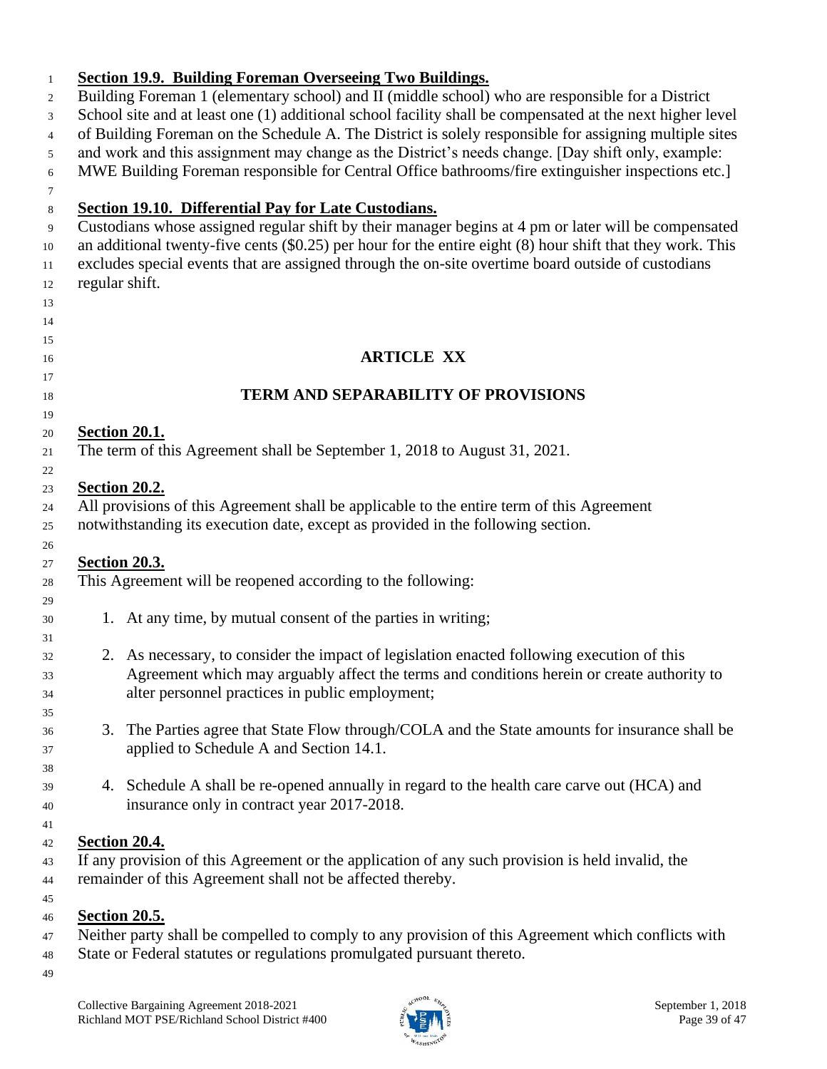**Section 19.9. Building Foreman Overseeing Two Buildings.**

Building Foreman 1 (elementary school) and II (middle school) who are responsible for a District School site and at least one (1) additional school facility shall be compensated at the next higher level of Building Foreman on the Schedule A. The District is solely responsible for assigning multiple sites and work and this assignment may change as the District's needs change. [Day shift only, example: MWE Building Foreman responsible for Central Office bathrooms/fire extinguisher inspections etc.]

**Section 19.10. Differential Pay for Late Custodians.**

Custodians whose assigned regular shift by their manager begins at 4 pm or later will be compensated an additional twenty-five cents ($0.25) per hour for the entire eight (8) hour shift that they work. This excludes special events that are assigned through the on-site overtime board outside of custodians regular shift.

# ARTICLE XX

## TERM AND SEPARABILITY OF PROVISIONS

**Section 20.1.**

The term of this Agreement shall be September 1, 2018 to August 31, 2021.

**Section 20.2.**

All provisions of this Agreement shall be applicable to the entire term of this Agreement notwithstanding its execution date, except as provided in the following section.

**Section 20.3.**

This Agreement will be reopened according to the following:

1. At any time, by mutual consent of the parties in writing;
2. As necessary, to consider the impact of legislation enacted following execution of this Agreement which may arguably affect the terms and conditions herein or create authority to alter personnel practices in public employment;
3. The Parties agree that State Flow through/COLA and the State amounts for insurance shall be applied to Schedule A and Section 14.1.
4. Schedule A shall be re-opened annually in regard to the health care carve out (HCA) and insurance only in contract year 2017-2018.

**Section 20.4.**

If any provision of this Agreement or the application of any such provision is held invalid, the remainder of this Agreement shall not be affected thereby.

**Section 20.5.**

Neither party shall be compelled to comply to any provision of this Agreement which conflicts with State or Federal statutes or regulations promulgated pursuant thereto.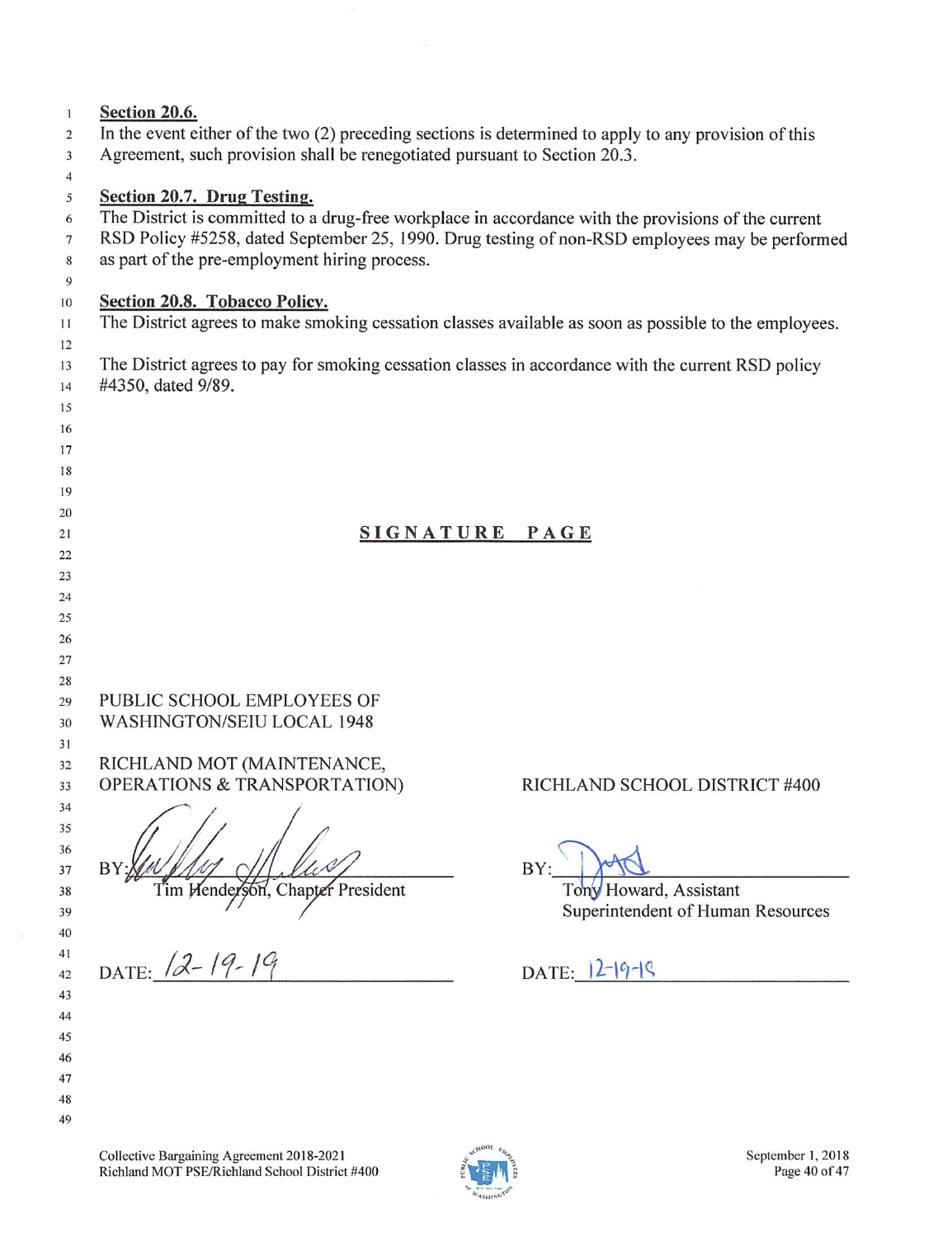**Section 20.6.**

In the event either of the two (2) preceding sections is determined to apply to any provision of this Agreement, such provision shall be renegotiated pursuant to Section 20.3.

**Section 20.7. Drug Testing.**

The District is committed to a drug-free workplace in accordance with the provisions of the current RSD Policy #5258, dated September 25, 1990. Drug testing of non-RSD employees may be performed as part of the pre-employment hiring process.

**Section 20.8. Tobacco Policy.**

The District agrees to make smoking cessation classes available as soon as possible to the employees.

The District agrees to pay for smoking cessation classes in accordance with the current RSD policy #4350, dated 9/89.

## SIGNATURE PAGE

PUBLIC SCHOOL EMPLOYEES OF WASHINGTON/SEIU LOCAL 1948

RICHLAND MOT (MAINTENANCE, OPERATIONS & TRANSPORTATION)

BY: ______________________
Tim Henderson, Chapter President

DATE: 12-19-19

RICHLAND SCHOOL DISTRICT #400

BY: ______________________
Tony Howard, Assistant Superintendent of Human Resources

DATE: 12-19-19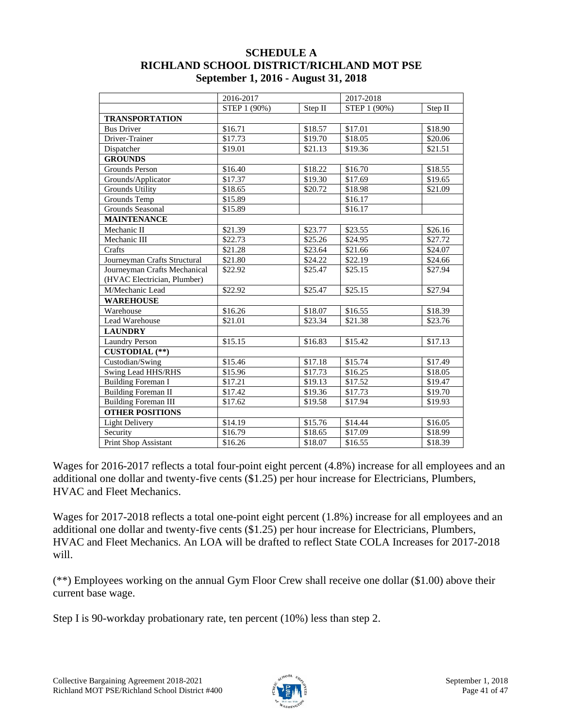# SCHEDULE A
## RICHLAND SCHOOL DISTRICT/RICHLAND MOT PSE
### September 1, 2016 - August 31, 2018

| | 2016-2017 | | 2017-2018 | |
|---|---|---|---|---|
| | STEP 1 (90%) | Step II | STEP 1 (90%) | Step II |
| **TRANSPORTATION** | | | | |
| Bus Driver | $16.71 | $18.57 | $17.01 | $18.90 |
| Driver-Trainer | $17.73 | $19.70 | $18.05 | $20.06 |
| Dispatcher | $19.01 | $21.13 | $19.36 | $21.51 |
| **GROUNDS** | | | | |
| Grounds Person | $16.40 | $18.22 | $16.70 | $18.55 |
| Grounds/Applicator | $17.37 | $19.30 | $17.69 | $19.65 |
| Grounds Utility | $18.65 | $20.72 | $18.98 | $21.09 |
| Grounds Temp | $15.89 | | $16.17 | |
| Grounds Seasonal | $15.89 | | $16.17 | |
| **MAINTENANCE** | | | | |
| Mechanic II | $21.39 | $23.77 | $23.55 | $26.16 |
| Mechanic III | $22.73 | $25.26 | $24.95 | $27.72 |
| Crafts | $21.28 | $23.64 | $21.66 | $24.07 |
| Journeyman Crafts Structural | $21.80 | $24.22 | $22.19 | $24.66 |
| Journeyman Crafts Mechanical (HVAC Electrician, Plumber) | $22.92 | $25.47 | $25.15 | $27.94 |
| M/Mechanic Lead | $22.92 | $25.47 | $25.15 | $27.94 |
| **WAREHOUSE** | | | | |
| Warehouse | $16.26 | $18.07 | $16.55 | $18.39 |
| Lead Warehouse | $21.01 | $23.34 | $21.38 | $23.76 |
| **LAUNDRY** | | | | |
| Laundry Person | $15.15 | $16.83 | $15.42 | $17.13 |
| **CUSTODIAL (**)** | | | | |
| Custodian/Swing | $15.46 | $17.18 | $15.74 | $17.49 |
| Swing Lead HHS/RHS | $15.96 | $17.73 | $16.25 | $18.05 |
| Building Foreman I | $17.21 | $19.13 | $17.52 | $19.47 |
| Building Foreman II | $17.42 | $19.36 | $17.73 | $19.70 |
| Building Foreman III | $17.62 | $19.58 | $17.94 | $19.93 |
| **OTHER POSITIONS** | | | | |
| Light Delivery | $14.19 | $15.76 | $14.44 | $16.05 |
| Security | $16.79 | $18.65 | $17.09 | $18.99 |
| Print Shop Assistant | $16.26 | $18.07 | $16.55 | $18.39 |

Wages for 2016-2017 reflects a total four-point eight percent (4.8%) increase for all employees and an additional one dollar and twenty-five cents ($1.25) per hour increase for Electricians, Plumbers, HVAC and Fleet Mechanics.

Wages for 2017-2018 reflects a total one-point eight percent (1.8%) increase for all employees and an additional one dollar and twenty-five cents ($1.25) per hour increase for Electricians, Plumbers, HVAC and Fleet Mechanics. An LOA will be drafted to reflect State COLA Increases for 2017-2018 will.

(**) Employees working on the annual Gym Floor Crew shall receive one dollar ($1.00) above their current base wage.

Step I is 90-workday probationary rate, ten percent (10%) less than step 2.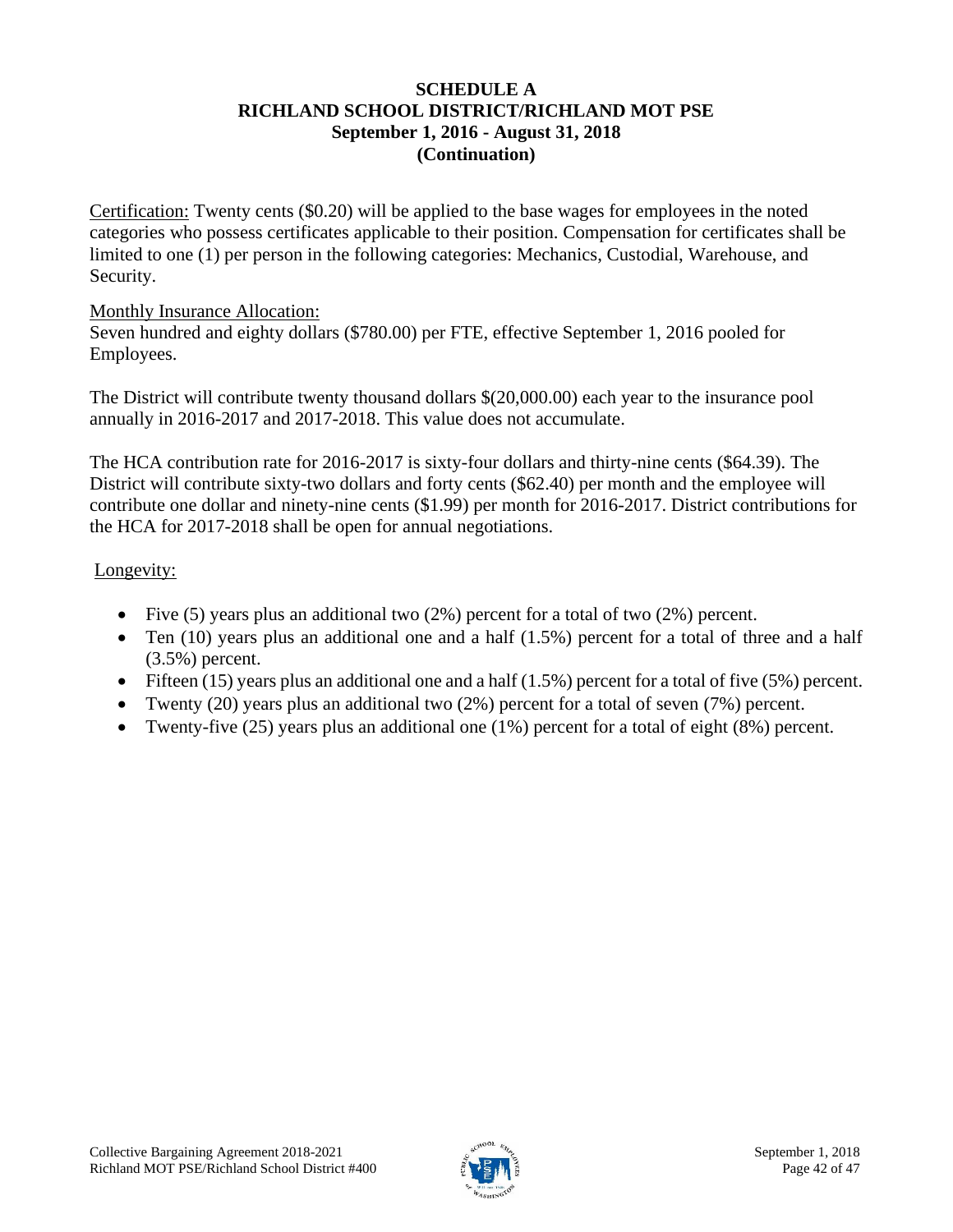# SCHEDULE A
# RICHLAND SCHOOL DISTRICT/RICHLAND MOT PSE
## September 1, 2016 - August 31, 2018
## (Continuation)

Certification: Twenty cents ($0.20) will be applied to the base wages for employees in the noted categories who possess certificates applicable to their position. Compensation for certificates shall be limited to one (1) per person in the following categories: Mechanics, Custodial, Warehouse, and Security.

Monthly Insurance Allocation:
Seven hundred and eighty dollars ($780.00) per FTE, effective September 1, 2016 pooled for Employees.

The District will contribute twenty thousand dollars $(20,000.00) each year to the insurance pool annually in 2016-2017 and 2017-2018. This value does not accumulate.

The HCA contribution rate for 2016-2017 is sixty-four dollars and thirty-nine cents ($64.39). The District will contribute sixty-two dollars and forty cents ($62.40) per month and the employee will contribute one dollar and ninety-nine cents ($1.99) per month for 2016-2017. District contributions for the HCA for 2017-2018 shall be open for annual negotiations.

Longevity:

- Five (5) years plus an additional two (2%) percent for a total of two (2%) percent.
- Ten (10) years plus an additional one and a half (1.5%) percent for a total of three and a half (3.5%) percent.
- Fifteen (15) years plus an additional one and a half (1.5%) percent for a total of five (5%) percent.
- Twenty (20) years plus an additional two (2%) percent for a total of seven (7%) percent.
- Twenty-five (25) years plus an additional one (1%) percent for a total of eight (8%) percent.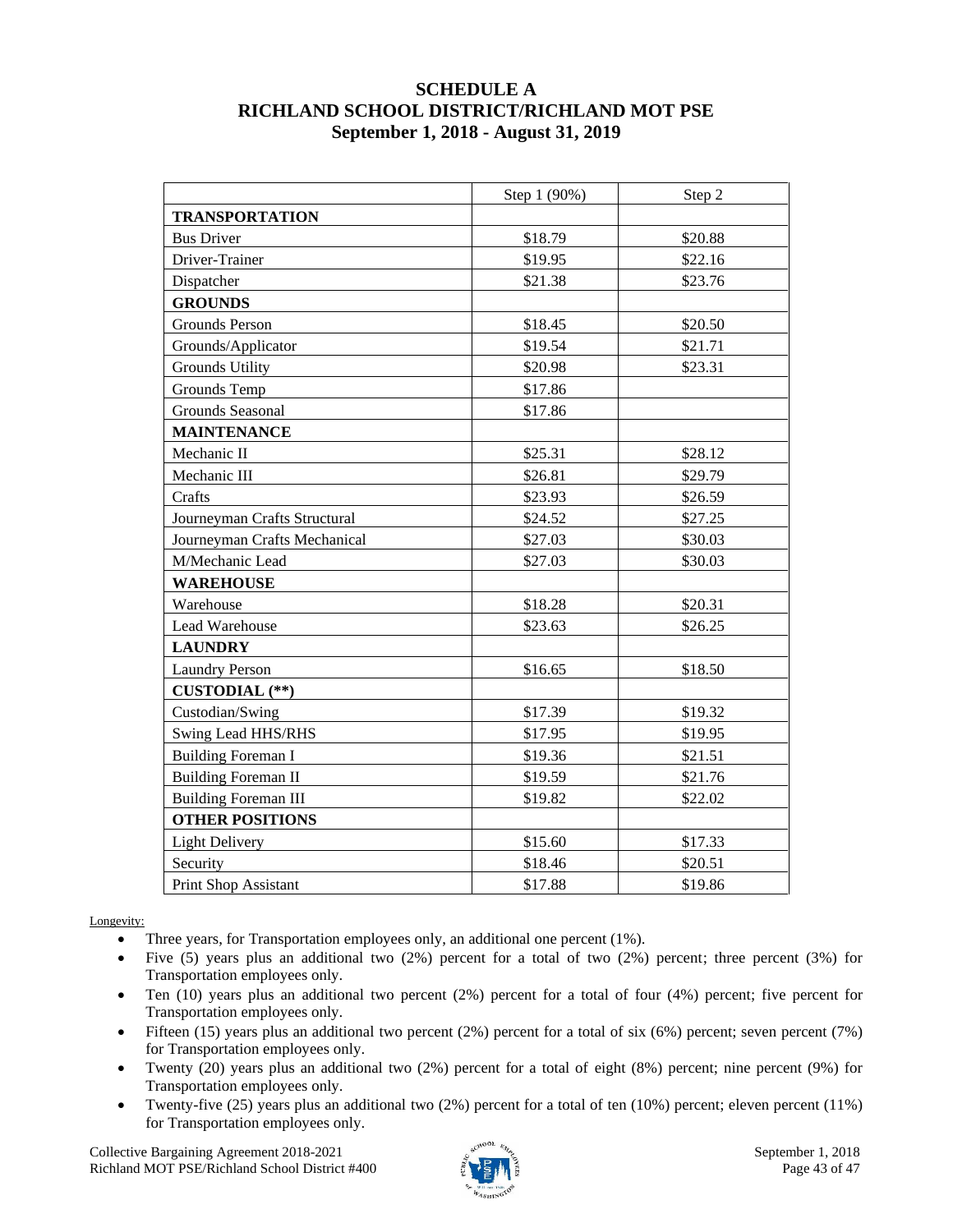# SCHEDULE A
## RICHLAND SCHOOL DISTRICT/RICHLAND MOT PSE
### September 1, 2018 - August 31, 2019

| | Step 1 (90%) | Step 2 |
|---|---|---|
| **TRANSPORTATION** | | |
| Bus Driver | $18.79 | $20.88 |
| Driver-Trainer | $19.95 | $22.16 |
| Dispatcher | $21.38 | $23.76 |
| **GROUNDS** | | |
| Grounds Person | $18.45 | $20.50 |
| Grounds/Applicator | $19.54 | $21.71 |
| Grounds Utility | $20.98 | $23.31 |
| Grounds Temp | $17.86 | |
| Grounds Seasonal | $17.86 | |
| **MAINTENANCE** | | |
| Mechanic II | $25.31 | $28.12 |
| Mechanic III | $26.81 | $29.79 |
| Crafts | $23.93 | $26.59 |
| Journeyman Crafts Structural | $24.52 | $27.25 |
| Journeyman Crafts Mechanical | $27.03 | $30.03 |
| M/Mechanic Lead | $27.03 | $30.03 |
| **WAREHOUSE** | | |
| Warehouse | $18.28 | $20.31 |
| Lead Warehouse | $23.63 | $26.25 |
| **LAUNDRY** | | |
| Laundry Person | $16.65 | $18.50 |
| **CUSTODIAL (**)** | | |
| Custodian/Swing | $17.39 | $19.32 |
| Swing Lead HHS/RHS | $17.95 | $19.95 |
| Building Foreman I | $19.36 | $21.51 |
| Building Foreman II | $19.59 | $21.76 |
| Building Foreman III | $19.82 | $22.02 |
| **OTHER POSITIONS** | | |
| Light Delivery | $15.60 | $17.33 |
| Security | $18.46 | $20.51 |
| Print Shop Assistant | $17.88 | $19.86 |

Longevity:

- Three years, for Transportation employees only, an additional one percent (1%).
- Five (5) years plus an additional two (2%) percent for a total of two (2%) percent; three percent (3%) for Transportation employees only.
- Ten (10) years plus an additional two percent (2%) percent for a total of four (4%) percent; five percent for Transportation employees only.
- Fifteen (15) years plus an additional two percent (2%) percent for a total of six (6%) percent; seven percent (7%) for Transportation employees only.
- Twenty (20) years plus an additional two (2%) percent for a total of eight (8%) percent; nine percent (9%) for Transportation employees only.
- Twenty-five (25) years plus an additional two (2%) percent for a total of ten (10%) percent; eleven percent (11%) for Transportation employees only.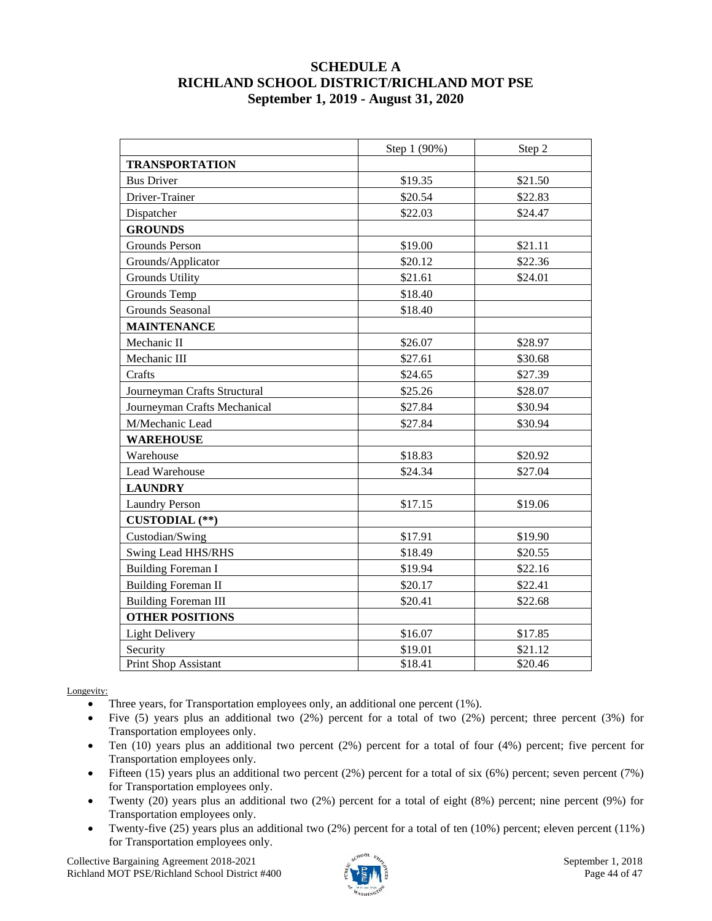# SCHEDULE A
# RICHLAND SCHOOL DISTRICT/RICHLAND MOT PSE
## September 1, 2019 - August 31, 2020

| | Step 1 (90%) | Step 2 |
|---|---|---|
| **TRANSPORTATION** | | |
| Bus Driver | $19.35 | $21.50 |
| Driver-Trainer | $20.54 | $22.83 |
| Dispatcher | $22.03 | $24.47 |
| **GROUNDS** | | |
| Grounds Person | $19.00 | $21.11 |
| Grounds/Applicator | $20.12 | $22.36 |
| Grounds Utility | $21.61 | $24.01 |
| Grounds Temp | $18.40 | |
| Grounds Seasonal | $18.40 | |
| **MAINTENANCE** | | |
| Mechanic II | $26.07 | $28.97 |
| Mechanic III | $27.61 | $30.68 |
| Crafts | $24.65 | $27.39 |
| Journeyman Crafts Structural | $25.26 | $28.07 |
| Journeyman Crafts Mechanical | $27.84 | $30.94 |
| M/Mechanic Lead | $27.84 | $30.94 |
| **WAREHOUSE** | | |
| Warehouse | $18.83 | $20.92 |
| Lead Warehouse | $24.34 | $27.04 |
| **LAUNDRY** | | |
| Laundry Person | $17.15 | $19.06 |
| **CUSTODIAL (**)** | | |
| Custodian/Swing | $17.91 | $19.90 |
| Swing Lead HHS/RHS | $18.49 | $20.55 |
| Building Foreman I | $19.94 | $22.16 |
| Building Foreman II | $20.17 | $22.41 |
| Building Foreman III | $20.41 | $22.68 |
| **OTHER POSITIONS** | | |
| Light Delivery | $16.07 | $17.85 |
| Security | $19.01 | $21.12 |
| Print Shop Assistant | $18.41 | $20.46 |

Longevity:

- Three years, for Transportation employees only, an additional one percent (1%).
- Five (5) years plus an additional two (2%) percent for a total of two (2%) percent; three percent (3%) for Transportation employees only.
- Ten (10) years plus an additional two percent (2%) percent for a total of four (4%) percent; five percent for Transportation employees only.
- Fifteen (15) years plus an additional two percent (2%) percent for a total of six (6%) percent; seven percent (7%) for Transportation employees only.
- Twenty (20) years plus an additional two (2%) percent for a total of eight (8%) percent; nine percent (9%) for Transportation employees only.
- Twenty-five (25) years plus an additional two (2%) percent for a total of ten (10%) percent; eleven percent (11%) for Transportation employees only.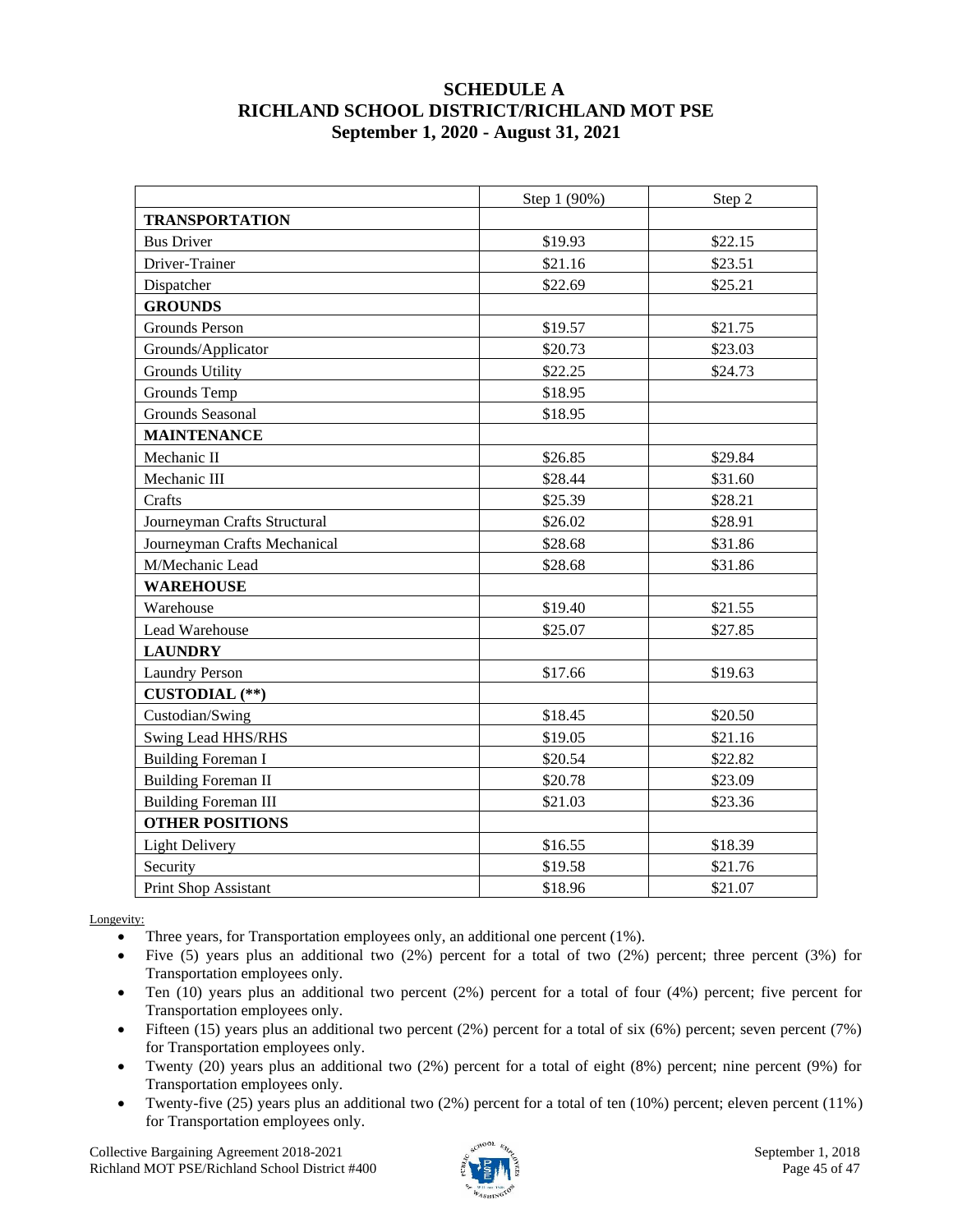# SCHEDULE A
# RICHLAND SCHOOL DISTRICT/RICHLAND MOT PSE
# September 1, 2020 - August 31, 2021

| | Step 1 (90%) | Step 2 |
|---|---|---|
| **TRANSPORTATION** | | |
| Bus Driver | $19.93 | $22.15 |
| Driver-Trainer | $21.16 | $23.51 |
| Dispatcher | $22.69 | $25.21 |
| **GROUNDS** | | |
| Grounds Person | $19.57 | $21.75 |
| Grounds/Applicator | $20.73 | $23.03 |
| Grounds Utility | $22.25 | $24.73 |
| Grounds Temp | $18.95 | |
| Grounds Seasonal | $18.95 | |
| **MAINTENANCE** | | |
| Mechanic II | $26.85 | $29.84 |
| Mechanic III | $28.44 | $31.60 |
| Crafts | $25.39 | $28.21 |
| Journeyman Crafts Structural | $26.02 | $28.91 |
| Journeyman Crafts Mechanical | $28.68 | $31.86 |
| M/Mechanic Lead | $28.68 | $31.86 |
| **WAREHOUSE** | | |
| Warehouse | $19.40 | $21.55 |
| Lead Warehouse | $25.07 | $27.85 |
| **LAUNDRY** | | |
| Laundry Person | $17.66 | $19.63 |
| **CUSTODIAL (**)** | | |
| Custodian/Swing | $18.45 | $20.50 |
| Swing Lead HHS/RHS | $19.05 | $21.16 |
| Building Foreman I | $20.54 | $22.82 |
| Building Foreman II | $20.78 | $23.09 |
| Building Foreman III | $21.03 | $23.36 |
| **OTHER POSITIONS** | | |
| Light Delivery | $16.55 | $18.39 |
| Security | $19.58 | $21.76 |
| Print Shop Assistant | $18.96 | $21.07 |

Longevity:

- Three years, for Transportation employees only, an additional one percent (1%).
- Five (5) years plus an additional two (2%) percent for a total of two (2%) percent; three percent (3%) for Transportation employees only.
- Ten (10) years plus an additional two percent (2%) percent for a total of four (4%) percent; five percent for Transportation employees only.
- Fifteen (15) years plus an additional two percent (2%) percent for a total of six (6%) percent; seven percent (7%) for Transportation employees only.
- Twenty (20) years plus an additional two (2%) percent for a total of eight (8%) percent; nine percent (9%) for Transportation employees only.
- Twenty-five (25) years plus an additional two (2%) percent for a total of ten (10%) percent; eleven percent (11%) for Transportation employees only.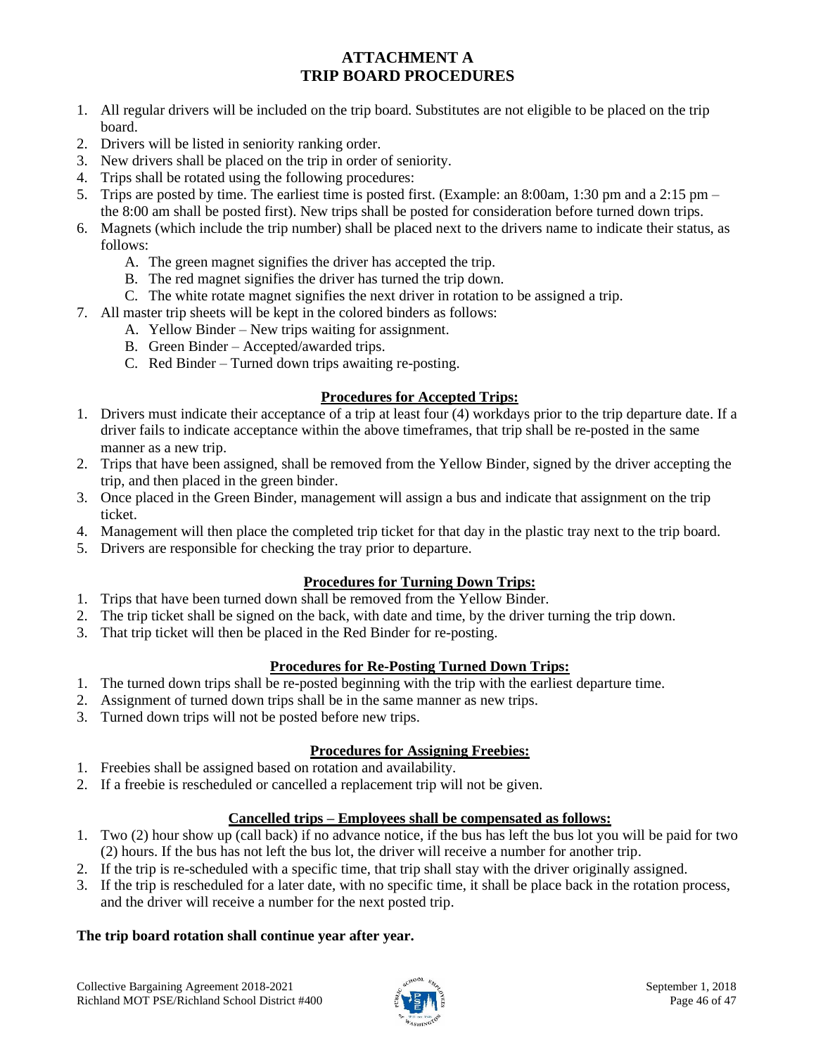# ATTACHMENT A
# TRIP BOARD PROCEDURES

1. All regular drivers will be included on the trip board. Substitutes are not eligible to be placed on the trip board.
2. Drivers will be listed in seniority ranking order.
3. New drivers shall be placed on the trip in order of seniority.
4. Trips shall be rotated using the following procedures:
5. Trips are posted by time. The earliest time is posted first. (Example: an 8:00am, 1:30 pm and a 2:15 pm – the 8:00 am shall be posted first). New trips shall be posted for consideration before turned down trips.
6. Magnets (which include the trip number) shall be placed next to the drivers name to indicate their status, as follows:
   - A. The green magnet signifies the driver has accepted the trip.
   - B. The red magnet signifies the driver has turned the trip down.
   - C. The white rotate magnet signifies the next driver in rotation to be assigned a trip.
7. All master trip sheets will be kept in the colored binders as follows:
   - A. Yellow Binder – New trips waiting for assignment.
   - B. Green Binder – Accepted/awarded trips.
   - C. Red Binder – Turned down trips awaiting re-posting.

## Procedures for Accepted Trips:

1. Drivers must indicate their acceptance of a trip at least four (4) workdays prior to the trip departure date. If a driver fails to indicate acceptance within the above timeframes, that trip shall be re-posted in the same manner as a new trip.
2. Trips that have been assigned, shall be removed from the Yellow Binder, signed by the driver accepting the trip, and then placed in the green binder.
3. Once placed in the Green Binder, management will assign a bus and indicate that assignment on the trip ticket.
4. Management will then place the completed trip ticket for that day in the plastic tray next to the trip board.
5. Drivers are responsible for checking the tray prior to departure.

## Procedures for Turning Down Trips:

1. Trips that have been turned down shall be removed from the Yellow Binder.
2. The trip ticket shall be signed on the back, with date and time, by the driver turning the trip down.
3. That trip ticket will then be placed in the Red Binder for re-posting.

## Procedures for Re-Posting Turned Down Trips:

1. The turned down trips shall be re-posted beginning with the trip with the earliest departure time.
2. Assignment of turned down trips shall be in the same manner as new trips.
3. Turned down trips will not be posted before new trips.

## Procedures for Assigning Freebies:

1. Freebies shall be assigned based on rotation and availability.
2. If a freebie is rescheduled or cancelled a replacement trip will not be given.

## Cancelled trips – Employees shall be compensated as follows:

1. Two (2) hour show up (call back) if no advance notice, if the bus has left the bus lot you will be paid for two (2) hours. If the bus has not left the bus lot, the driver will receive a number for another trip.
2. If the trip is re-scheduled with a specific time, that trip shall stay with the driver originally assigned.
3. If the trip is rescheduled for a later date, with no specific time, it shall be place back in the rotation process, and the driver will receive a number for the next posted trip.

**The trip board rotation shall continue year after year.**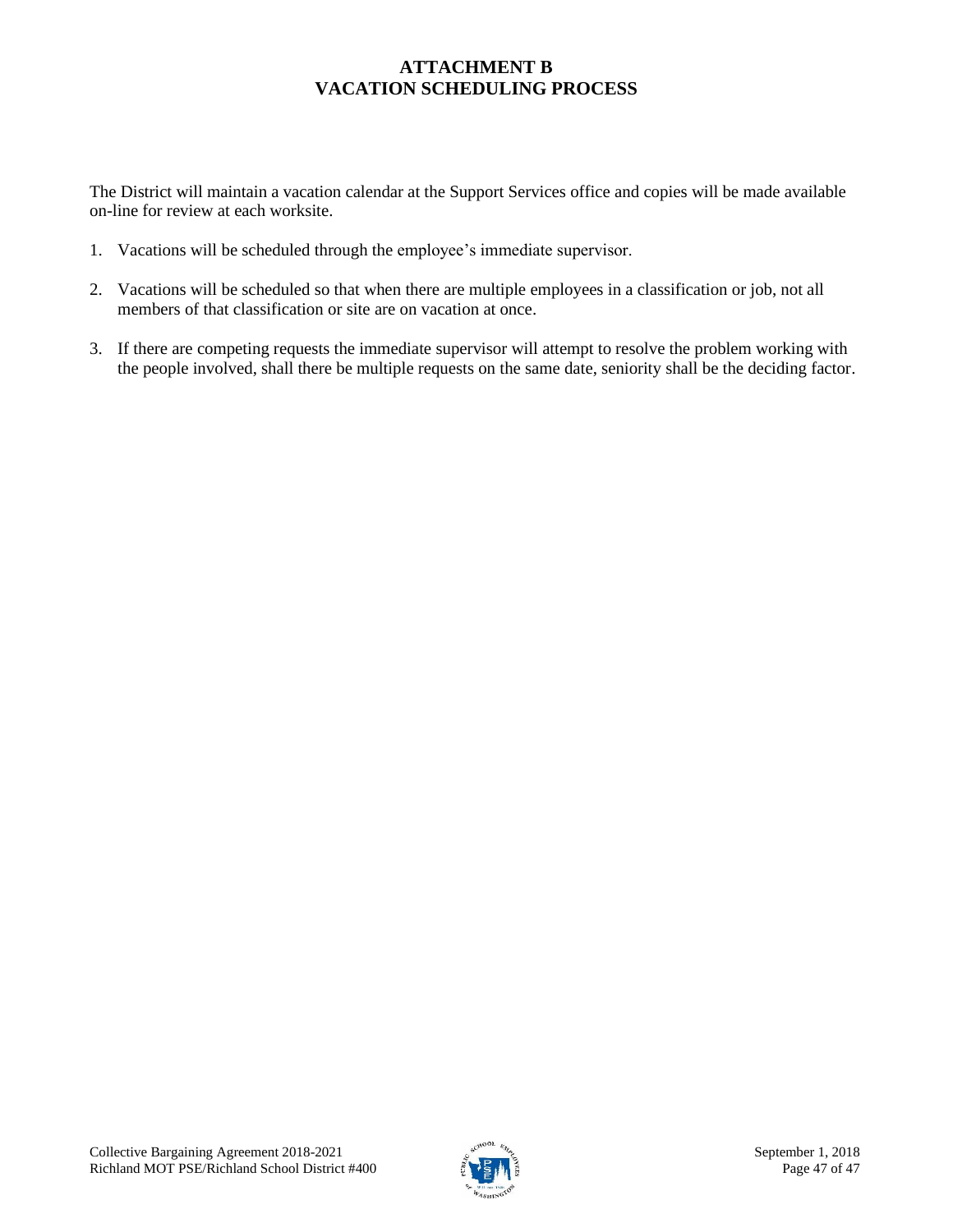# ATTACHMENT B
# VACATION SCHEDULING PROCESS

The District will maintain a vacation calendar at the Support Services office and copies will be made available on-line for review at each worksite.

1. Vacations will be scheduled through the employee's immediate supervisor.

2. Vacations will be scheduled so that when there are multiple employees in a classification or job, not all members of that classification or site are on vacation at once.

3. If there are competing requests the immediate supervisor will attempt to resolve the problem working with the people involved, shall there be multiple requests on the same date, seniority shall be the deciding factor.